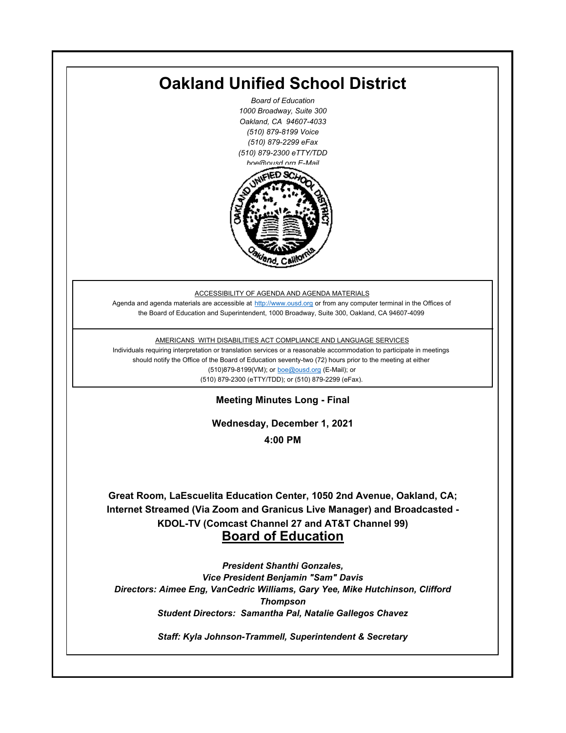# Oakland Unified School District

*Board of Education*
*1000 Broadway, Suite 300*
*Oakland, CA 94607-4033*
*(510) 879-8199 Voice*
*(510) 879-2299 eFax*
*(510) 879-2300 eTTY/TDD*
*boe@ousd.org E-Mail*

ACCESSIBILITY OF AGENDA AND AGENDA MATERIALS

Agenda and agenda materials are accessible at http://www.ousd.org or from any computer terminal in the Offices of the Board of Education and Superintendent, 1000 Broadway, Suite 300, Oakland, CA 94607-4099

AMERICANS WITH DISABILITIES ACT COMPLIANCE AND LANGUAGE SERVICES

Individuals requiring interpretation or translation services or a reasonable accommodation to participate in meetings should notify the Office of the Board of Education seventy-two (72) hours prior to the meeting at either (510)879-8199(VM); or boe@ousd.org (E-Mail); or (510) 879-2300 (eTTY/TDD); or (510) 879-2299 (eFax).

**Meeting Minutes Long - Final**

**Wednesday, December 1, 2021**

**4:00 PM**

**Great Room, LaEscuelita Education Center, 1050 2nd Avenue, Oakland, CA; Internet Streamed (Via Zoom and Granicus Live Manager) and Broadcasted - KDOL-TV (Comcast Channel 27 and AT&T Channel 99)**

## Board of Education

***President Shanthi Gonzales,***
***Vice President Benjamin "Sam" Davis***
***Directors: Aimee Eng, VanCedric Williams, Gary Yee, Mike Hutchinson, Clifford Thompson***
***Student Directors: Samantha Pal, Natalie Gallegos Chavez***

***Staff: Kyla Johnson-Trammell, Superintendent & Secretary***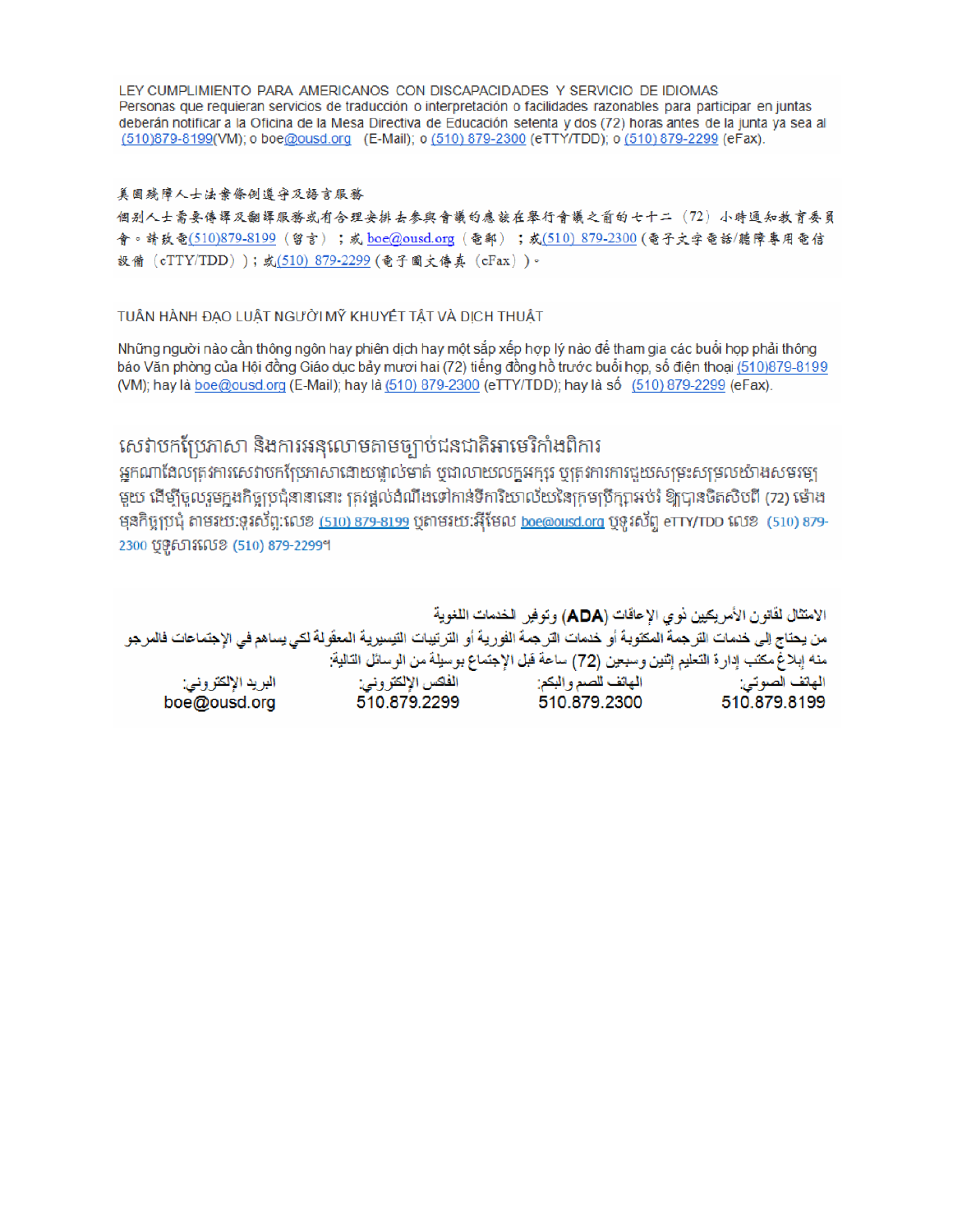LEY CUMPLIMIENTO PARA AMERICANOS CON DISCAPACIDADES Y SERVICIO DE IDIOMAS
Personas que requieran servicios de traducción o interpretación o facilidades razonables para participar en juntas deberán notificar a la Oficina de la Mesa Directiva de Educación setenta y dos (72) horas antes de la junta ya sea al (510)879-8199(VM); o boe@ousd.org (E-Mail); o (510) 879-2300 (eTTY/TDD); o (510) 879-2299 (eFax).

美國殘障人士法案條例遵守及語言服務
個別人士需要傳譯及翻譯服務或有合理安排去參與會議的應該在舉行會議之前的七十二（72）小時通知教育委員會。請致電(510)879-8199（留言）；或 boe@ousd.org（電郵）；或(510) 879-2300 (電子文字電話/聽障專用電信設備（eTTY/TDD））；或(510) 879-2299 (電子圖文傳真（eFax）)。

TUÂN HÀNH ĐẠO LUẬT NGƯỜI MỸ KHUYẾT TẬT VÀ DỊCH THUẬT

Những người nào cần thông ngôn hay phiên dịch hay một sắp xếp hợp lý nào để tham gia các buổi họp phải thông báo Văn phòng của Hội đồng Giáo dục bảy mươi hai (72) tiếng đồng hồ trước buổi họp, số điện thoại (510)879-8199 (VM); hay là boe@ousd.org (E-Mail); hay là (510) 879-2300 (eTTY/TDD); hay là số (510) 879-2299 (eFax).

សេវាបកប្រែភាសា និងការអនុលោមតាមច្បាប់ជនជាតិអាមេរិកាំងពិការ
អ្នកណាដែលត្រូវការសេវាបកប្រែភាសាដោយផ្ទាល់មាត់ ឬជាលាយលក្ខអក្សរ ឬត្រូវការការជួយសម្រួលយ៉ាងសមរម្យមួយ ដើម្បីចូលរួមក្នុងកិច្ចប្រជុំនានានោះ ត្រូវផ្តល់ដំណឹងទៅកាន់ទីការិយាល័យនៃក្រុមប្រឹក្សាអប់រំ ឱ្យបានចិតសិបពីរ (72) ម៉ោង មុនកិច្ចប្រជុំ តាមរយៈទូរស័ព្ទ:លេខ (510) 879-8199 ឬតាមរយៈអ៊ីមែល boe@ousd.org ឬទូរស័ព្ទ eTTY/TDD លេខ (510) 879-2300 ឬទូរសារលេខ (510) 879-2299។

الامتثال لقانون الأمريكيين ذوي الإعاقات (ADA) وتوفير الخدمات اللغوية
من يحتاج إلى خدمات الترجمة المكتوبة أو خدمات الترجمة الفورية أو الترتيبات التيسيرية المعقولة لكي يساهم في الإجتماعات فالمرجو منه إبلاغ مكتب إدارة التعليم إثنين وسبعين (72) ساعة قبل الإجتماع بوسيلة من الوسائل التالية:

| الهاتف الصوتي: | الهاتف للصم والبكم: | الفاكس الإلكتروني: | البريد الإلكتروني: |
| --- | --- | --- | --- |
| 510.879.8199 | 510.879.2300 | 510.879.2299 | boe@ousd.org |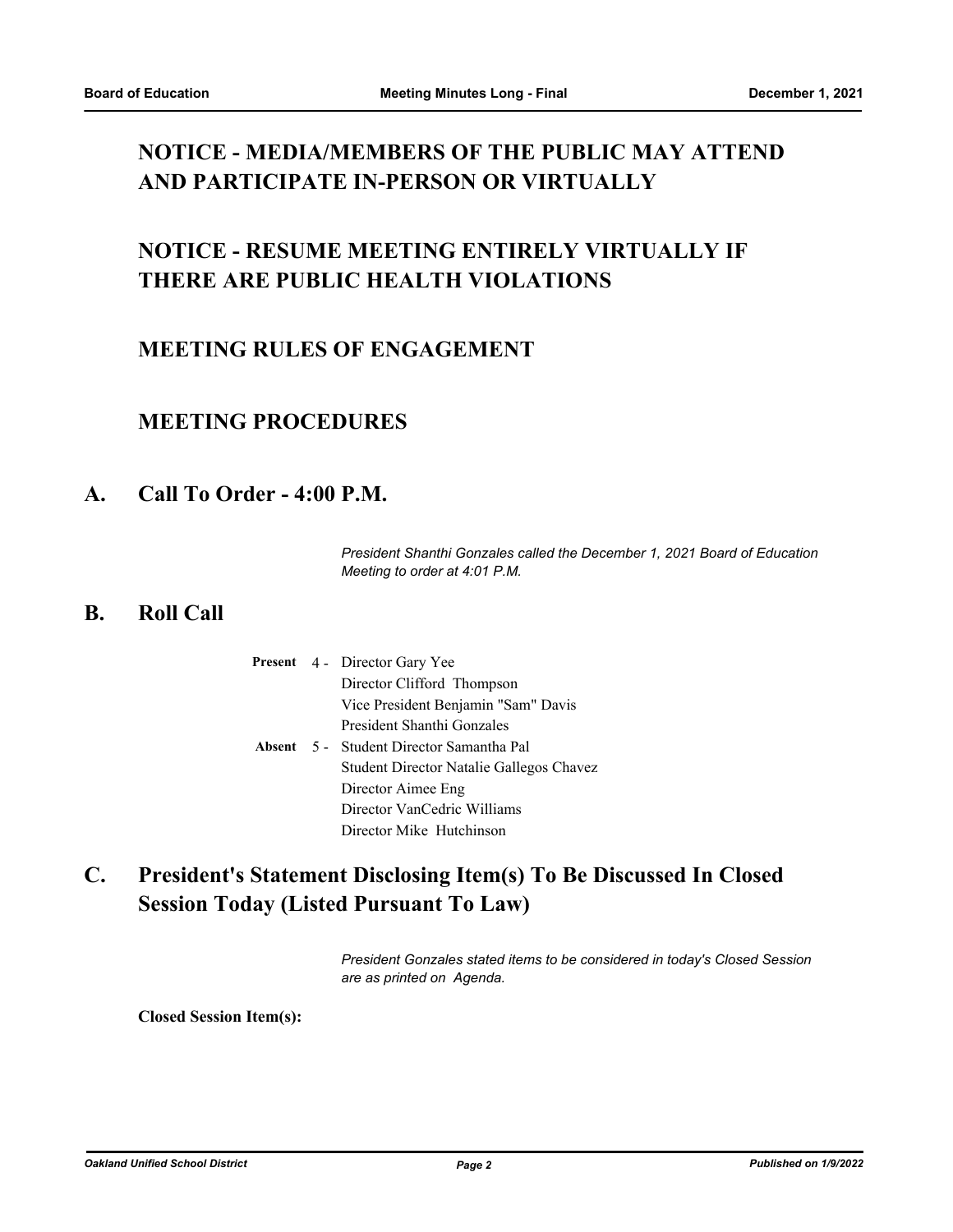## NOTICE - MEDIA/MEMBERS OF THE PUBLIC MAY ATTEND AND PARTICIPATE IN-PERSON OR VIRTUALLY

## NOTICE - RESUME MEETING ENTIRELY VIRTUALLY IF THERE ARE PUBLIC HEALTH VIOLATIONS

### MEETING RULES OF ENGAGEMENT

### MEETING PROCEDURES

## A. Call To Order - 4:00 P.M.

*President Shanthi Gonzales called the December 1, 2021 Board of Education Meeting to order at 4:01 P.M.*

## B. Roll Call

**Present** 4 - Director Gary Yee
Director Clifford Thompson
Vice President Benjamin "Sam" Davis
President Shanthi Gonzales

**Absent** 5 - Student Director Samantha Pal
Student Director Natalie Gallegos Chavez
Director Aimee Eng
Director VanCedric Williams
Director Mike Hutchinson

## C. President's Statement Disclosing Item(s) To Be Discussed In Closed Session Today (Listed Pursuant To Law)

*President Gonzales stated items to be considered in today's Closed Session are as printed on Agenda.*

**Closed Session Item(s):**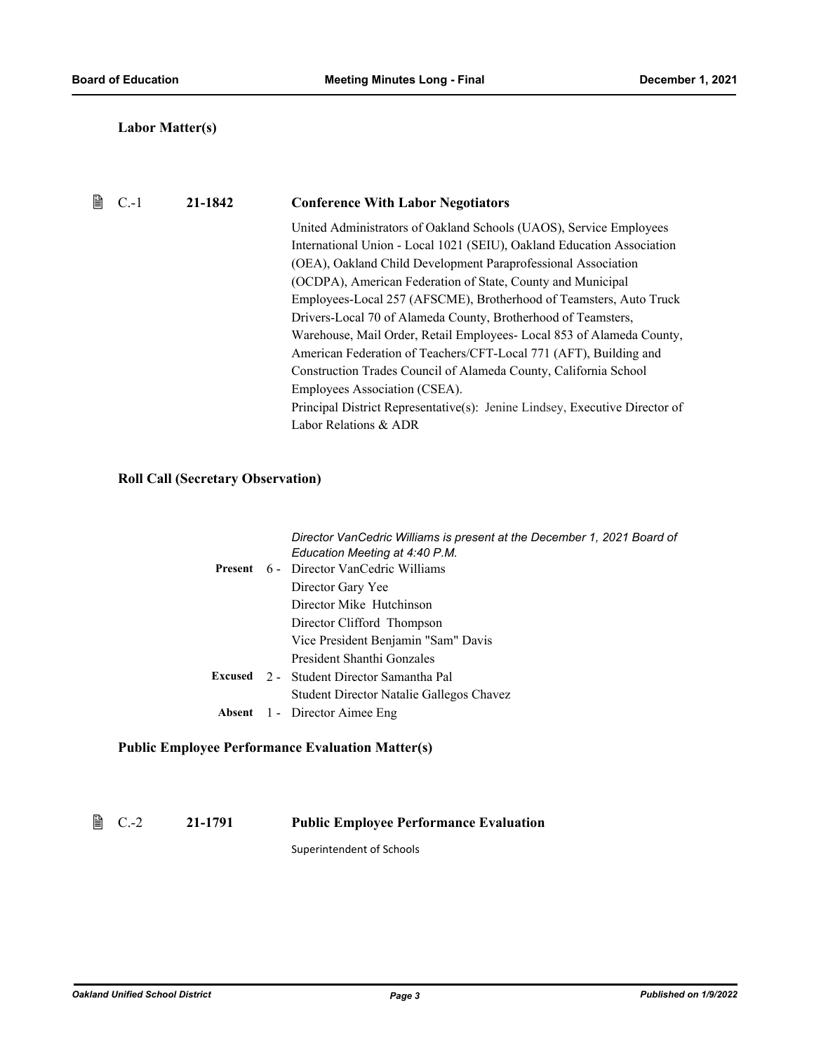### Labor Matter(s)

**C.-1 21-1842 Conference With Labor Negotiators**

United Administrators of Oakland Schools (UAOS), Service Employees International Union - Local 1021 (SEIU), Oakland Education Association (OEA), Oakland Child Development Paraprofessional Association (OCDPA), American Federation of State, County and Municipal Employees-Local 257 (AFSCME), Brotherhood of Teamsters, Auto Truck Drivers-Local 70 of Alameda County, Brotherhood of Teamsters, Warehouse, Mail Order, Retail Employees- Local 853 of Alameda County, American Federation of Teachers/CFT-Local 771 (AFT), Building and Construction Trades Council of Alameda County, California School Employees Association (CSEA).

Principal District Representative(s): Jenine Lindsey, Executive Director of Labor Relations & ADR

### Roll Call (Secretary Observation)

*Director VanCedric Williams is present at the December 1, 2021 Board of Education Meeting at 4:40 P.M.*

**Present** 6 - Director VanCedric Williams
Director Gary Yee
Director Mike Hutchinson
Director Clifford Thompson
Vice President Benjamin "Sam" Davis
President Shanthi Gonzales

**Excused** 2 - Student Director Samantha Pal
Student Director Natalie Gallegos Chavez

**Absent** 1 - Director Aimee Eng

### Public Employee Performance Evaluation Matter(s)

**C.-2 21-1791 Public Employee Performance Evaluation**

Superintendent of Schools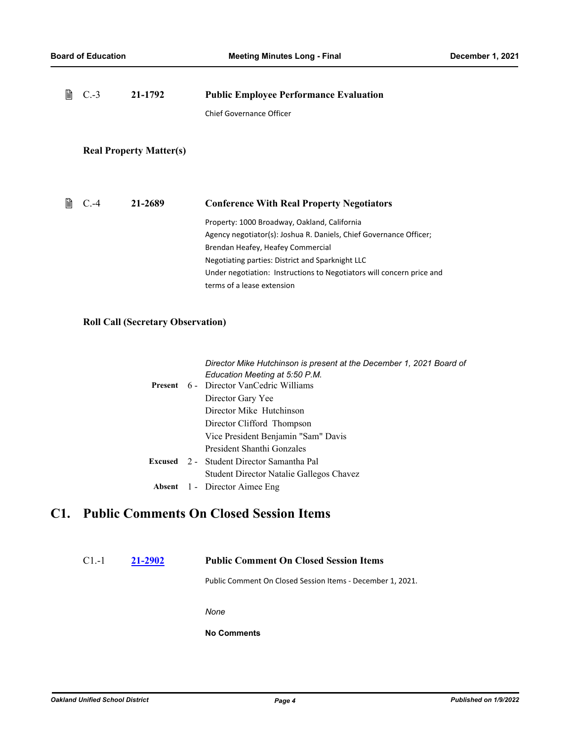C.-3 **21-1792** **Public Employee Performance Evaluation**

Chief Governance Officer

**Real Property Matter(s)**

C.-4 **21-2689** **Conference With Real Property Negotiators**

Property: 1000 Broadway, Oakland, California
Agency negotiator(s): Joshua R. Daniels, Chief Governance Officer;
Brendan Heafey, Heafey Commercial
Negotiating parties: District and Sparknight LLC
Under negotiation: Instructions to Negotiators will concern price and terms of a lease extension

**Roll Call (Secretary Observation)**

*Director Mike Hutchinson is present at the December 1, 2021 Board of Education Meeting at 5:50 P.M.*

**Present** 6 - Director VanCedric Williams
Director Gary Yee
Director Mike Hutchinson
Director Clifford Thompson
Vice President Benjamin "Sam" Davis
President Shanthi Gonzales

**Excused** 2 - Student Director Samantha Pal
Student Director Natalie Gallegos Chavez

**Absent** 1 - Director Aimee Eng

# C1. Public Comments On Closed Session Items

C1.-1 **21-2902** **Public Comment On Closed Session Items**

Public Comment On Closed Session Items - December 1, 2021.

*None*

**No Comments**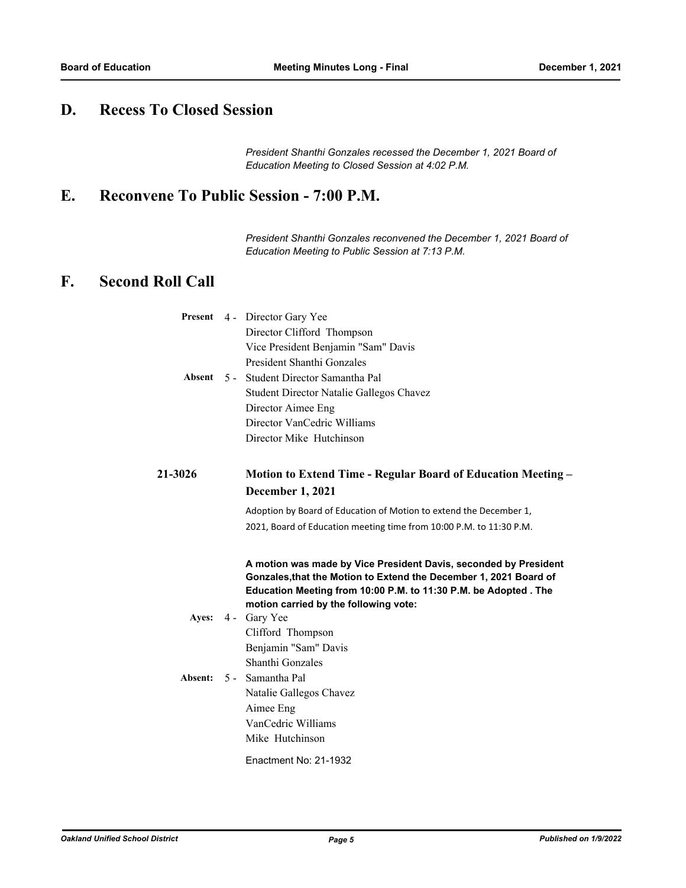## D. Recess To Closed Session

*President Shanthi Gonzales recessed the December 1, 2021 Board of Education Meeting to Closed Session at 4:02 P.M.*

## E. Reconvene To Public Session - 7:00 P.M.

*President Shanthi Gonzales reconvened the December 1, 2021 Board of Education Meeting to Public Session at 7:13 P.M.*

## F. Second Roll Call

**Present** 4 - Director Gary Yee
Director Clifford Thompson
Vice President Benjamin "Sam" Davis
President Shanthi Gonzales

**Absent** 5 - Student Director Samantha Pal
Student Director Natalie Gallegos Chavez
Director Aimee Eng
Director VanCedric Williams
Director Mike Hutchinson

**21-3026** **Motion to Extend Time - Regular Board of Education Meeting – December 1, 2021**

Adoption by Board of Education of Motion to extend the December 1, 2021, Board of Education meeting time from 10:00 P.M. to 11:30 P.M.

**A motion was made by Vice President Davis, seconded by President Gonzales,that the Motion to Extend the December 1, 2021 Board of Education Meeting from 10:00 P.M. to 11:30 P.M. be Adopted . The motion carried by the following vote:**

**Ayes:** 4 - Gary Yee
Clifford Thompson
Benjamin "Sam" Davis
Shanthi Gonzales

**Absent:** 5 - Samantha Pal
Natalie Gallegos Chavez
Aimee Eng
VanCedric Williams
Mike Hutchinson

Enactment No: 21-1932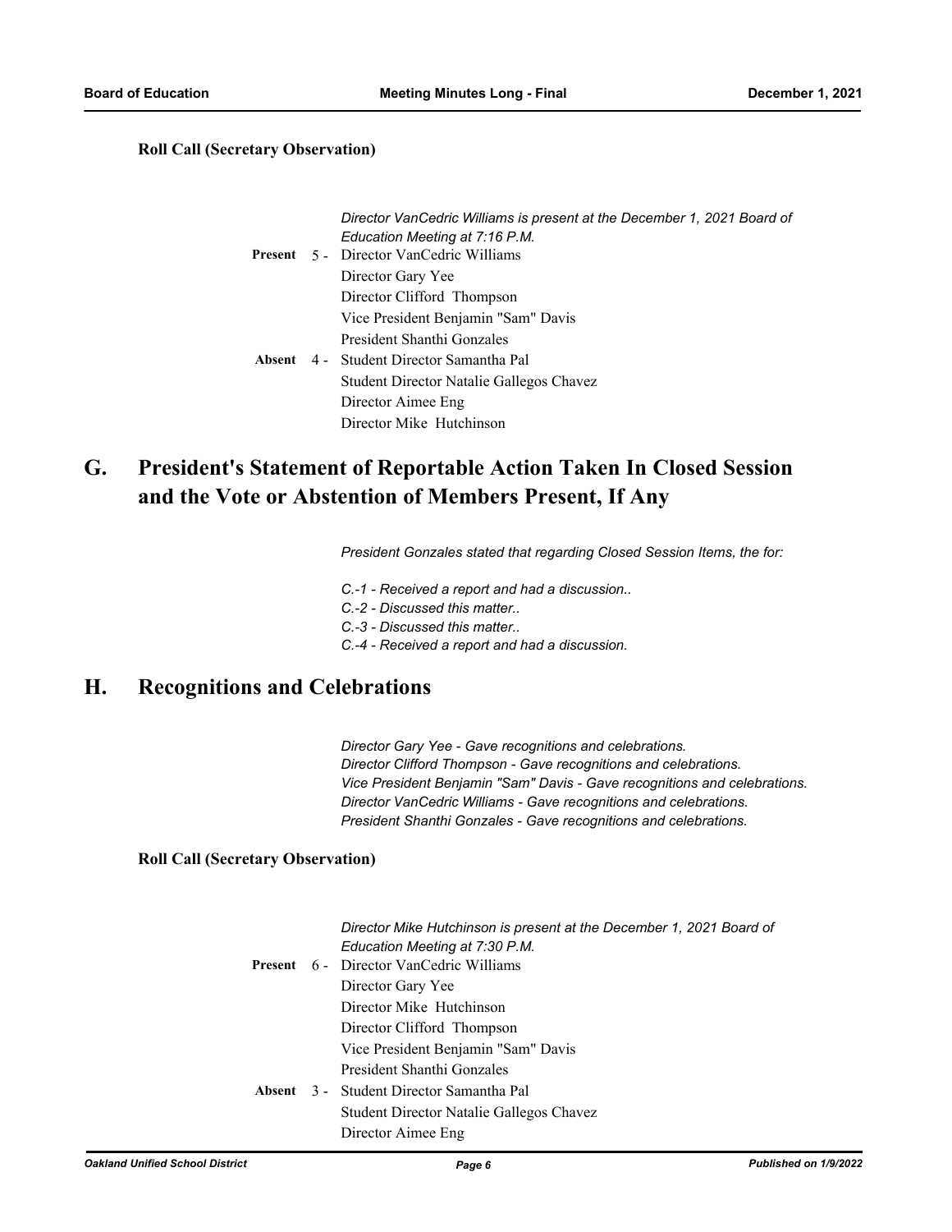**Roll Call (Secretary Observation)**

*Director VanCedric Williams is present at the December 1, 2021 Board of Education Meeting at 7:16 P.M.*

| | | |
|---|---|---|
| **Present** | 5 - | Director VanCedric Williams |
| | | Director Gary Yee |
| | | Director Clifford Thompson |
| | | Vice President Benjamin "Sam" Davis |
| | | President Shanthi Gonzales |
| **Absent** | 4 - | Student Director Samantha Pal |
| | | Student Director Natalie Gallegos Chavez |
| | | Director Aimee Eng |
| | | Director Mike Hutchinson |

# G. President's Statement of Reportable Action Taken In Closed Session and the Vote or Abstention of Members Present, If Any

*President Gonzales stated that regarding Closed Session Items, the for:*

*C.-1 - Received a report and had a discussion..*
*C.-2 - Discussed this matter..*
*C.-3 - Discussed this matter..*
*C.-4 - Received a report and had a discussion.*

# H. Recognitions and Celebrations

*Director Gary Yee - Gave recognitions and celebrations.*
*Director Clifford Thompson - Gave recognitions and celebrations.*
*Vice President Benjamin "Sam" Davis - Gave recognitions and celebrations.*
*Director VanCedric Williams - Gave recognitions and celebrations.*
*President Shanthi Gonzales - Gave recognitions and celebrations.*

**Roll Call (Secretary Observation)**

*Director Mike Hutchinson is present at the December 1, 2021 Board of Education Meeting at 7:30 P.M.*

| | | |
|---|---|---|
| **Present** | 6 - | Director VanCedric Williams |
| | | Director Gary Yee |
| | | Director Mike Hutchinson |
| | | Director Clifford Thompson |
| | | Vice President Benjamin "Sam" Davis |
| | | President Shanthi Gonzales |
| **Absent** | 3 - | Student Director Samantha Pal |
| | | Student Director Natalie Gallegos Chavez |
| | | Director Aimee Eng |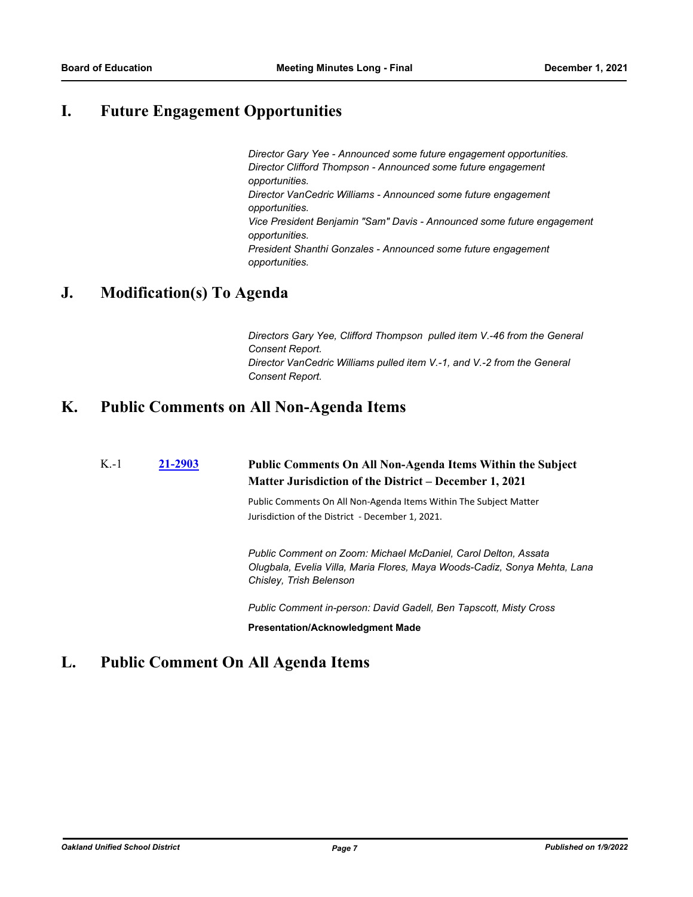# I. Future Engagement Opportunities

*Director Gary Yee - Announced some future engagement opportunities.*
*Director Clifford Thompson - Announced some future engagement opportunities.*
*Director VanCedric Williams - Announced some future engagement opportunities.*
*Vice President Benjamin "Sam" Davis - Announced some future engagement opportunities.*
*President Shanthi Gonzales - Announced some future engagement opportunities.*

# J. Modification(s) To Agenda

*Directors Gary Yee, Clifford Thompson pulled item V.-46 from the General Consent Report.*
*Director VanCedric Williams pulled item V.-1, and V.-2 from the General Consent Report.*

# K. Public Comments on All Non-Agenda Items

K.-1 **21-2903** **Public Comments On All Non-Agenda Items Within the Subject Matter Jurisdiction of the District – December 1, 2021**

Public Comments On All Non-Agenda Items Within The Subject Matter Jurisdiction of the District - December 1, 2021.

*Public Comment on Zoom: Michael McDaniel, Carol Delton, Assata Olugbala, Evelia Villa, Maria Flores, Maya Woods-Cadiz, Sonya Mehta, Lana Chisley, Trish Belenson*

*Public Comment in-person: David Gadell, Ben Tapscott, Misty Cross*

**Presentation/Acknowledgment Made**

# L. Public Comment On All Agenda Items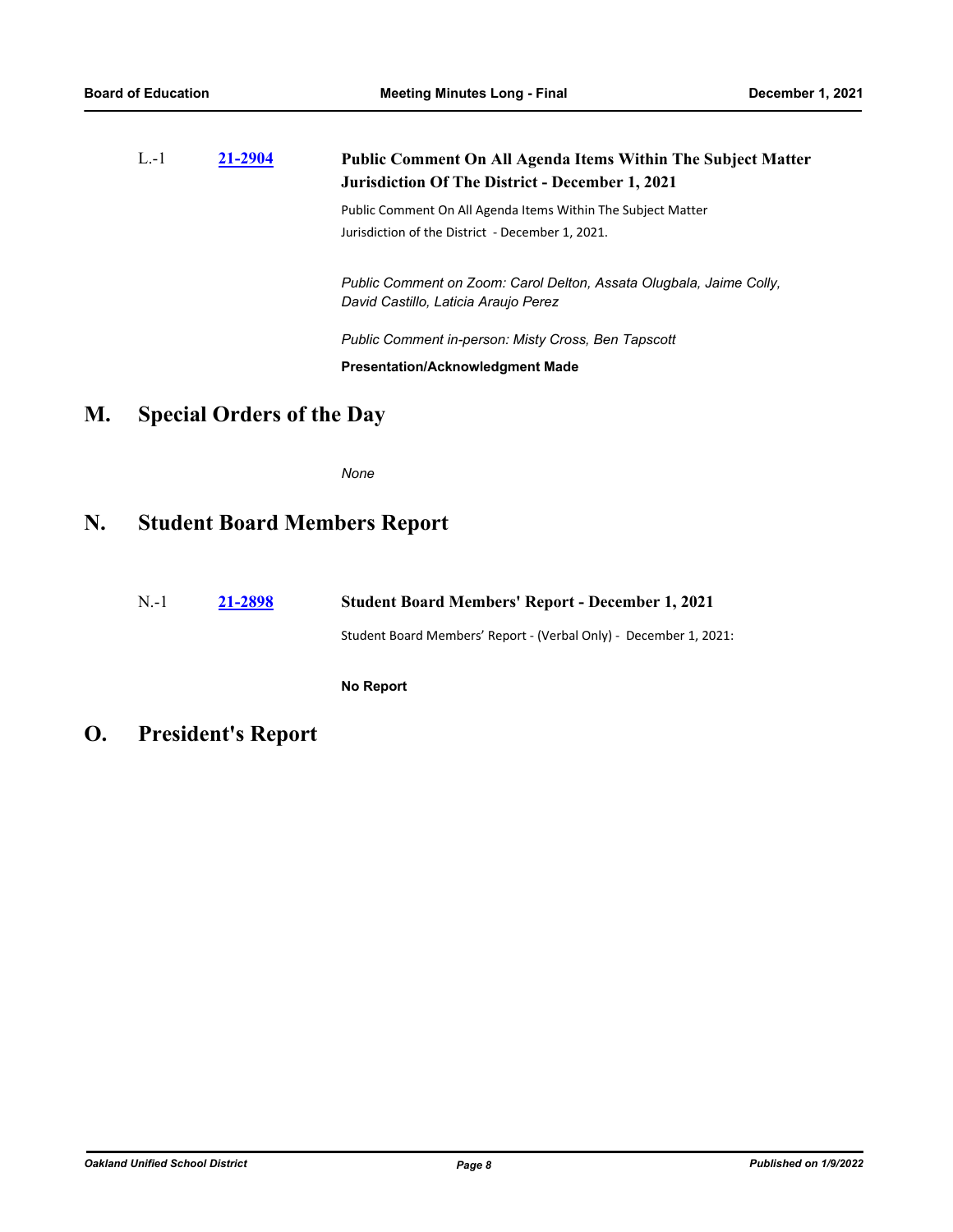L.-1 **21-2904** **Public Comment On All Agenda Items Within The Subject Matter Jurisdiction Of The District - December 1, 2021**

Public Comment On All Agenda Items Within The Subject Matter Jurisdiction of the District - December 1, 2021.

*Public Comment on Zoom: Carol Delton, Assata Olugbala, Jaime Colly, David Castillo, Laticia Araujo Perez*

*Public Comment in-person: Misty Cross, Ben Tapscott*

**Presentation/Acknowledgment Made**

# M. Special Orders of the Day

*None*

# N. Student Board Members Report

N.-1 **21-2898** **Student Board Members' Report - December 1, 2021**

Student Board Members' Report - (Verbal Only) - December 1, 2021:

**No Report**

# O. President's Report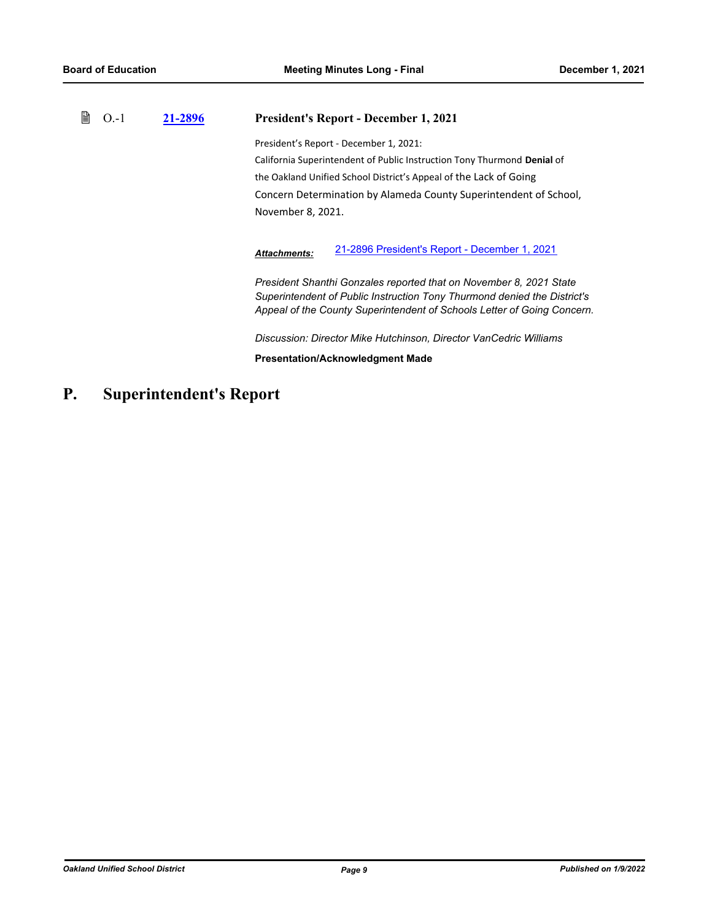O.-1 **[21-2896](21-2896)** **President's Report - December 1, 2021**

President's Report - December 1, 2021:
California Superintendent of Public Instruction Tony Thurmond **Denial** of the Oakland Unified School District's Appeal of the Lack of Going Concern Determination by Alameda County Superintendent of School, November 8, 2021.

***Attachments:*** 21-2896 President's Report - December 1, 2021

*President Shanthi Gonzales reported that on November 8, 2021 State Superintendent of Public Instruction Tony Thurmond denied the District's Appeal of the County Superintendent of Schools Letter of Going Concern.*

*Discussion: Director Mike Hutchinson, Director VanCedric Williams*

**Presentation/Acknowledgment Made**

# P. Superintendent's Report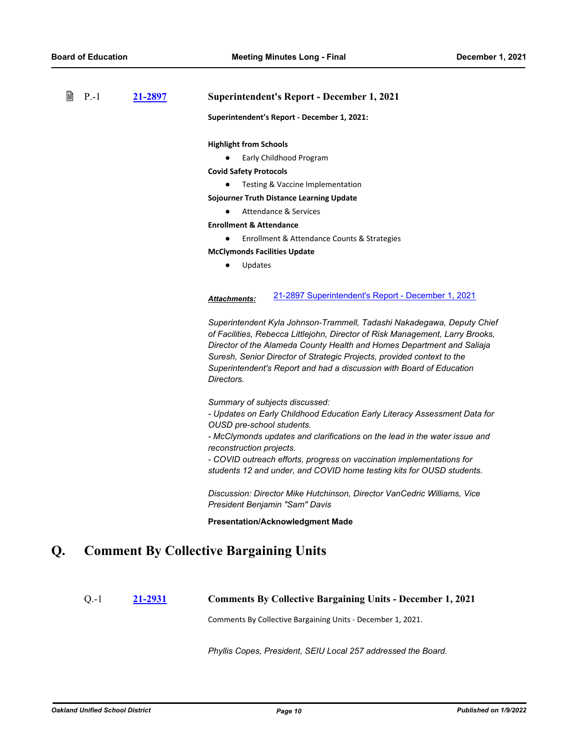P.-1 **21-2897** **Superintendent's Report - December 1, 2021**

**Superintendent's Report - December 1, 2021:**

**Highlight from Schools**
- Early Childhood Program

**Covid Safety Protocols**
- Testing & Vaccine Implementation

**Sojourner Truth Distance Learning Update**
- Attendance & Services

**Enrollment & Attendance**
- Enrollment & Attendance Counts & Strategies

**McClymonds Facilities Update**
- Updates

***Attachments:*** 21-2897 Superintendent's Report - December 1, 2021

*Superintendent Kyla Johnson-Trammell, Tadashi Nakadegawa, Deputy Chief of Facilities, Rebecca Littlejohn, Director of Risk Management, Larry Brooks, Director of the Alameda County Health and Homes Department and Saliaja Suresh, Senior Director of Strategic Projects, provided context to the Superintendent's Report and had a discussion with Board of Education Directors.*

*Summary of subjects discussed:*
*- Updates on Early Childhood Education Early Literacy Assessment Data for OUSD pre-school students.*
*- McClymonds updates and clarifications on the lead in the water issue and reconstruction projects.*
*- COVID outreach efforts, progress on vaccination implementations for students 12 and under, and COVID home testing kits for OUSD students.*

*Discussion: Director Mike Hutchinson, Director VanCedric Williams, Vice President Benjamin "Sam" Davis*

**Presentation/Acknowledgment Made**

# Q. Comment By Collective Bargaining Units

Q.-1 **21-2931** **Comments By Collective Bargaining Units - December 1, 2021**

Comments By Collective Bargaining Units - December 1, 2021.

*Phyllis Copes, President, SEIU Local 257 addressed the Board.*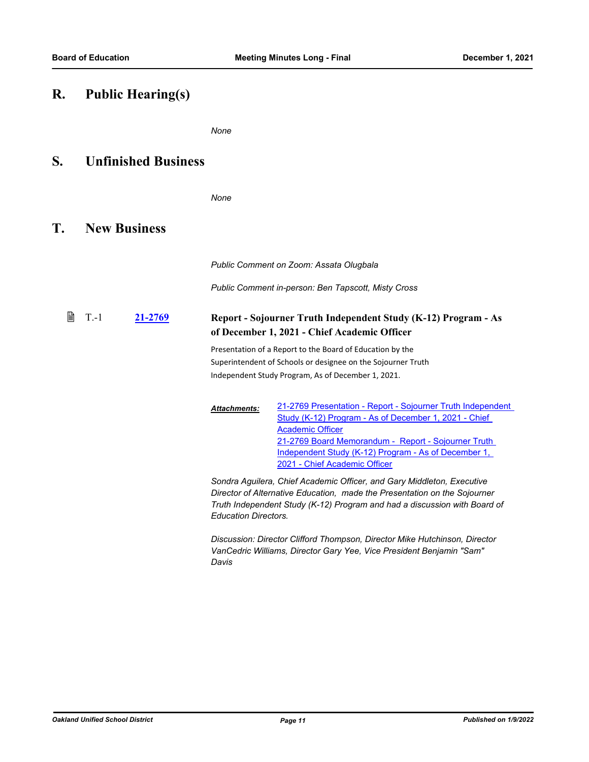## R. Public Hearing(s)

*None*

## S. Unfinished Business

*None*

## T. New Business

*Public Comment on Zoom: Assata Olugbala*

*Public Comment in-person: Ben Tapscott, Misty Cross*

T.-1 **21-2769** **Report - Sojourner Truth Independent Study (K-12) Program - As of December 1, 2021 - Chief Academic Officer**

Presentation of a Report to the Board of Education by the Superintendent of Schools or designee on the Sojourner Truth Independent Study Program, As of December 1, 2021.

***Attachments:*** 21-2769 Presentation - Report - Sojourner Truth Independent Study (K-12) Program - As of December 1, 2021 - Chief Academic Officer
21-2769 Board Memorandum - Report - Sojourner Truth Independent Study (K-12) Program - As of December 1, 2021 - Chief Academic Officer

*Sondra Aguilera, Chief Academic Officer, and Gary Middleton, Executive Director of Alternative Education, made the Presentation on the Sojourner Truth Independent Study (K-12) Program and had a discussion with Board of Education Directors.*

*Discussion: Director Clifford Thompson, Director Mike Hutchinson, Director VanCedric Williams, Director Gary Yee, Vice President Benjamin "Sam" Davis*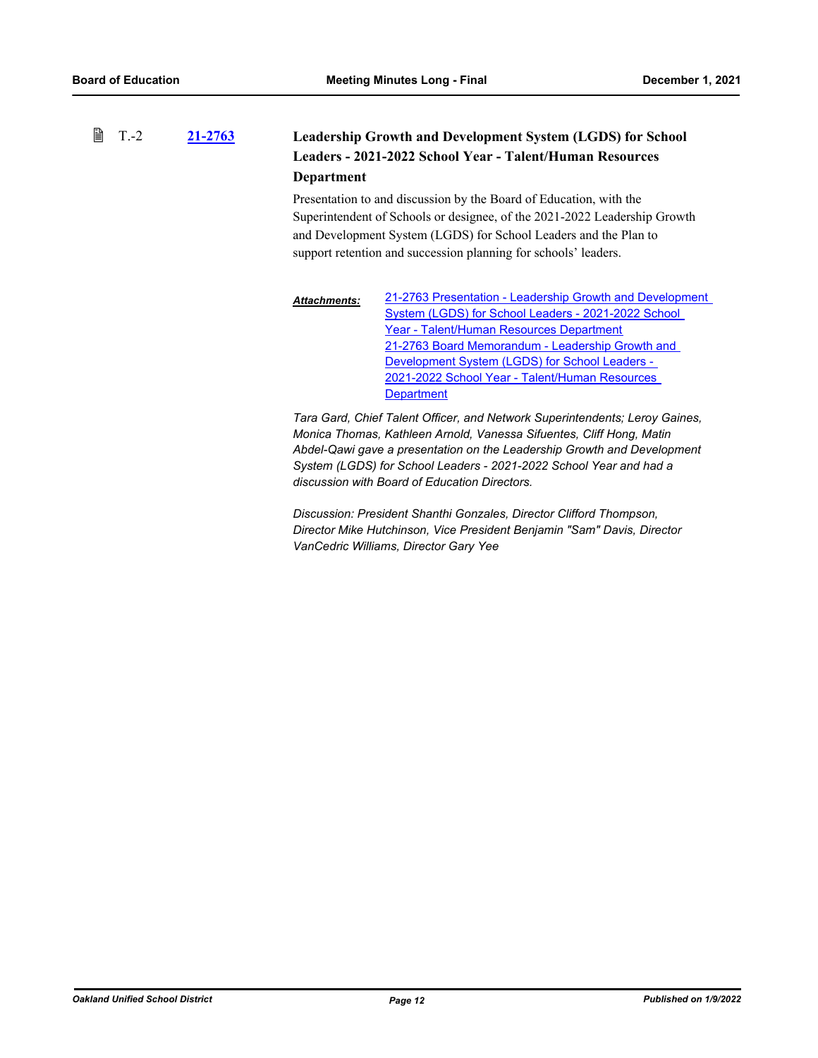T.-2 **21-2763** **Leadership Growth and Development System (LGDS) for School Leaders - 2021-2022 School Year - Talent/Human Resources Department**

Presentation to and discussion by the Board of Education, with the Superintendent of Schools or designee, of the 2021-2022 Leadership Growth and Development System (LGDS) for School Leaders and the Plan to support retention and succession planning for schools' leaders.

***Attachments:*** 21-2763 Presentation - Leadership Growth and Development System (LGDS) for School Leaders - 2021-2022 School Year - Talent/Human Resources Department
21-2763 Board Memorandum - Leadership Growth and Development System (LGDS) for School Leaders - 2021-2022 School Year - Talent/Human Resources Department

*Tara Gard, Chief Talent Officer, and Network Superintendents; Leroy Gaines, Monica Thomas, Kathleen Arnold, Vanessa Sifuentes, Cliff Hong, Matin Abdel-Qawi gave a presentation on the Leadership Growth and Development System (LGDS) for School Leaders - 2021-2022 School Year and had a discussion with Board of Education Directors.*

*Discussion: President Shanthi Gonzales, Director Clifford Thompson, Director Mike Hutchinson, Vice President Benjamin "Sam" Davis, Director VanCedric Williams, Director Gary Yee*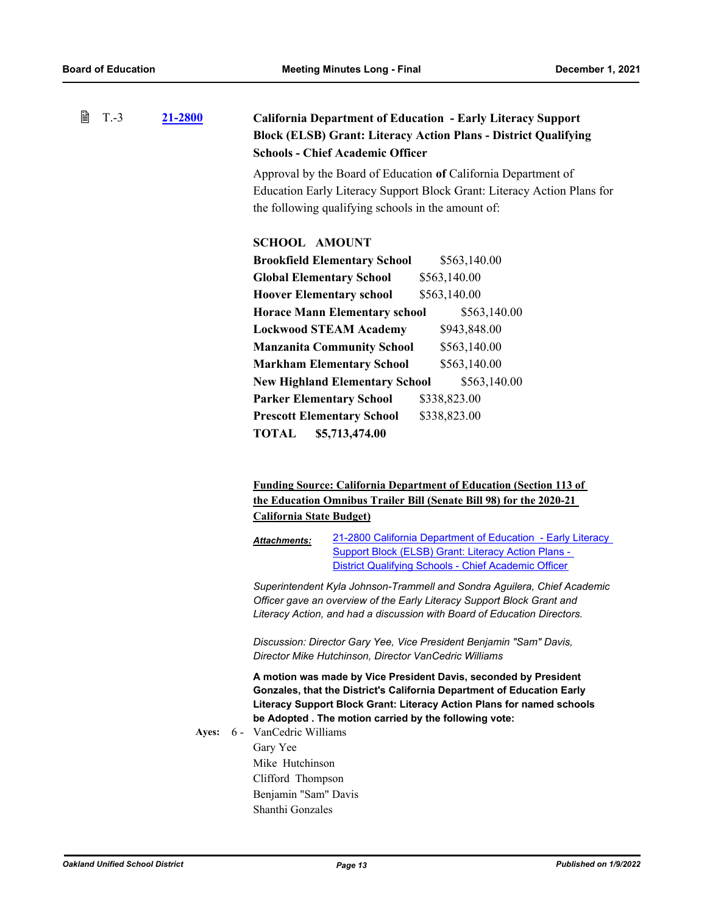T.-3 **21-2800** **California Department of Education - Early Literacy Support Block (ELSB) Grant: Literacy Action Plans - District Qualifying Schools - Chief Academic Officer**

Approval by the Board of Education **of** California Department of Education Early Literacy Support Block Grant: Literacy Action Plans for the following qualifying schools in the amount of:

| SCHOOL | AMOUNT |
|---|---|
| **Brookfield Elementary School** | $563,140.00 |
| **Global Elementary School** | $563,140.00 |
| **Hoover Elementary school** | $563,140.00 |
| **Horace Mann Elementary school** | $563,140.00 |
| **Lockwood STEAM Academy** | $943,848.00 |
| **Manzanita Community School** | $563,140.00 |
| **Markham Elementary School** | $563,140.00 |
| **New Highland Elementary School** | $563,140.00 |
| **Parker Elementary School** | $338,823.00 |
| **Prescott Elementary School** | $338,823.00 |
| **TOTAL** | **$5,713,474.00** |

**Funding Source: California Department of Education (Section 113 of the Education Omnibus Trailer Bill (Senate Bill 98) for the 2020-21 California State Budget)**

***Attachments:*** 21-2800 California Department of Education - Early Literacy Support Block (ELSB) Grant: Literacy Action Plans - District Qualifying Schools - Chief Academic Officer

*Superintendent Kyla Johnson-Trammell and Sondra Aguilera, Chief Academic Officer gave an overview of the Early Literacy Support Block Grant and Literacy Action, and had a discussion with Board of Education Directors.*

*Discussion: Director Gary Yee, Vice President Benjamin "Sam" Davis, Director Mike Hutchinson, Director VanCedric Williams*

**A motion was made by Vice President Davis, seconded by President Gonzales, that the District's California Department of Education Early Literacy Support Block Grant: Literacy Action Plans for named schools be Adopted . The motion carried by the following vote:**

**Ayes:** 6 - VanCedric Williams
Gary Yee
Mike Hutchinson
Clifford Thompson
Benjamin "Sam" Davis
Shanthi Gonzales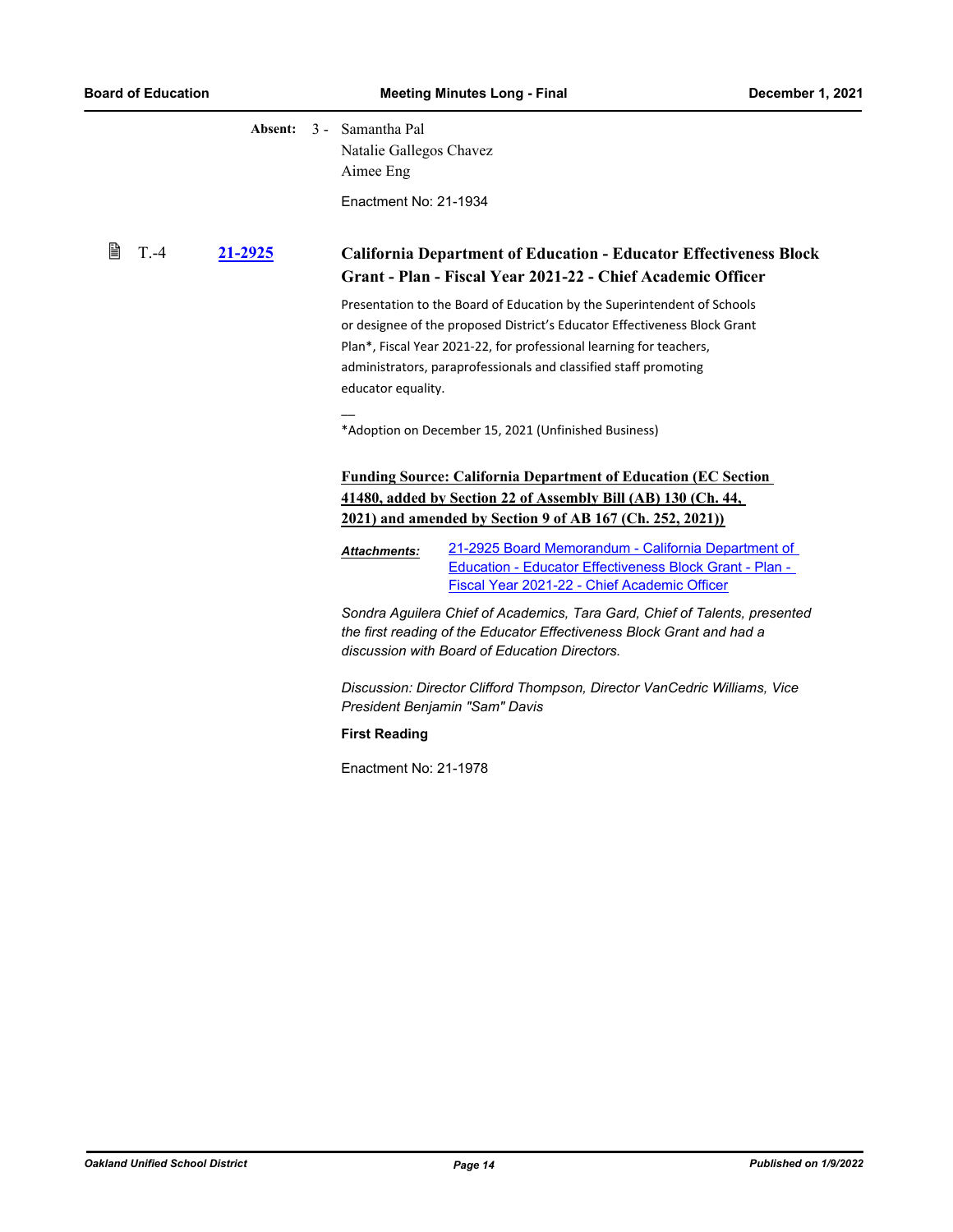**Absent:** 3 - Samantha Pal
Natalie Gallegos Chavez
Aimee Eng

Enactment No: 21-1934

T.-4 **21-2925**

### California Department of Education - Educator Effectiveness Block Grant - Plan - Fiscal Year 2021-22 - Chief Academic Officer

Presentation to the Board of Education by the Superintendent of Schools or designee of the proposed District's Educator Effectiveness Block Grant Plan*, Fiscal Year 2021-22, for professional learning for teachers, administrators, paraprofessionals and classified staff promoting educator equality.

—
*Adoption on December 15, 2021 (Unfinished Business)

**Funding Source: California Department of Education (EC Section 41480, added by Section 22 of Assembly Bill (AB) 130 (Ch. 44, 2021) and amended by Section 9 of AB 167 (Ch. 252, 2021))**

***Attachments:*** 21-2925 Board Memorandum - California Department of Education - Educator Effectiveness Block Grant - Plan - Fiscal Year 2021-22 - Chief Academic Officer

*Sondra Aguilera Chief of Academics, Tara Gard, Chief of Talents, presented the first reading of the Educator Effectiveness Block Grant and had a discussion with Board of Education Directors.*

*Discussion: Director Clifford Thompson, Director VanCedric Williams, Vice President Benjamin "Sam" Davis*

**First Reading**

Enactment No: 21-1978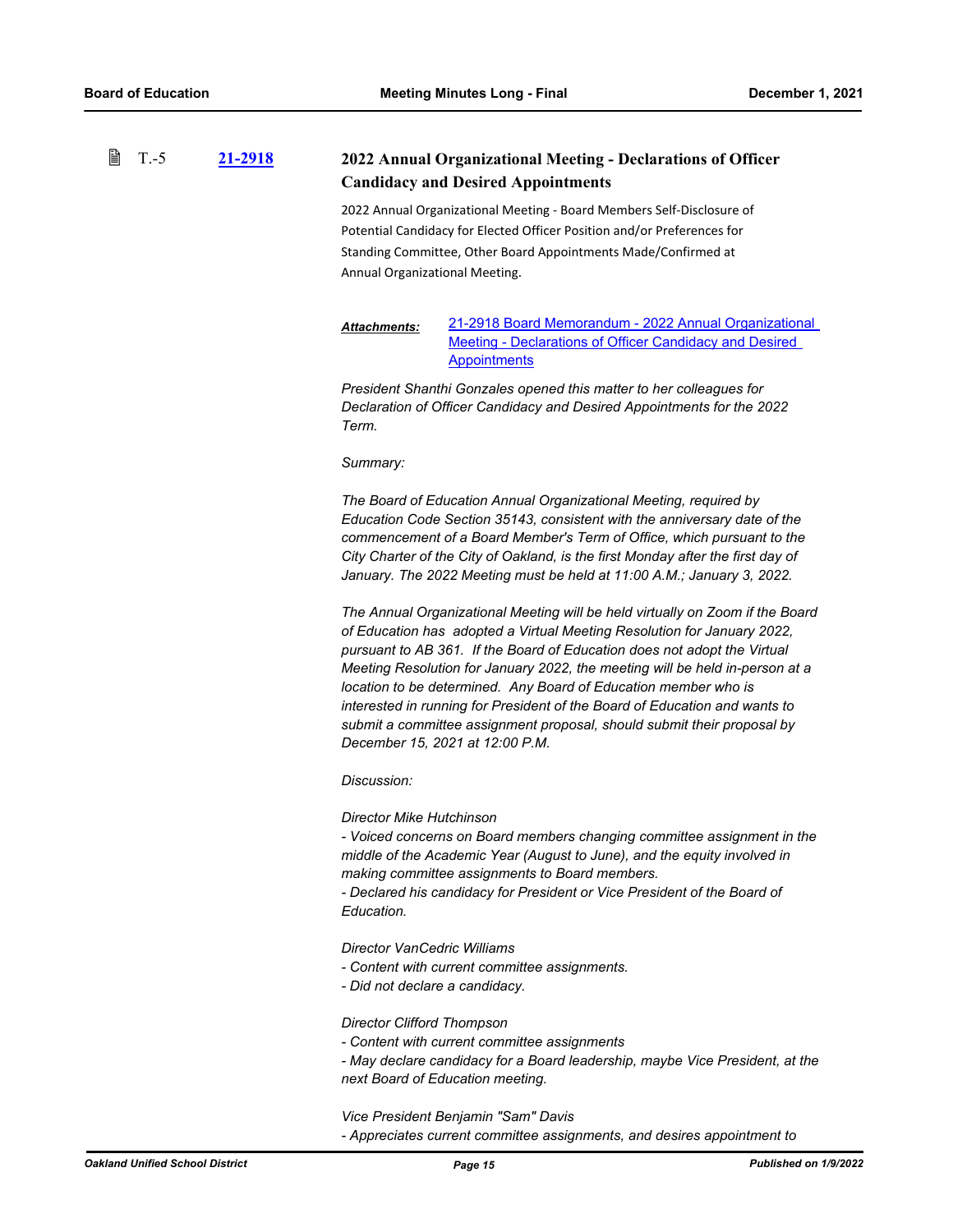T.-5 **21-2918**

### 2022 Annual Organizational Meeting - Declarations of Officer Candidacy and Desired Appointments

2022 Annual Organizational Meeting - Board Members Self-Disclosure of Potential Candidacy for Elected Officer Position and/or Preferences for Standing Committee, Other Board Appointments Made/Confirmed at Annual Organizational Meeting.

***Attachments:*** 21-2918 Board Memorandum - 2022 Annual Organizational Meeting - Declarations of Officer Candidacy and Desired Appointments

*President Shanthi Gonzales opened this matter to her colleagues for Declaration of Officer Candidacy and Desired Appointments for the 2022 Term.*

*Summary:*

*The Board of Education Annual Organizational Meeting, required by Education Code Section 35143, consistent with the anniversary date of the commencement of a Board Member's Term of Office, which pursuant to the City Charter of the City of Oakland, is the first Monday after the first day of January. The 2022 Meeting must be held at 11:00 A.M.; January 3, 2022.*

*The Annual Organizational Meeting will be held virtually on Zoom if the Board of Education has adopted a Virtual Meeting Resolution for January 2022, pursuant to AB 361. If the Board of Education does not adopt the Virtual Meeting Resolution for January 2022, the meeting will be held in-person at a location to be determined. Any Board of Education member who is interested in running for President of the Board of Education and wants to submit a committee assignment proposal, should submit their proposal by December 15, 2021 at 12:00 P.M.*

*Discussion:*

*Director Mike Hutchinson*
*- Voiced concerns on Board members changing committee assignment in the middle of the Academic Year (August to June), and the equity involved in making committee assignments to Board members.*
*- Declared his candidacy for President or Vice President of the Board of Education.*

*Director VanCedric Williams*
*- Content with current committee assignments.*
*- Did not declare a candidacy.*

*Director Clifford Thompson*
*- Content with current committee assignments*
*- May declare candidacy for a Board leadership, maybe Vice President, at the next Board of Education meeting.*

*Vice President Benjamin "Sam" Davis*
*- Appreciates current committee assignments, and desires appointment to*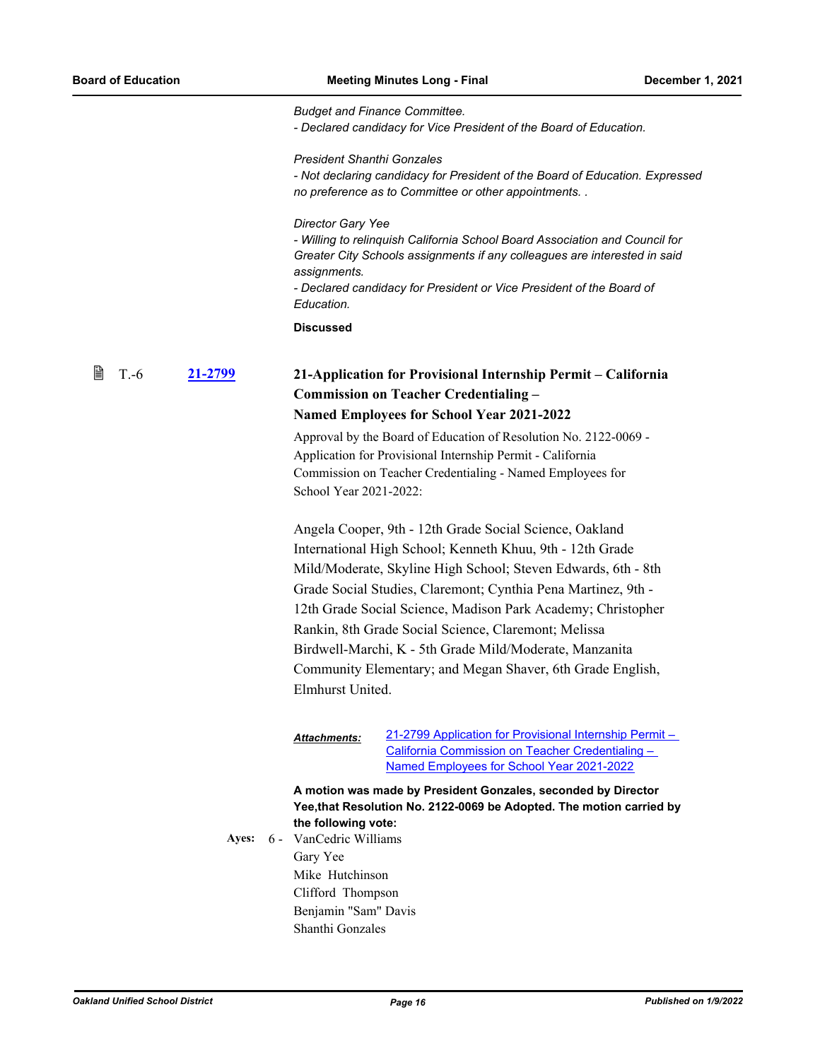*Budget and Finance Committee.*
*- Declared candidacy for Vice President of the Board of Education.*

*President Shanthi Gonzales*
*- Not declaring candidacy for President of the Board of Education. Expressed no preference as to Committee or other appointments. .*

*Director Gary Yee*
*- Willing to relinquish California School Board Association and Council for Greater City Schools assignments if any colleagues are interested in said assignments.*
*- Declared candidacy for President or Vice President of the Board of Education.*

**Discussed**

T.-6 **21-2799**

### 21-Application for Provisional Internship Permit – California Commission on Teacher Credentialing – Named Employees for School Year 2021-2022

Approval by the Board of Education of Resolution No. 2122-0069 - Application for Provisional Internship Permit - California Commission on Teacher Credentialing - Named Employees for School Year 2021-2022:

Angela Cooper, 9th - 12th Grade Social Science, Oakland International High School; Kenneth Khuu, 9th - 12th Grade Mild/Moderate, Skyline High School; Steven Edwards, 6th - 8th Grade Social Studies, Claremont; Cynthia Pena Martinez, 9th - 12th Grade Social Science, Madison Park Academy; Christopher Rankin, 8th Grade Social Science, Claremont; Melissa Birdwell-Marchi, K - 5th Grade Mild/Moderate, Manzanita Community Elementary; and Megan Shaver, 6th Grade English, Elmhurst United.

***Attachments:*** 21-2799 Application for Provisional Internship Permit – California Commission on Teacher Credentialing – Named Employees for School Year 2021-2022

**A motion was made by President Gonzales, seconded by Director Yee,that Resolution No. 2122-0069 be Adopted. The motion carried by the following vote:**

**Ayes:** 6 - VanCedric Williams
Gary Yee
Mike Hutchinson
Clifford Thompson
Benjamin "Sam" Davis
Shanthi Gonzales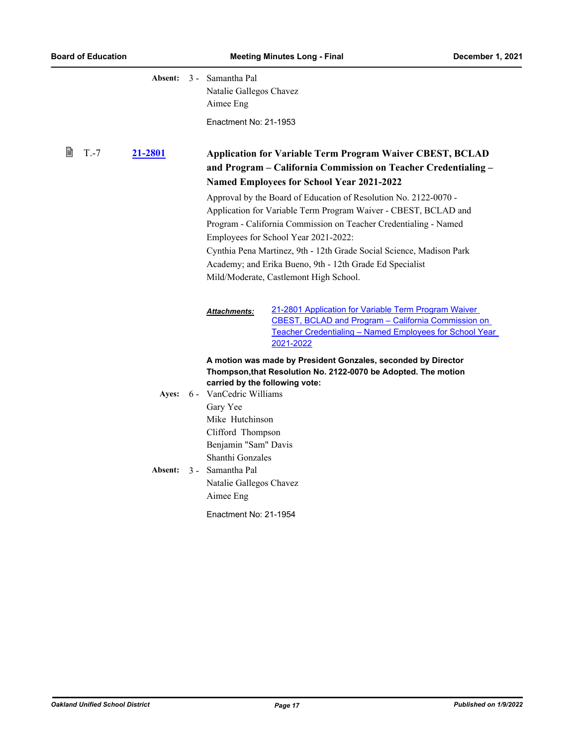**Absent:** 3 - Samantha Pal
Natalie Gallegos Chavez
Aimee Eng

Enactment No: 21-1953

T.-7 **21-2801**

### Application for Variable Term Program Waiver CBEST, BCLAD and Program – California Commission on Teacher Credentialing – Named Employees for School Year 2021-2022

Approval by the Board of Education of Resolution No. 2122-0070 - Application for Variable Term Program Waiver - CBEST, BCLAD and Program - California Commission on Teacher Credentialing - Named Employees for School Year 2021-2022:
Cynthia Pena Martinez, 9th - 12th Grade Social Science, Madison Park Academy; and Erika Bueno, 9th - 12th Grade Ed Specialist Mild/Moderate, Castlemont High School.

***Attachments:*** 21-2801 Application for Variable Term Program Waiver CBEST, BCLAD and Program – California Commission on Teacher Credentialing – Named Employees for School Year 2021-2022

**A motion was made by President Gonzales, seconded by Director Thompson,that Resolution No. 2122-0070 be Adopted. The motion carried by the following vote:**

**Ayes:** 6 - VanCedric Williams
Gary Yee
Mike Hutchinson
Clifford Thompson
Benjamin "Sam" Davis
Shanthi Gonzales

**Absent:** 3 - Samantha Pal
Natalie Gallegos Chavez
Aimee Eng

Enactment No: 21-1954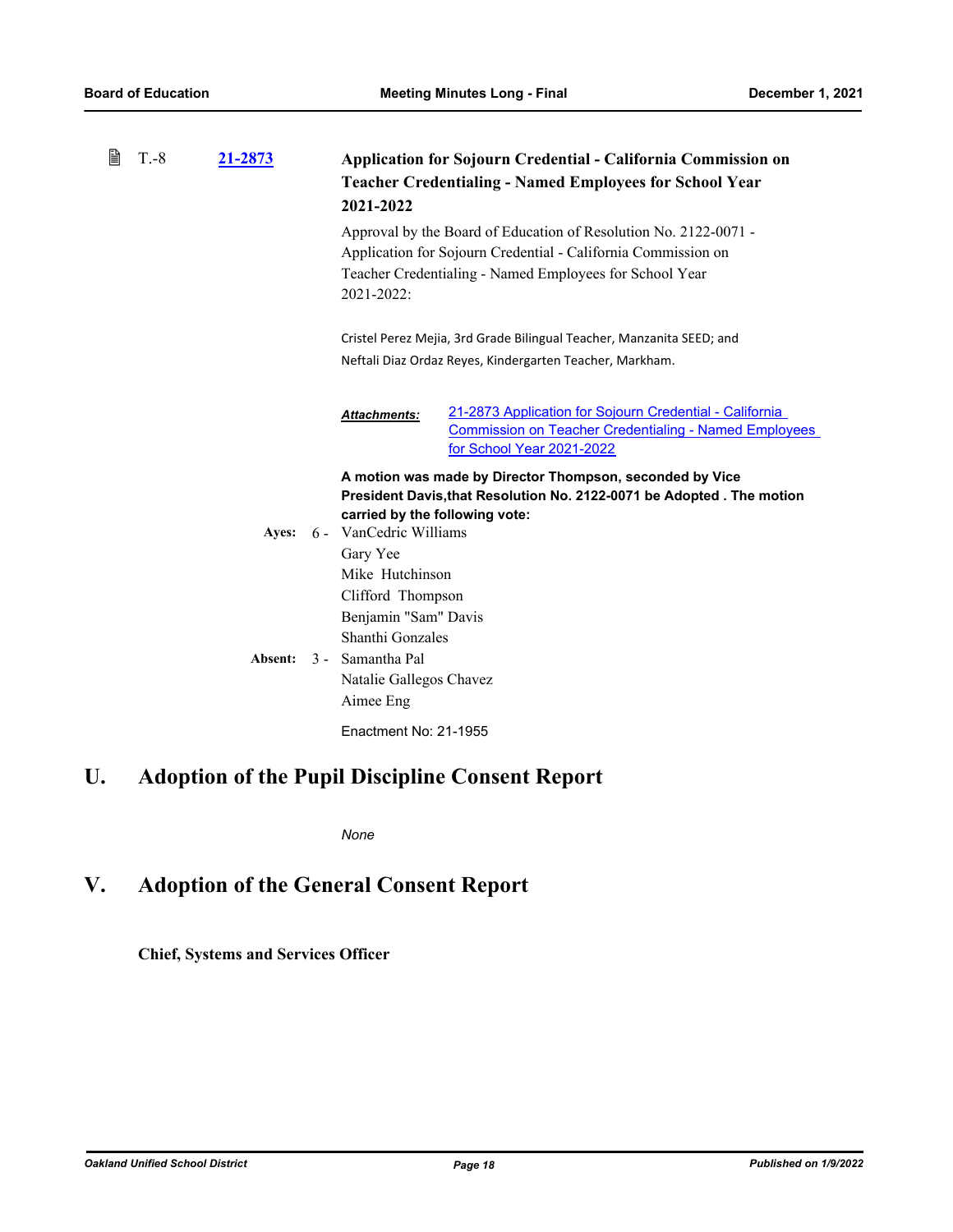T.-8 **21-2873** **Application for Sojourn Credential - California Commission on Teacher Credentialing - Named Employees for School Year 2021-2022**

Approval by the Board of Education of Resolution No. 2122-0071 - Application for Sojourn Credential - California Commission on Teacher Credentialing - Named Employees for School Year 2021-2022:

Cristel Perez Mejia, 3rd Grade Bilingual Teacher, Manzanita SEED; and
Neftali Diaz Ordaz Reyes, Kindergarten Teacher, Markham.

***Attachments:*** 21-2873 Application for Sojourn Credential - California Commission on Teacher Credentialing - Named Employees for School Year 2021-2022

**A motion was made by Director Thompson, seconded by Vice President Davis,that Resolution No. 2122-0071 be Adopted . The motion carried by the following vote:**

**Ayes:** 6 - VanCedric Williams
Gary Yee
Mike Hutchinson
Clifford Thompson
Benjamin "Sam" Davis
Shanthi Gonzales

**Absent:** 3 - Samantha Pal
Natalie Gallegos Chavez
Aimee Eng

Enactment No: 21-1955

# U. Adoption of the Pupil Discipline Consent Report

*None*

# V. Adoption of the General Consent Report

**Chief, Systems and Services Officer**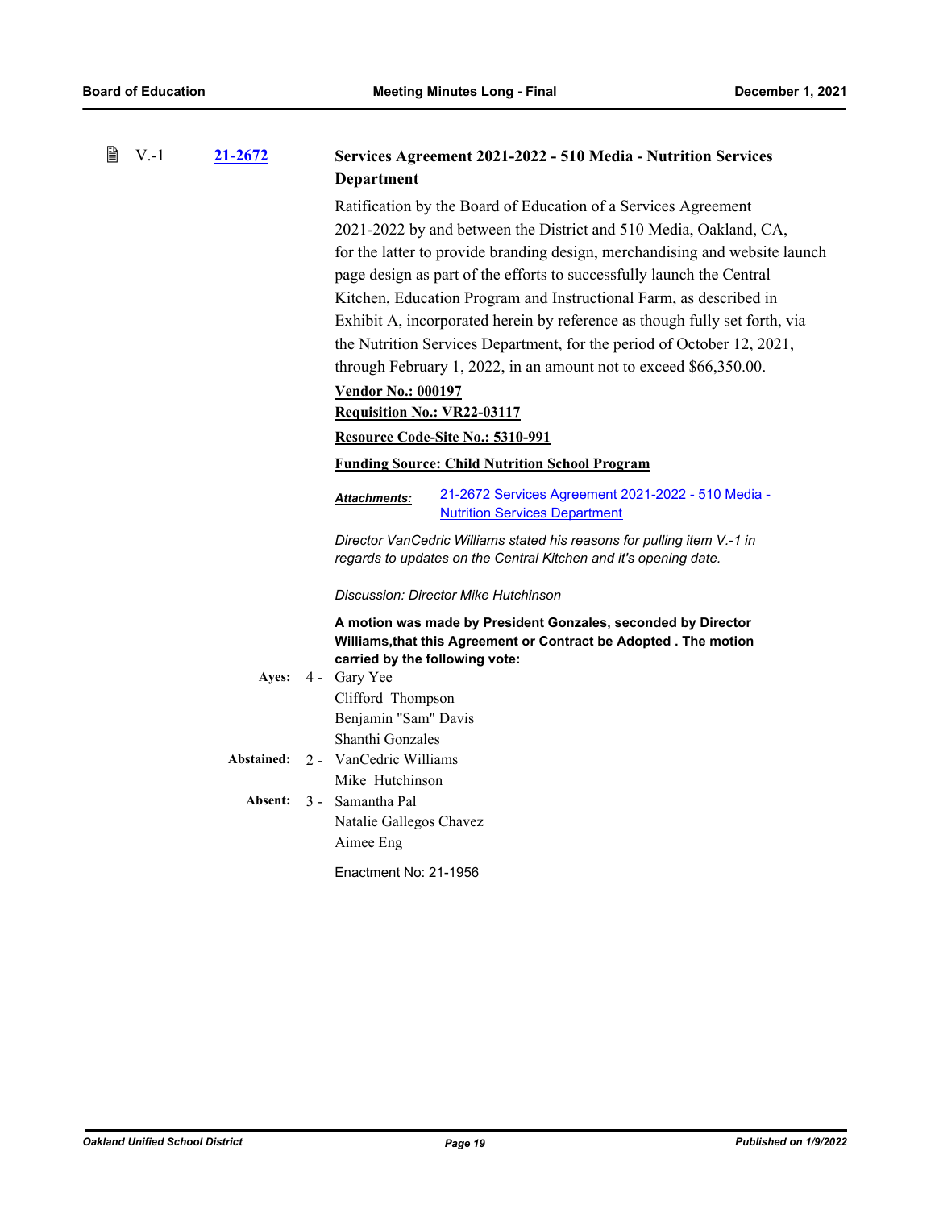V.-1 **21-2672** **Services Agreement 2021-2022 - 510 Media - Nutrition Services Department**

Ratification by the Board of Education of a Services Agreement 2021-2022 by and between the District and 510 Media, Oakland, CA, for the latter to provide branding design, merchandising and website launch page design as part of the efforts to successfully launch the Central Kitchen, Education Program and Instructional Farm, as described in Exhibit A, incorporated herein by reference as though fully set forth, via the Nutrition Services Department, for the period of October 12, 2021, through February 1, 2022, in an amount not to exceed $66,350.00.

**Vendor No.: 000197**

**Requisition No.: VR22-03117**

**Resource Code-Site No.: 5310-991**

**Funding Source: Child Nutrition School Program**

***Attachments:*** 21-2672 Services Agreement 2021-2022 - 510 Media - Nutrition Services Department

*Director VanCedric Williams stated his reasons for pulling item V.-1 in regards to updates on the Central Kitchen and it's opening date.*

*Discussion: Director Mike Hutchinson*

**A motion was made by President Gonzales, seconded by Director Williams,that this Agreement or Contract be Adopted . The motion carried by the following vote:**

**Ayes:** 4 - Gary Yee, Clifford Thompson, Benjamin "Sam" Davis, Shanthi Gonzales

**Abstained:** 2 - VanCedric Williams, Mike Hutchinson

**Absent:** 3 - Samantha Pal, Natalie Gallegos Chavez, Aimee Eng

Enactment No: 21-1956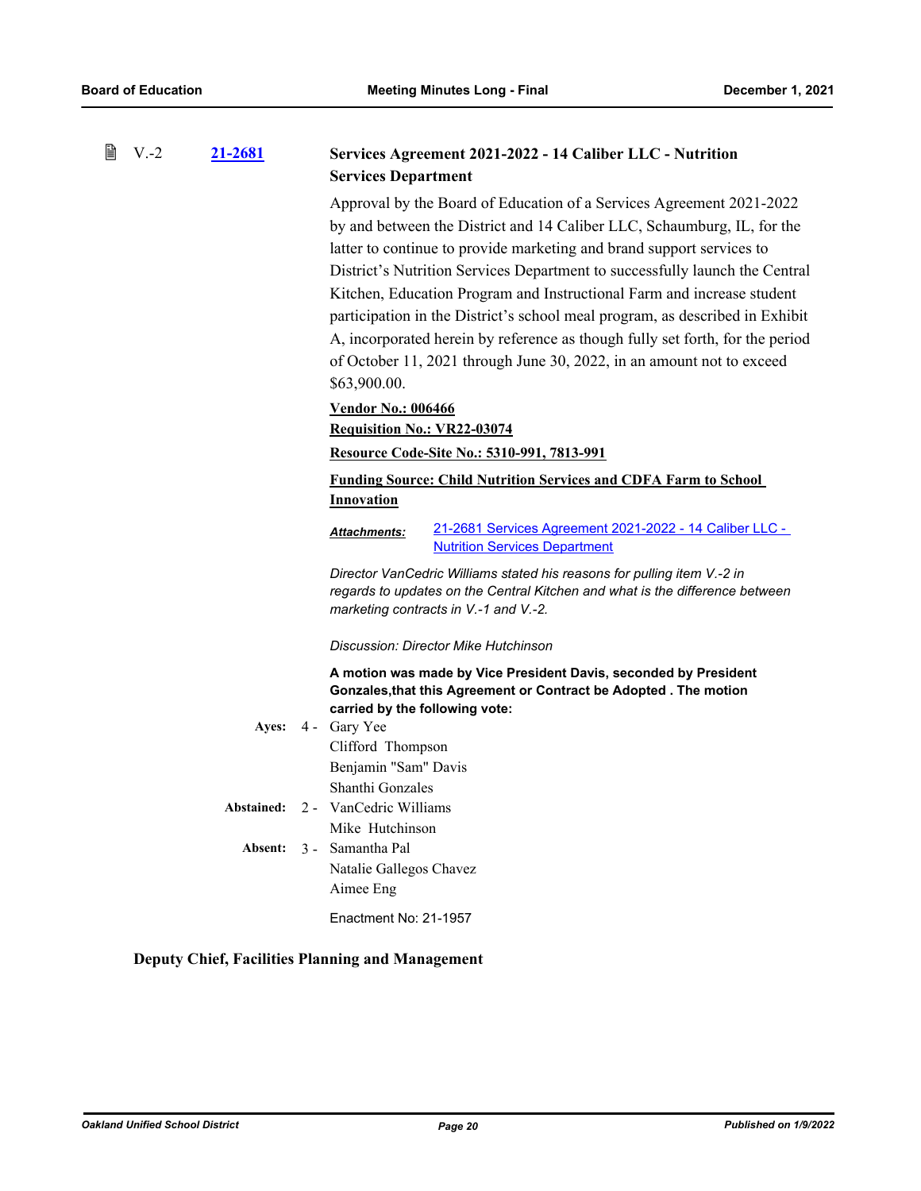V.-2 **21-2681** **Services Agreement 2021-2022 - 14 Caliber LLC - Nutrition Services Department**

Approval by the Board of Education of a Services Agreement 2021-2022 by and between the District and 14 Caliber LLC, Schaumburg, IL, for the latter to continue to provide marketing and brand support services to District's Nutrition Services Department to successfully launch the Central Kitchen, Education Program and Instructional Farm and increase student participation in the District's school meal program, as described in Exhibit A, incorporated herein by reference as though fully set forth, for the period of October 11, 2021 through June 30, 2022, in an amount not to exceed $63,900.00.

**Vendor No.: 006466**

**Requisition No.: VR22-03074**

**Resource Code-Site No.: 5310-991, 7813-991**

**Funding Source: Child Nutrition Services and CDFA Farm to School Innovation**

***Attachments:*** 21-2681 Services Agreement 2021-2022 - 14 Caliber LLC - Nutrition Services Department

*Director VanCedric Williams stated his reasons for pulling item V.-2 in regards to updates on the Central Kitchen and what is the difference between marketing contracts in V.-1 and V.-2.*

*Discussion: Director Mike Hutchinson*

**A motion was made by Vice President Davis, seconded by President Gonzales,that this Agreement or Contract be Adopted . The motion carried by the following vote:**

**Ayes:** 4 - Gary Yee
Clifford Thompson
Benjamin "Sam" Davis
Shanthi Gonzales

**Abstained:** 2 - VanCedric Williams
Mike Hutchinson

**Absent:** 3 - Samantha Pal
Natalie Gallegos Chavez
Aimee Eng

Enactment No: 21-1957

### Deputy Chief, Facilities Planning and Management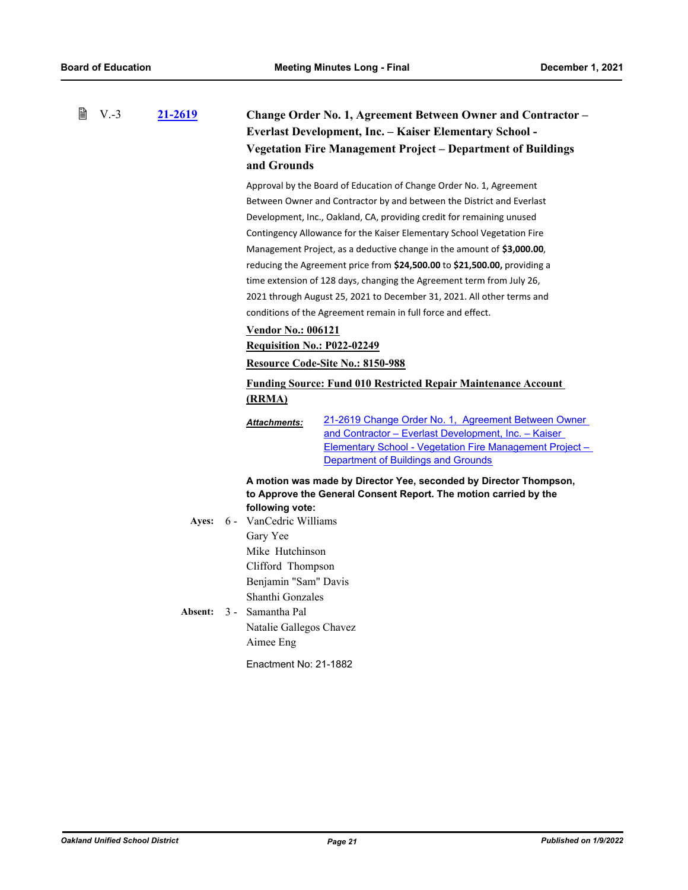V.-3 **21-2619**

## Change Order No. 1, Agreement Between Owner and Contractor – Everlast Development, Inc. – Kaiser Elementary School - Vegetation Fire Management Project – Department of Buildings and Grounds

Approval by the Board of Education of Change Order No. 1, Agreement Between Owner and Contractor by and between the District and Everlast Development, Inc., Oakland, CA, providing credit for remaining unused Contingency Allowance for the Kaiser Elementary School Vegetation Fire Management Project, as a deductive change in the amount of **$3,000.00**, reducing the Agreement price from **$24,500.00** to **$21,500.00,** providing a time extension of 128 days, changing the Agreement term from July 26, 2021 through August 25, 2021 to December 31, 2021. All other terms and conditions of the Agreement remain in full force and effect.

**Vendor No.: 006121**

**Requisition No.: P022-02249**

**Resource Code-Site No.: 8150-988**

**Funding Source: Fund 010 Restricted Repair Maintenance Account (RRMA)**

***Attachments:*** 21-2619 Change Order No. 1, Agreement Between Owner and Contractor – Everlast Development, Inc. – Kaiser Elementary School - Vegetation Fire Management Project – Department of Buildings and Grounds

**A motion was made by Director Yee, seconded by Director Thompson, to Approve the General Consent Report. The motion carried by the following vote:**

**Ayes:** 6 - VanCedric Williams, Gary Yee, Mike Hutchinson, Clifford Thompson, Benjamin "Sam" Davis, Shanthi Gonzales

**Absent:** 3 - Samantha Pal, Natalie Gallegos Chavez, Aimee Eng

Enactment No: 21-1882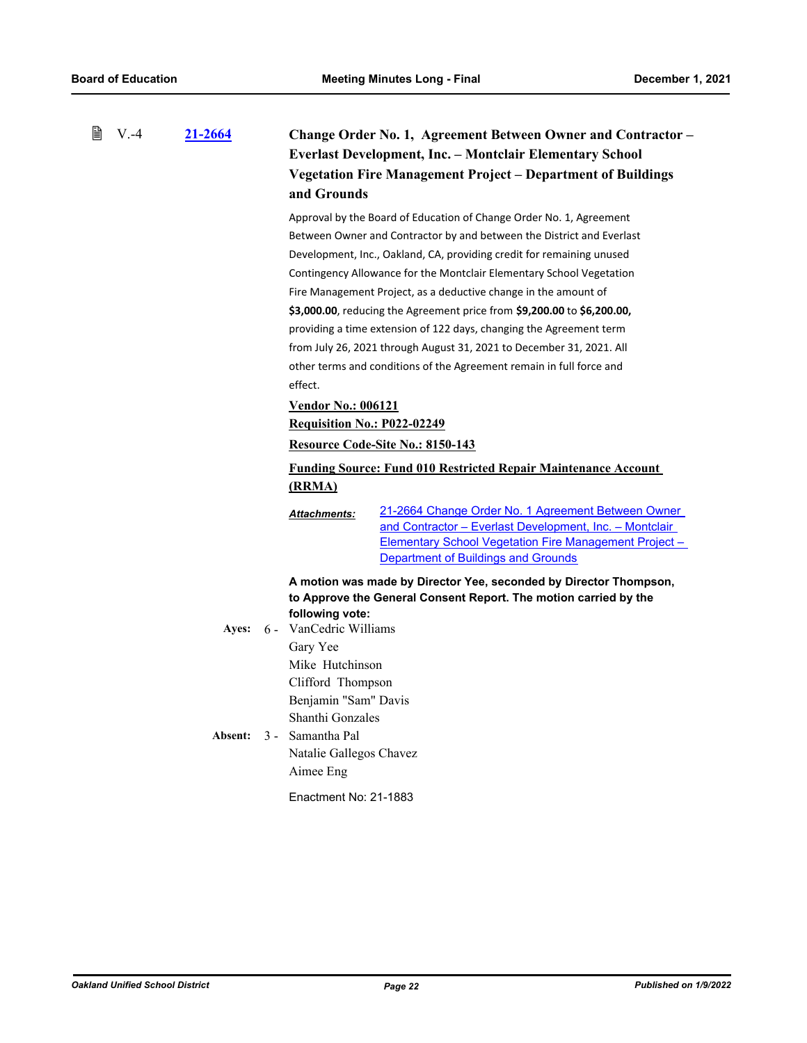V.-4 **21-2664** **Change Order No. 1, Agreement Between Owner and Contractor – Everlast Development, Inc. – Montclair Elementary School Vegetation Fire Management Project – Department of Buildings and Grounds**

Approval by the Board of Education of Change Order No. 1, Agreement Between Owner and Contractor by and between the District and Everlast Development, Inc., Oakland, CA, providing credit for remaining unused Contingency Allowance for the Montclair Elementary School Vegetation Fire Management Project, as a deductive change in the amount of **$3,000.00**, reducing the Agreement price from **$9,200.00** to **$6,200.00,** providing a time extension of 122 days, changing the Agreement term from July 26, 2021 through August 31, 2021 to December 31, 2021. All other terms and conditions of the Agreement remain in full force and effect.

**Vendor No.: 006121**

**Requisition No.: P022-02249**

**Resource Code-Site No.: 8150-143**

**Funding Source: Fund 010 Restricted Repair Maintenance Account (RRMA)**

***Attachments:*** 21-2664 Change Order No. 1 Agreement Between Owner and Contractor – Everlast Development, Inc. – Montclair Elementary School Vegetation Fire Management Project – Department of Buildings and Grounds

**A motion was made by Director Yee, seconded by Director Thompson, to Approve the General Consent Report. The motion carried by the following vote:**

**Ayes:** 6 - VanCedric Williams, Gary Yee, Mike Hutchinson, Clifford Thompson, Benjamin "Sam" Davis, Shanthi Gonzales

**Absent:** 3 - Samantha Pal, Natalie Gallegos Chavez, Aimee Eng

Enactment No: 21-1883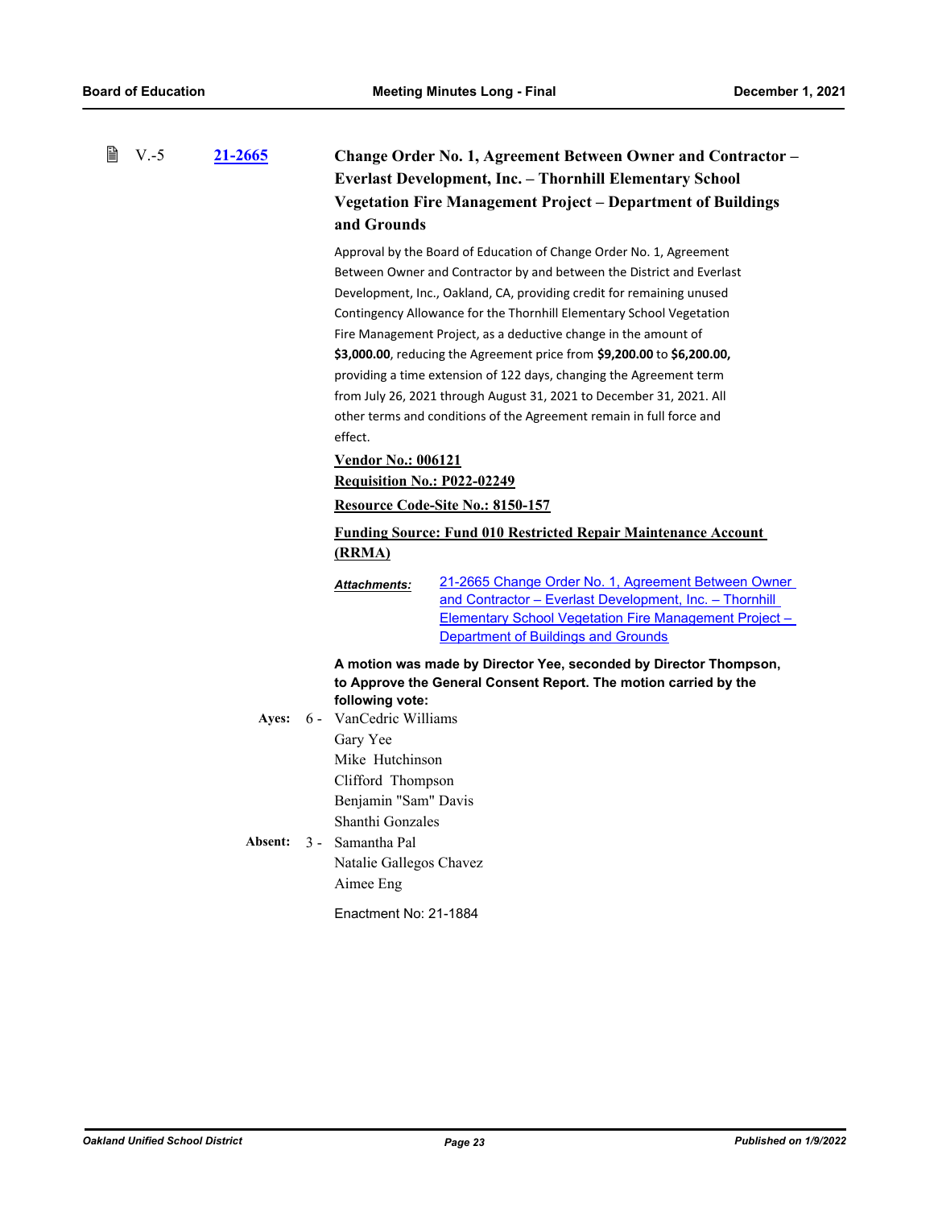V.-5 **21-2665** **Change Order No. 1, Agreement Between Owner and Contractor – Everlast Development, Inc. – Thornhill Elementary School Vegetation Fire Management Project – Department of Buildings and Grounds**

Approval by the Board of Education of Change Order No. 1, Agreement Between Owner and Contractor by and between the District and Everlast Development, Inc., Oakland, CA, providing credit for remaining unused Contingency Allowance for the Thornhill Elementary School Vegetation Fire Management Project, as a deductive change in the amount of **$3,000.00**, reducing the Agreement price from **$9,200.00** to **$6,200.00,** providing a time extension of 122 days, changing the Agreement term from July 26, 2021 through August 31, 2021 to December 31, 2021. All other terms and conditions of the Agreement remain in full force and effect.

**Vendor No.: 006121**

**Requisition No.: P022-02249**

**Resource Code-Site No.: 8150-157**

**Funding Source: Fund 010 Restricted Repair Maintenance Account (RRMA)**

***Attachments:*** 21-2665 Change Order No. 1, Agreement Between Owner and Contractor – Everlast Development, Inc. – Thornhill Elementary School Vegetation Fire Management Project – Department of Buildings and Grounds

**A motion was made by Director Yee, seconded by Director Thompson, to Approve the General Consent Report. The motion carried by the following vote:**

**Ayes:** 6 - VanCedric Williams, Gary Yee, Mike Hutchinson, Clifford Thompson, Benjamin "Sam" Davis, Shanthi Gonzales

**Absent:** 3 - Samantha Pal, Natalie Gallegos Chavez, Aimee Eng

Enactment No: 21-1884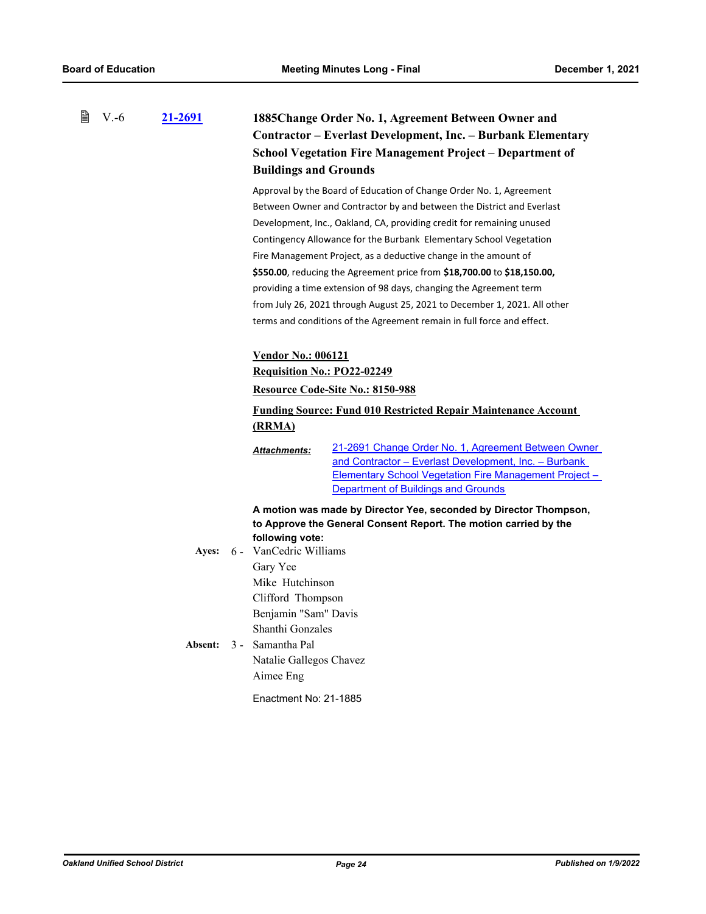V.-6 **21-2691**

### 1885Change Order No. 1, Agreement Between Owner and Contractor – Everlast Development, Inc. – Burbank Elementary School Vegetation Fire Management Project – Department of Buildings and Grounds

Approval by the Board of Education of Change Order No. 1, Agreement Between Owner and Contractor by and between the District and Everlast Development, Inc., Oakland, CA, providing credit for remaining unused Contingency Allowance for the Burbank Elementary School Vegetation Fire Management Project, as a deductive change in the amount of **$550.00**, reducing the Agreement price from **$18,700.00** to **$18,150.00,** providing a time extension of 98 days, changing the Agreement term from July 26, 2021 through August 25, 2021 to December 1, 2021. All other terms and conditions of the Agreement remain in full force and effect.

**Vendor No.: 006121**

**Requisition No.: PO22-02249**

**Resource Code-Site No.: 8150-988**

**Funding Source: Fund 010 Restricted Repair Maintenance Account (RRMA)**

***Attachments:*** 21-2691 Change Order No. 1, Agreement Between Owner and Contractor – Everlast Development, Inc. – Burbank Elementary School Vegetation Fire Management Project – Department of Buildings and Grounds

**A motion was made by Director Yee, seconded by Director Thompson, to Approve the General Consent Report. The motion carried by the following vote:**

**Ayes:** 6 - VanCedric Williams, Gary Yee, Mike Hutchinson, Clifford Thompson, Benjamin "Sam" Davis, Shanthi Gonzales

**Absent:** 3 - Samantha Pal, Natalie Gallegos Chavez, Aimee Eng

Enactment No: 21-1885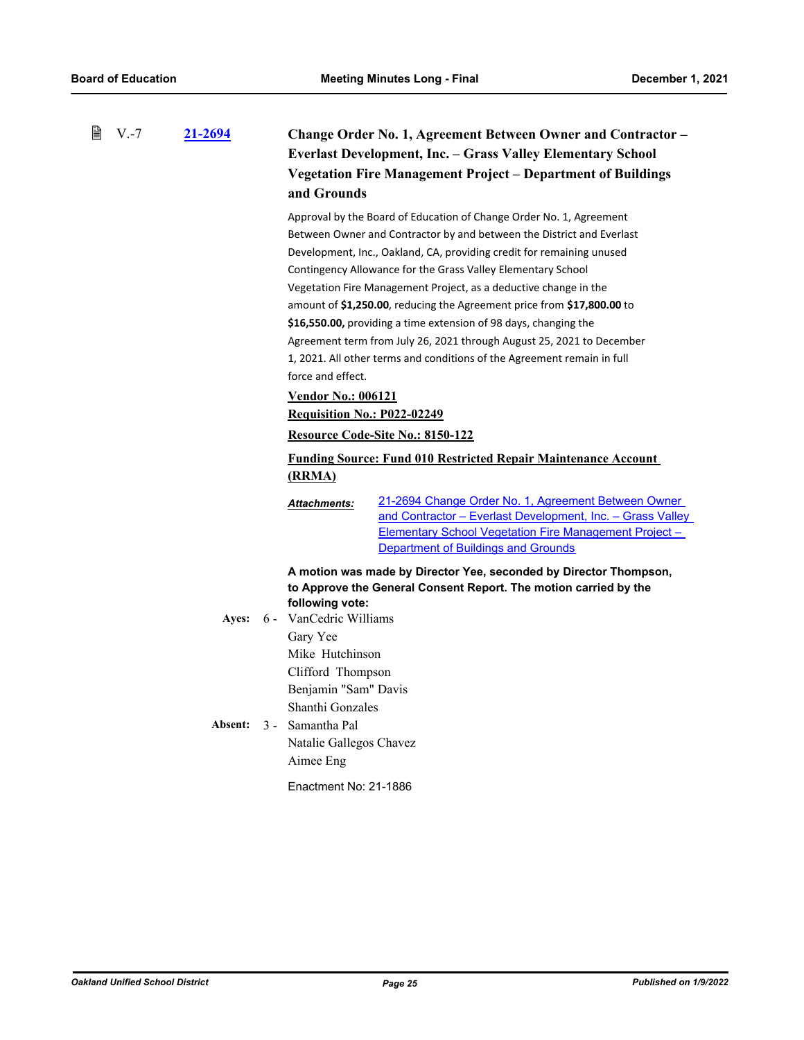V.-7 **21-2694**

### Change Order No. 1, Agreement Between Owner and Contractor – Everlast Development, Inc. – Grass Valley Elementary School Vegetation Fire Management Project – Department of Buildings and Grounds

Approval by the Board of Education of Change Order No. 1, Agreement Between Owner and Contractor by and between the District and Everlast Development, Inc., Oakland, CA, providing credit for remaining unused Contingency Allowance for the Grass Valley Elementary School Vegetation Fire Management Project, as a deductive change in the amount of **$1,250.00**, reducing the Agreement price from **$17,800.00** to **$16,550.00,** providing a time extension of 98 days, changing the Agreement term from July 26, 2021 through August 25, 2021 to December 1, 2021. All other terms and conditions of the Agreement remain in full force and effect.

**Vendor No.: 006121**

**Requisition No.: P022-02249**

**Resource Code-Site No.: 8150-122**

**Funding Source: Fund 010 Restricted Repair Maintenance Account (RRMA)**

***Attachments:*** 21-2694 Change Order No. 1, Agreement Between Owner and Contractor – Everlast Development, Inc. – Grass Valley Elementary School Vegetation Fire Management Project – Department of Buildings and Grounds

**A motion was made by Director Yee, seconded by Director Thompson, to Approve the General Consent Report. The motion carried by the following vote:**

**Ayes:** 6 - VanCedric Williams
Gary Yee
Mike Hutchinson
Clifford Thompson
Benjamin "Sam" Davis
Shanthi Gonzales

**Absent:** 3 - Samantha Pal
Natalie Gallegos Chavez
Aimee Eng

Enactment No: 21-1886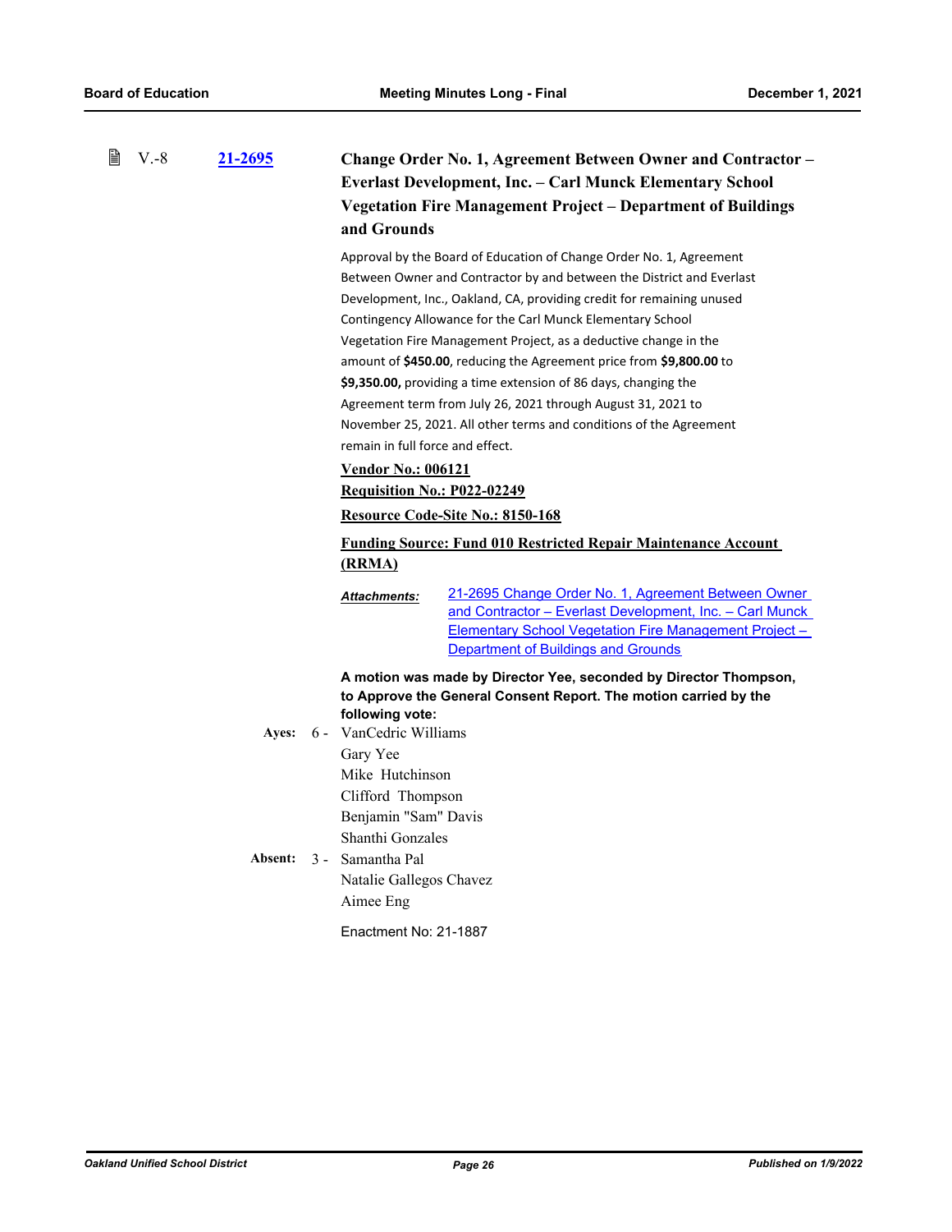V.-8 **21-2695**

### Change Order No. 1, Agreement Between Owner and Contractor – Everlast Development, Inc. – Carl Munck Elementary School Vegetation Fire Management Project – Department of Buildings and Grounds

Approval by the Board of Education of Change Order No. 1, Agreement Between Owner and Contractor by and between the District and Everlast Development, Inc., Oakland, CA, providing credit for remaining unused Contingency Allowance for the Carl Munck Elementary School Vegetation Fire Management Project, as a deductive change in the amount of **$450.00**, reducing the Agreement price from **$9,800.00** to **$9,350.00,** providing a time extension of 86 days, changing the Agreement term from July 26, 2021 through August 31, 2021 to November 25, 2021. All other terms and conditions of the Agreement remain in full force and effect.

**Vendor No.: 006121**

**Requisition No.: P022-02249**

**Resource Code-Site No.: 8150-168**

**Funding Source: Fund 010 Restricted Repair Maintenance Account (RRMA)**

***Attachments:*** 21-2695 Change Order No. 1, Agreement Between Owner and Contractor – Everlast Development, Inc. – Carl Munck Elementary School Vegetation Fire Management Project – Department of Buildings and Grounds

**A motion was made by Director Yee, seconded by Director Thompson, to Approve the General Consent Report. The motion carried by the following vote:**

**Ayes:** 6 - VanCedric Williams, Gary Yee, Mike Hutchinson, Clifford Thompson, Benjamin "Sam" Davis, Shanthi Gonzales

**Absent:** 3 - Samantha Pal, Natalie Gallegos Chavez, Aimee Eng

Enactment No: 21-1887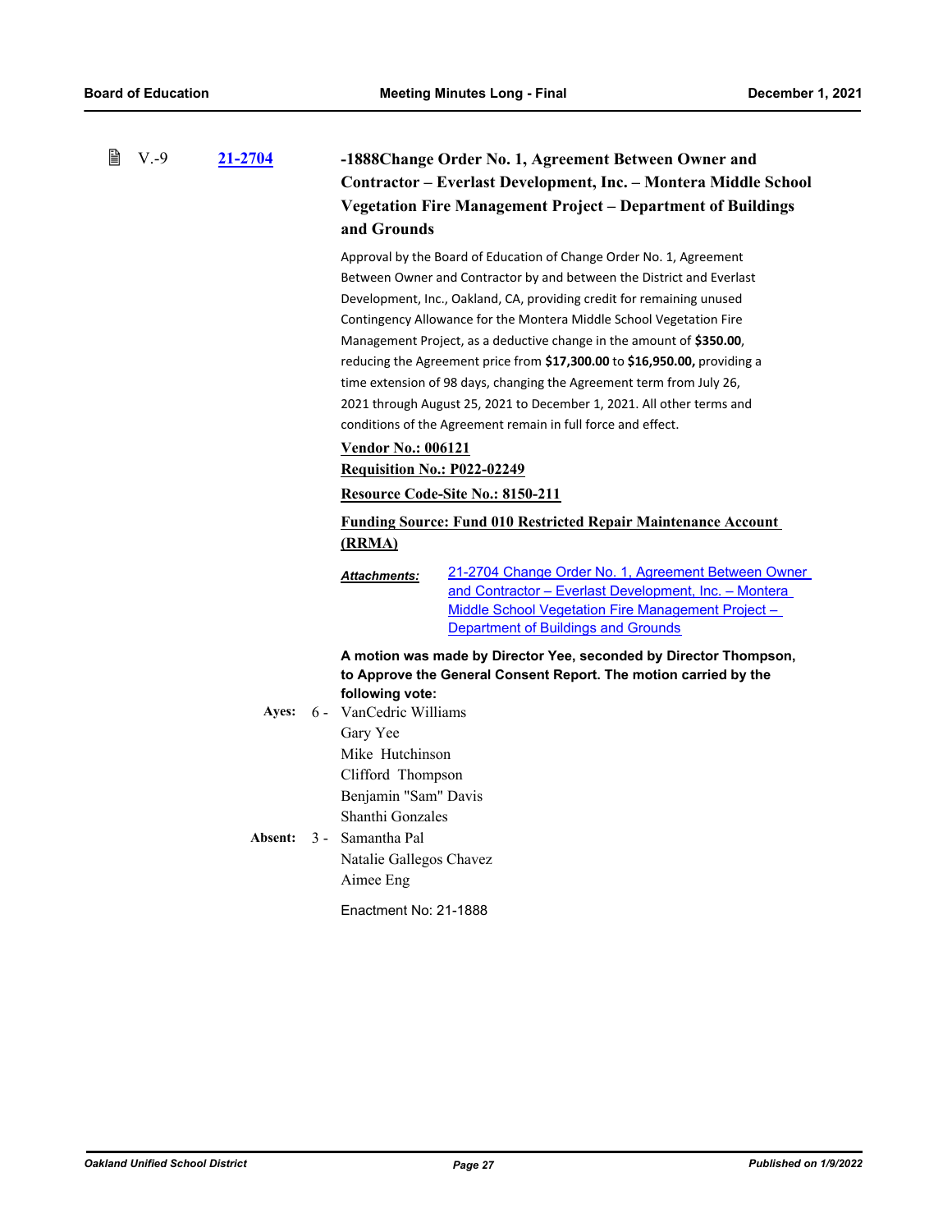V.-9 **21-2704** **-1888Change Order No. 1, Agreement Between Owner and Contractor – Everlast Development, Inc. – Montera Middle School Vegetation Fire Management Project – Department of Buildings and Grounds**

Approval by the Board of Education of Change Order No. 1, Agreement Between Owner and Contractor by and between the District and Everlast Development, Inc., Oakland, CA, providing credit for remaining unused Contingency Allowance for the Montera Middle School Vegetation Fire Management Project, as a deductive change in the amount of **$350.00**, reducing the Agreement price from **$17,300.00** to **$16,950.00,** providing a time extension of 98 days, changing the Agreement term from July 26, 2021 through August 25, 2021 to December 1, 2021. All other terms and conditions of the Agreement remain in full force and effect.

**Vendor No.: 006121**

**Requisition No.: P022-02249**

**Resource Code-Site No.: 8150-211**

**Funding Source: Fund 010 Restricted Repair Maintenance Account (RRMA)**

***Attachments:*** 21-2704 Change Order No. 1, Agreement Between Owner and Contractor – Everlast Development, Inc. – Montera Middle School Vegetation Fire Management Project – Department of Buildings and Grounds

**A motion was made by Director Yee, seconded by Director Thompson, to Approve the General Consent Report. The motion carried by the following vote:**

**Ayes:** 6 - VanCedric Williams
Gary Yee
Mike Hutchinson
Clifford Thompson
Benjamin "Sam" Davis
Shanthi Gonzales

**Absent:** 3 - Samantha Pal
Natalie Gallegos Chavez
Aimee Eng

Enactment No: 21-1888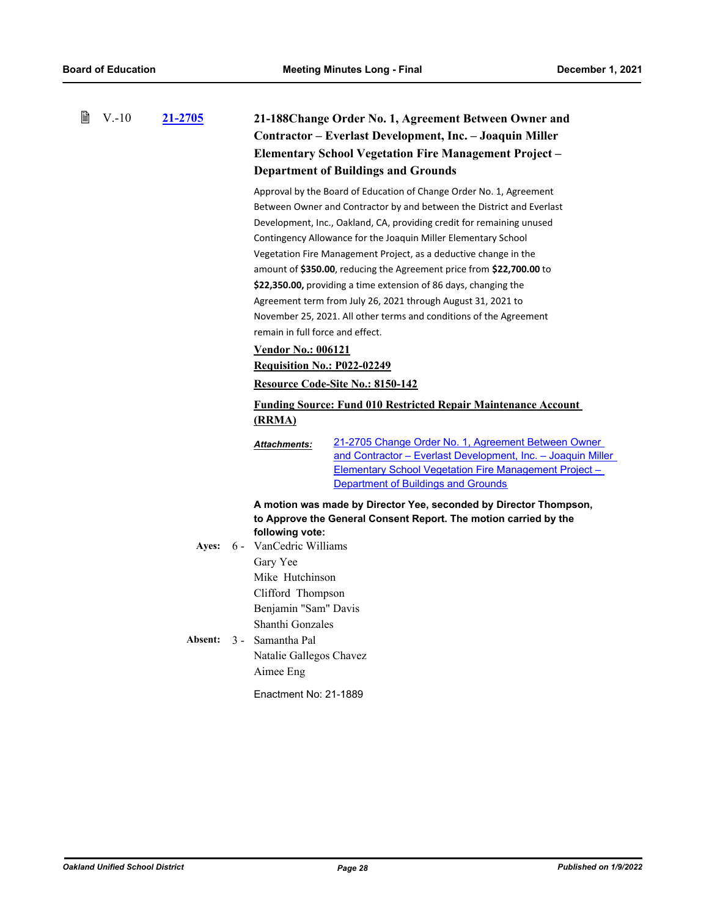V.-10 **21-2705**

### 21-188Change Order No. 1, Agreement Between Owner and Contractor – Everlast Development, Inc. – Joaquin Miller Elementary School Vegetation Fire Management Project – Department of Buildings and Grounds

Approval by the Board of Education of Change Order No. 1, Agreement Between Owner and Contractor by and between the District and Everlast Development, Inc., Oakland, CA, providing credit for remaining unused Contingency Allowance for the Joaquin Miller Elementary School Vegetation Fire Management Project, as a deductive change in the amount of **$350.00**, reducing the Agreement price from **$22,700.00** to **$22,350.00,** providing a time extension of 86 days, changing the Agreement term from July 26, 2021 through August 31, 2021 to November 25, 2021. All other terms and conditions of the Agreement remain in full force and effect.

**Vendor No.: 006121**

**Requisition No.: P022-02249**

**Resource Code-Site No.: 8150-142**

**Funding Source: Fund 010 Restricted Repair Maintenance Account (RRMA)**

***Attachments:*** 21-2705 Change Order No. 1, Agreement Between Owner and Contractor – Everlast Development, Inc. – Joaquin Miller Elementary School Vegetation Fire Management Project – Department of Buildings and Grounds

**A motion was made by Director Yee, seconded by Director Thompson, to Approve the General Consent Report. The motion carried by the following vote:**

**Ayes:** 6 - VanCedric Williams, Gary Yee, Mike Hutchinson, Clifford Thompson, Benjamin "Sam" Davis, Shanthi Gonzales

**Absent:** 3 - Samantha Pal, Natalie Gallegos Chavez, Aimee Eng

Enactment No: 21-1889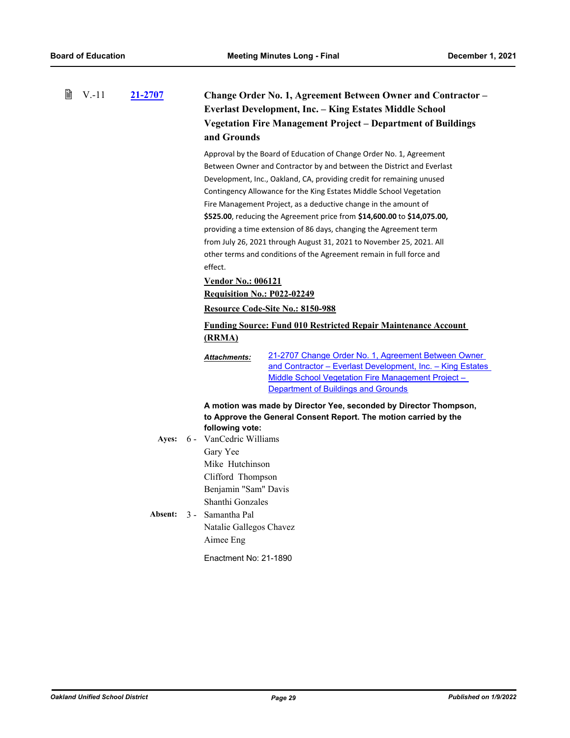V.-11 **21-2707**

### Change Order No. 1, Agreement Between Owner and Contractor – Everlast Development, Inc. – King Estates Middle School Vegetation Fire Management Project – Department of Buildings and Grounds

Approval by the Board of Education of Change Order No. 1, Agreement Between Owner and Contractor by and between the District and Everlast Development, Inc., Oakland, CA, providing credit for remaining unused Contingency Allowance for the King Estates Middle School Vegetation Fire Management Project, as a deductive change in the amount of **$525.00**, reducing the Agreement price from **$14,600.00** to **$14,075.00,** providing a time extension of 86 days, changing the Agreement term from July 26, 2021 through August 31, 2021 to November 25, 2021. All other terms and conditions of the Agreement remain in full force and effect.

**Vendor No.: 006121**

**Requisition No.: P022-02249**

**Resource Code-Site No.: 8150-988**

**Funding Source: Fund 010 Restricted Repair Maintenance Account (RRMA)**

***Attachments:*** 21-2707 Change Order No. 1, Agreement Between Owner and Contractor – Everlast Development, Inc. – King Estates Middle School Vegetation Fire Management Project – Department of Buildings and Grounds

**A motion was made by Director Yee, seconded by Director Thompson, to Approve the General Consent Report. The motion carried by the following vote:**

**Ayes:** 6 - VanCedric Williams
Gary Yee
Mike Hutchinson
Clifford Thompson
Benjamin "Sam" Davis
Shanthi Gonzales

**Absent:** 3 - Samantha Pal
Natalie Gallegos Chavez
Aimee Eng

Enactment No: 21-1890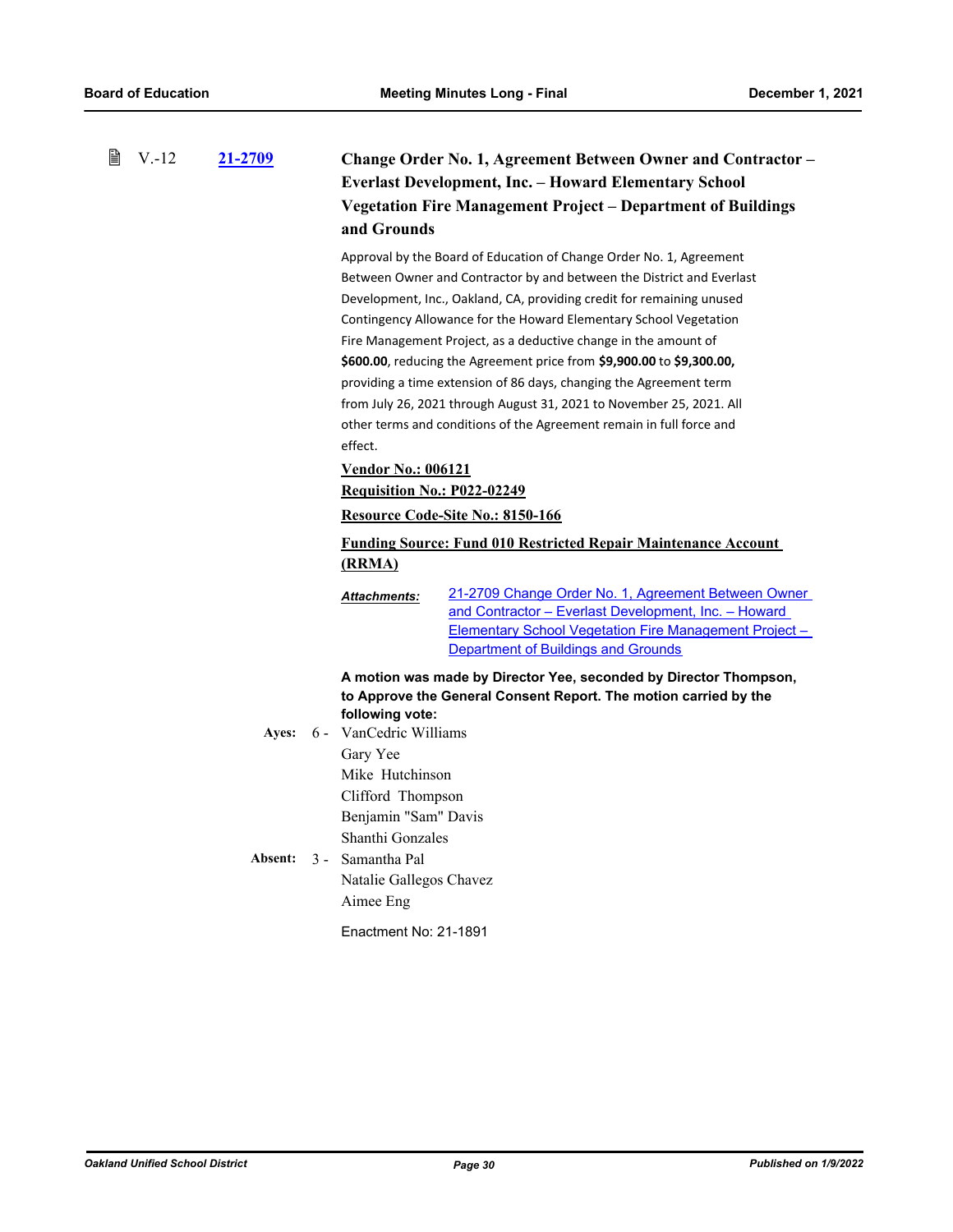V.-12 **21-2709**

### Change Order No. 1, Agreement Between Owner and Contractor – Everlast Development, Inc. – Howard Elementary School Vegetation Fire Management Project – Department of Buildings and Grounds

Approval by the Board of Education of Change Order No. 1, Agreement Between Owner and Contractor by and between the District and Everlast Development, Inc., Oakland, CA, providing credit for remaining unused Contingency Allowance for the Howard Elementary School Vegetation Fire Management Project, as a deductive change in the amount of **$600.00**, reducing the Agreement price from **$9,900.00** to **$9,300.00,** providing a time extension of 86 days, changing the Agreement term from July 26, 2021 through August 31, 2021 to November 25, 2021. All other terms and conditions of the Agreement remain in full force and effect.

**Vendor No.: 006121**

**Requisition No.: P022-02249**

**Resource Code-Site No.: 8150-166**

**Funding Source: Fund 010 Restricted Repair Maintenance Account (RRMA)**

***Attachments:*** 21-2709 Change Order No. 1, Agreement Between Owner and Contractor – Everlast Development, Inc. – Howard Elementary School Vegetation Fire Management Project – Department of Buildings and Grounds

**A motion was made by Director Yee, seconded by Director Thompson, to Approve the General Consent Report. The motion carried by the following vote:**

**Ayes:** 6 - VanCedric Williams
Gary Yee
Mike Hutchinson
Clifford Thompson
Benjamin "Sam" Davis
Shanthi Gonzales

**Absent:** 3 - Samantha Pal
Natalie Gallegos Chavez
Aimee Eng

Enactment No: 21-1891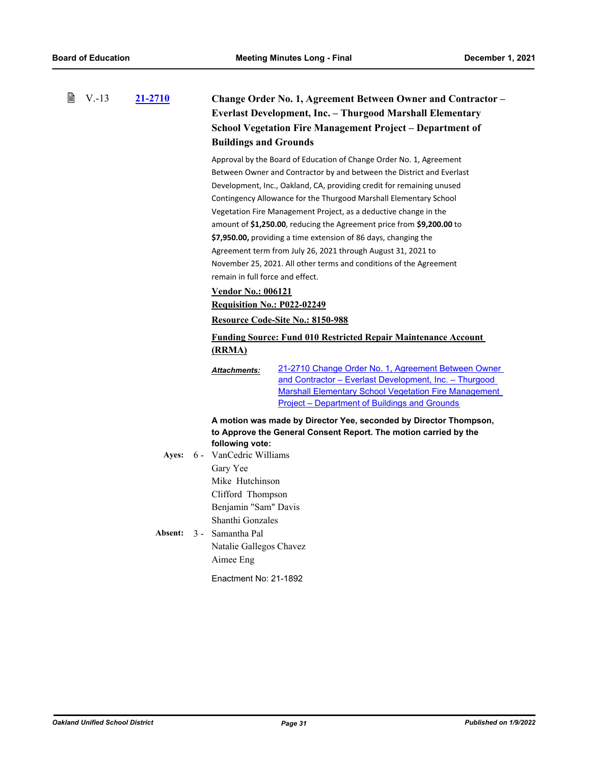V.-13 **21-2710**

### Change Order No. 1, Agreement Between Owner and Contractor – Everlast Development, Inc. – Thurgood Marshall Elementary School Vegetation Fire Management Project – Department of Buildings and Grounds

Approval by the Board of Education of Change Order No. 1, Agreement Between Owner and Contractor by and between the District and Everlast Development, Inc., Oakland, CA, providing credit for remaining unused Contingency Allowance for the Thurgood Marshall Elementary School Vegetation Fire Management Project, as a deductive change in the amount of **$1,250.00**, reducing the Agreement price from **$9,200.00** to **$7,950.00,** providing a time extension of 86 days, changing the Agreement term from July 26, 2021 through August 31, 2021 to November 25, 2021. All other terms and conditions of the Agreement remain in full force and effect.

**Vendor No.: 006121**

**Requisition No.: P022-02249**

**Resource Code-Site No.: 8150-988**

**Funding Source: Fund 010 Restricted Repair Maintenance Account (RRMA)**

***Attachments:*** 21-2710 Change Order No. 1, Agreement Between Owner and Contractor – Everlast Development, Inc. – Thurgood Marshall Elementary School Vegetation Fire Management Project – Department of Buildings and Grounds

**A motion was made by Director Yee, seconded by Director Thompson, to Approve the General Consent Report. The motion carried by the following vote:**

**Ayes:** 6 - VanCedric Williams, Gary Yee, Mike Hutchinson, Clifford Thompson, Benjamin "Sam" Davis, Shanthi Gonzales

**Absent:** 3 - Samantha Pal, Natalie Gallegos Chavez, Aimee Eng

Enactment No: 21-1892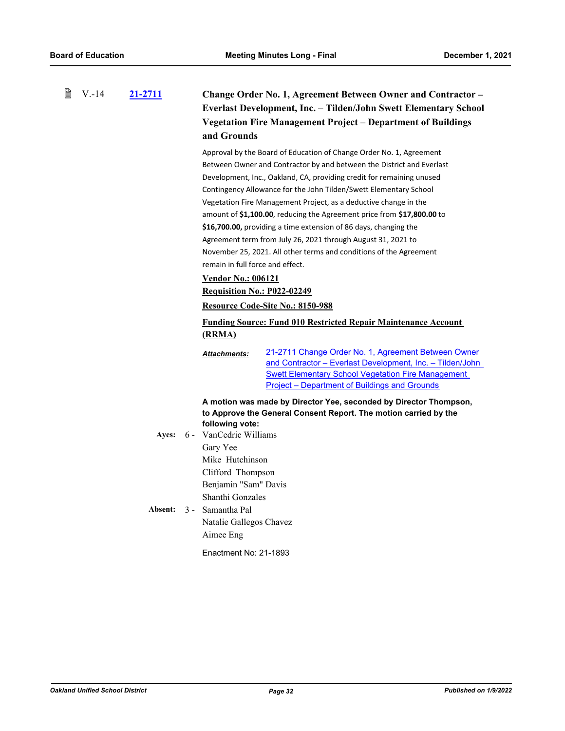V.-14 **21-2711**

### Change Order No. 1, Agreement Between Owner and Contractor – Everlast Development, Inc. – Tilden/John Swett Elementary School Vegetation Fire Management Project – Department of Buildings and Grounds

Approval by the Board of Education of Change Order No. 1, Agreement Between Owner and Contractor by and between the District and Everlast Development, Inc., Oakland, CA, providing credit for remaining unused Contingency Allowance for the John Tilden/Swett Elementary School Vegetation Fire Management Project, as a deductive change in the amount of **$1,100.00**, reducing the Agreement price from **$17,800.00** to **$16,700.00,** providing a time extension of 86 days, changing the Agreement term from July 26, 2021 through August 31, 2021 to November 25, 2021. All other terms and conditions of the Agreement remain in full force and effect.

**Vendor No.: 006121**

**Requisition No.: P022-02249**

**Resource Code-Site No.: 8150-988**

**Funding Source: Fund 010 Restricted Repair Maintenance Account (RRMA)**

***Attachments:*** 21-2711 Change Order No. 1, Agreement Between Owner and Contractor – Everlast Development, Inc. – Tilden/John Swett Elementary School Vegetation Fire Management Project – Department of Buildings and Grounds

**A motion was made by Director Yee, seconded by Director Thompson, to Approve the General Consent Report. The motion carried by the following vote:**

**Ayes:** 6 - VanCedric Williams, Gary Yee, Mike Hutchinson, Clifford Thompson, Benjamin "Sam" Davis, Shanthi Gonzales

**Absent:** 3 - Samantha Pal, Natalie Gallegos Chavez, Aimee Eng

Enactment No: 21-1893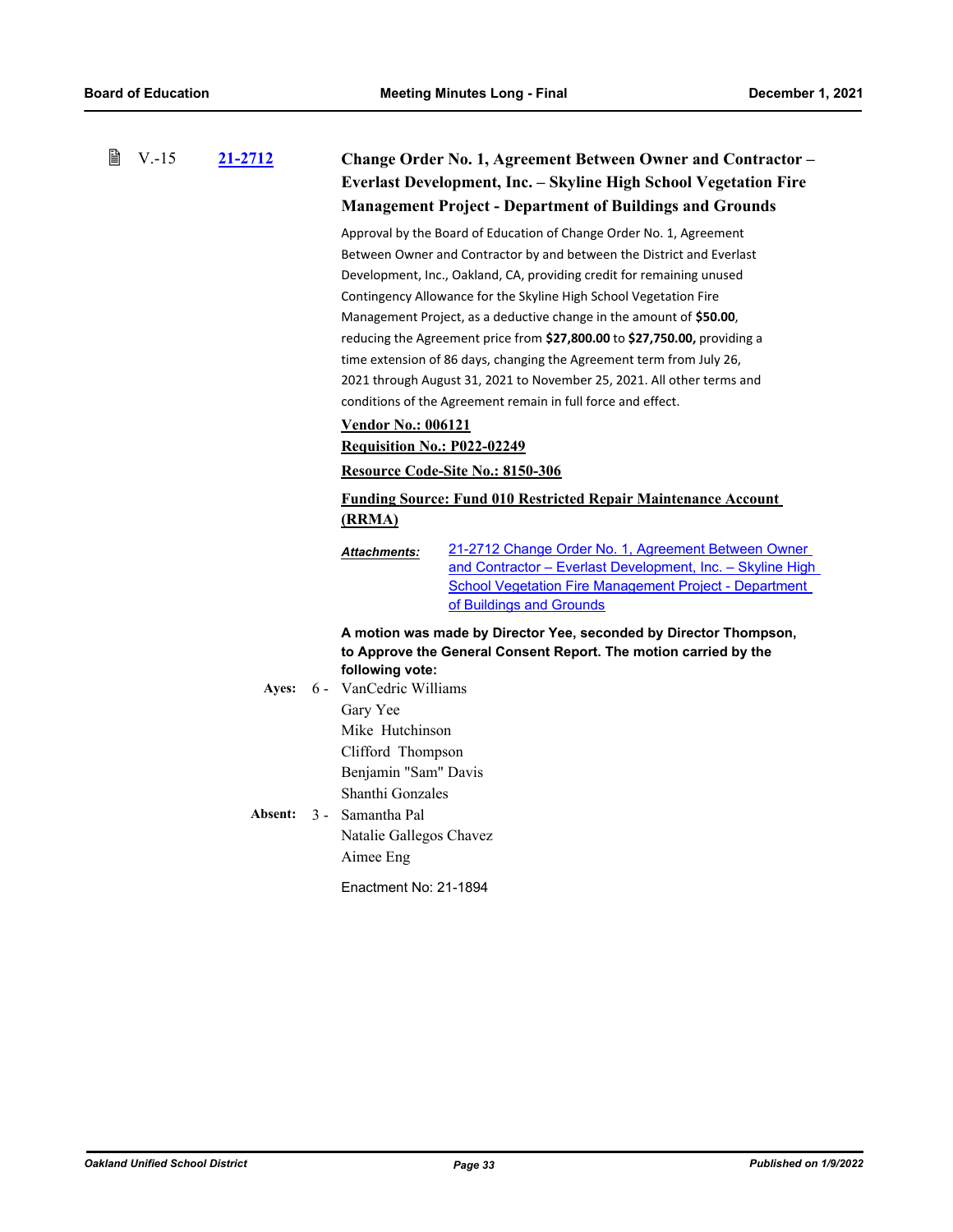V.-15 **21-2712**

### Change Order No. 1, Agreement Between Owner and Contractor – Everlast Development, Inc. – Skyline High School Vegetation Fire Management Project - Department of Buildings and Grounds

Approval by the Board of Education of Change Order No. 1, Agreement Between Owner and Contractor by and between the District and Everlast Development, Inc., Oakland, CA, providing credit for remaining unused Contingency Allowance for the Skyline High School Vegetation Fire Management Project, as a deductive change in the amount of **$50.00**, reducing the Agreement price from **$27,800.00** to **$27,750.00,** providing a time extension of 86 days, changing the Agreement term from July 26, 2021 through August 31, 2021 to November 25, 2021. All other terms and conditions of the Agreement remain in full force and effect.

**Vendor No.: 006121**

**Requisition No.: P022-02249**

**Resource Code-Site No.: 8150-306**

**Funding Source: Fund 010 Restricted Repair Maintenance Account (RRMA)**

***Attachments:*** 21-2712 Change Order No. 1, Agreement Between Owner and Contractor – Everlast Development, Inc. – Skyline High School Vegetation Fire Management Project - Department of Buildings and Grounds

**A motion was made by Director Yee, seconded by Director Thompson, to Approve the General Consent Report. The motion carried by the following vote:**

**Ayes:** 6 - VanCedric Williams, Gary Yee, Mike Hutchinson, Clifford Thompson, Benjamin "Sam" Davis, Shanthi Gonzales

**Absent:** 3 - Samantha Pal, Natalie Gallegos Chavez, Aimee Eng

Enactment No: 21-1894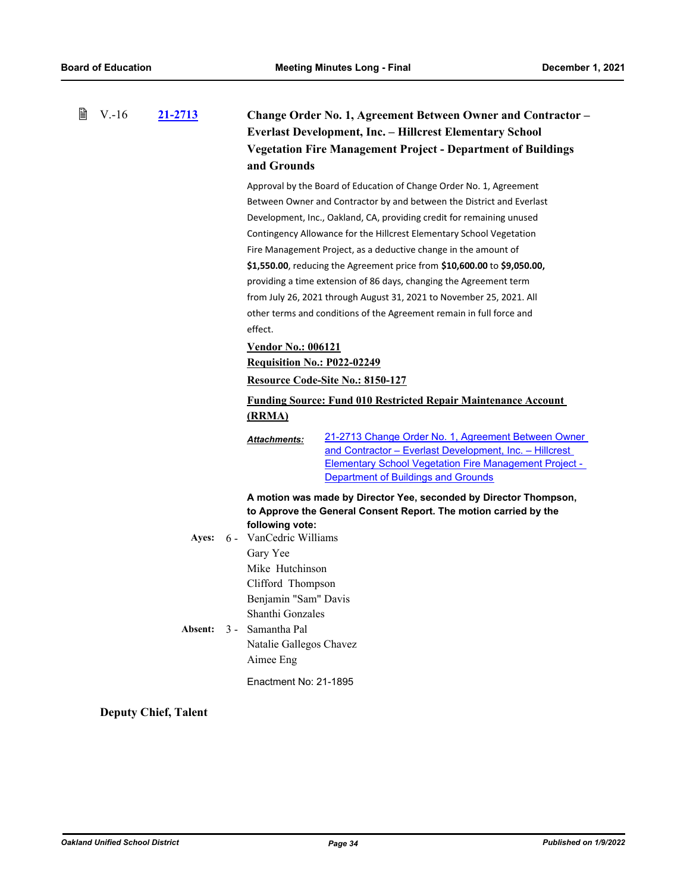V.-16 **21-2713** **Change Order No. 1, Agreement Between Owner and Contractor – Everlast Development, Inc. – Hillcrest Elementary School Vegetation Fire Management Project - Department of Buildings and Grounds**

Approval by the Board of Education of Change Order No. 1, Agreement Between Owner and Contractor by and between the District and Everlast Development, Inc., Oakland, CA, providing credit for remaining unused Contingency Allowance for the Hillcrest Elementary School Vegetation Fire Management Project, as a deductive change in the amount of **$1,550.00**, reducing the Agreement price from **$10,600.00** to **$9,050.00,** providing a time extension of 86 days, changing the Agreement term from July 26, 2021 through August 31, 2021 to November 25, 2021. All other terms and conditions of the Agreement remain in full force and effect.

**Vendor No.: 006121**

**Requisition No.: P022-02249**

**Resource Code-Site No.: 8150-127**

**Funding Source: Fund 010 Restricted Repair Maintenance Account (RRMA)**

***Attachments:*** 21-2713 Change Order No. 1, Agreement Between Owner and Contractor – Everlast Development, Inc. – Hillcrest Elementary School Vegetation Fire Management Project - Department of Buildings and Grounds

**A motion was made by Director Yee, seconded by Director Thompson, to Approve the General Consent Report. The motion carried by the following vote:**

**Ayes:** 6 - VanCedric Williams
Gary Yee
Mike Hutchinson
Clifford Thompson
Benjamin "Sam" Davis
Shanthi Gonzales

**Absent:** 3 - Samantha Pal
Natalie Gallegos Chavez
Aimee Eng

Enactment No: 21-1895

**Deputy Chief, Talent**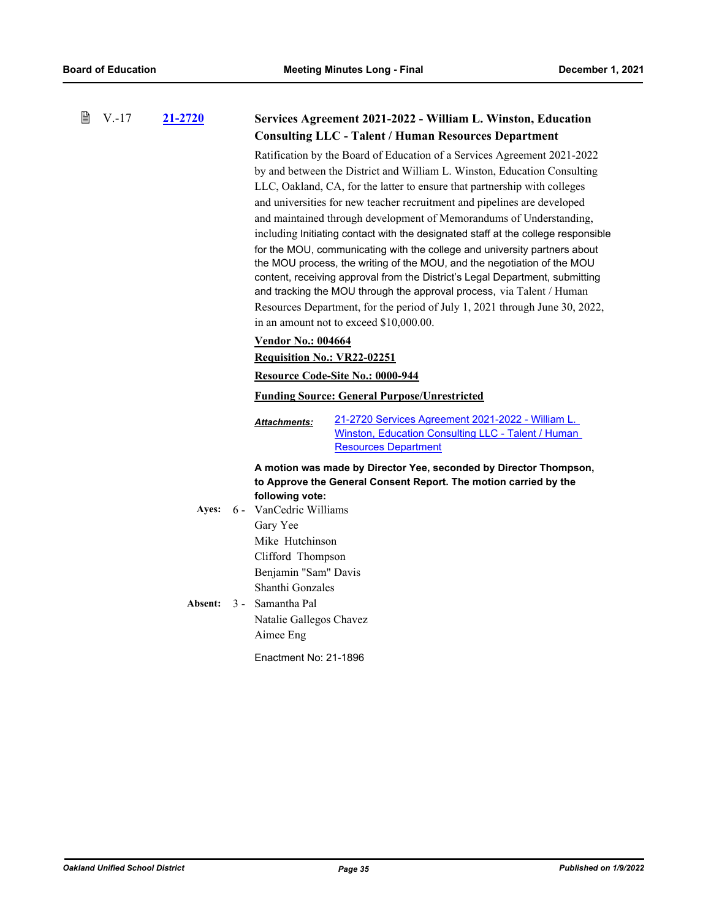V.-17 **21-2720**

### Services Agreement 2021-2022 - William L. Winston, Education Consulting LLC - Talent / Human Resources Department

Ratification by the Board of Education of a Services Agreement 2021-2022 by and between the District and William L. Winston, Education Consulting LLC, Oakland, CA, for the latter to ensure that partnership with colleges and universities for new teacher recruitment and pipelines are developed and maintained through development of Memorandums of Understanding, including Initiating contact with the designated staff at the college responsible for the MOU, communicating with the college and university partners about the MOU process, the writing of the MOU, and the negotiation of the MOU content, receiving approval from the District's Legal Department, submitting and tracking the MOU through the approval process, via Talent / Human Resources Department, for the period of July 1, 2021 through June 30, 2022, in an amount not to exceed $10,000.00.

**Vendor No.: 004664**

**Requisition No.: VR22-02251**

**Resource Code-Site No.: 0000-944**

**Funding Source: General Purpose/Unrestricted**

***Attachments:*** 21-2720 Services Agreement 2021-2022 - William L. Winston, Education Consulting LLC - Talent / Human Resources Department

**A motion was made by Director Yee, seconded by Director Thompson, to Approve the General Consent Report. The motion carried by the following vote:**

**Ayes:** 6 - VanCedric Williams
Gary Yee
Mike Hutchinson
Clifford Thompson
Benjamin "Sam" Davis
Shanthi Gonzales

**Absent:** 3 - Samantha Pal
Natalie Gallegos Chavez
Aimee Eng

Enactment No: 21-1896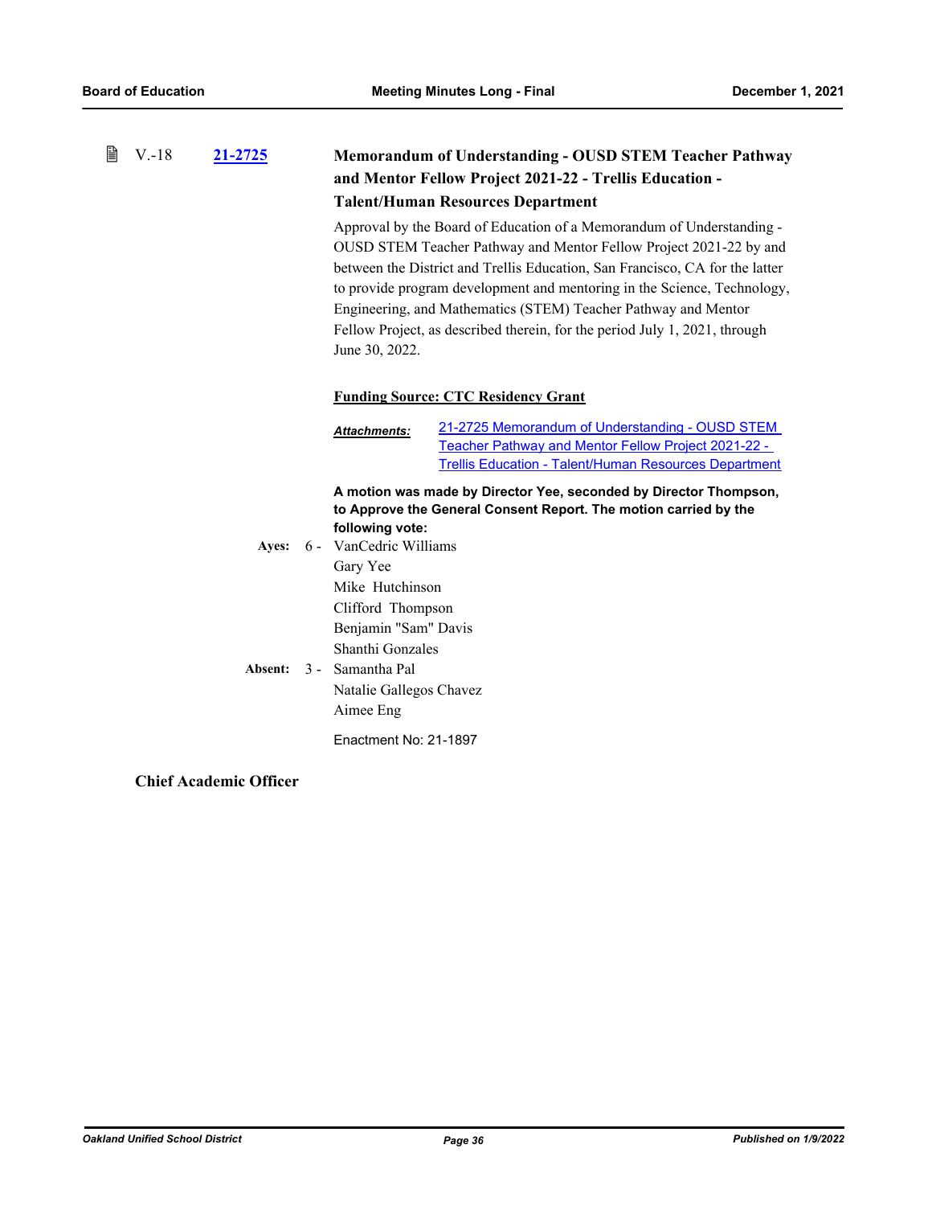V.-18 **21-2725**

### Memorandum of Understanding - OUSD STEM Teacher Pathway and Mentor Fellow Project 2021-22 - Trellis Education - Talent/Human Resources Department

Approval by the Board of Education of a Memorandum of Understanding - OUSD STEM Teacher Pathway and Mentor Fellow Project 2021-22 by and between the District and Trellis Education, San Francisco, CA for the latter to provide program development and mentoring in the Science, Technology, Engineering, and Mathematics (STEM) Teacher Pathway and Mentor Fellow Project, as described therein, for the period July 1, 2021, through June 30, 2022.

**Funding Source: CTC Residency Grant**

***Attachments:*** 21-2725 Memorandum of Understanding - OUSD STEM Teacher Pathway and Mentor Fellow Project 2021-22 - Trellis Education - Talent/Human Resources Department

**A motion was made by Director Yee, seconded by Director Thompson, to Approve the General Consent Report. The motion carried by the following vote:**

**Ayes:** 6 - VanCedric Williams
Gary Yee
Mike Hutchinson
Clifford Thompson
Benjamin "Sam" Davis
Shanthi Gonzales

**Absent:** 3 - Samantha Pal
Natalie Gallegos Chavez
Aimee Eng

Enactment No: 21-1897

**Chief Academic Officer**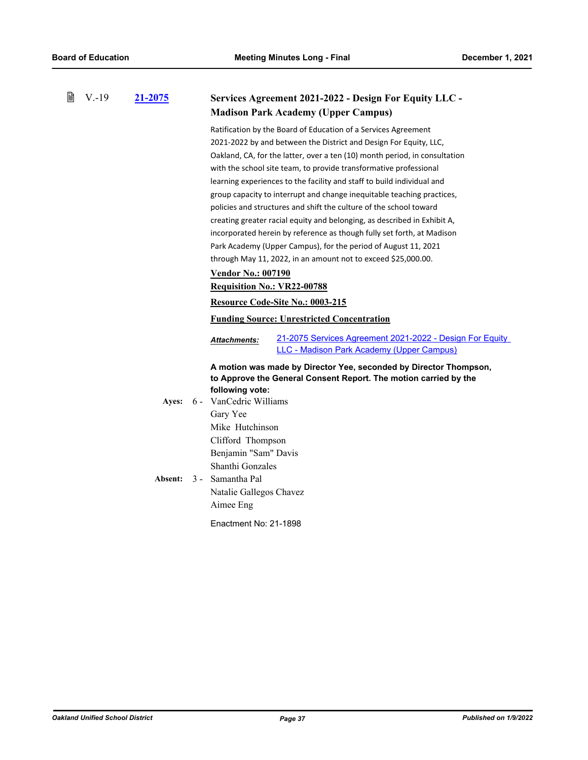V.-19 **21-2075** **Services Agreement 2021-2022 - Design For Equity LLC - Madison Park Academy (Upper Campus)**

Ratification by the Board of Education of a Services Agreement 2021-2022 by and between the District and Design For Equity, LLC, Oakland, CA, for the latter, over a ten (10) month period, in consultation with the school site team, to provide transformative professional learning experiences to the facility and staff to build individual and group capacity to interrupt and change inequitable teaching practices, policies and structures and shift the culture of the school toward creating greater racial equity and belonging, as described in Exhibit A, incorporated herein by reference as though fully set forth, at Madison Park Academy (Upper Campus), for the period of August 11, 2021 through May 11, 2022, in an amount not to exceed $25,000.00.

**Vendor No.: 007190**

**Requisition No.: VR22-00788**

**Resource Code-Site No.: 0003-215**

**Funding Source: Unrestricted Concentration**

***Attachments:*** 21-2075 Services Agreement 2021-2022 - Design For Equity LLC - Madison Park Academy (Upper Campus)

**A motion was made by Director Yee, seconded by Director Thompson, to Approve the General Consent Report. The motion carried by the following vote:**

**Ayes:** 6 - VanCedric Williams
Gary Yee
Mike Hutchinson
Clifford Thompson
Benjamin "Sam" Davis
Shanthi Gonzales

**Absent:** 3 - Samantha Pal
Natalie Gallegos Chavez
Aimee Eng

Enactment No: 21-1898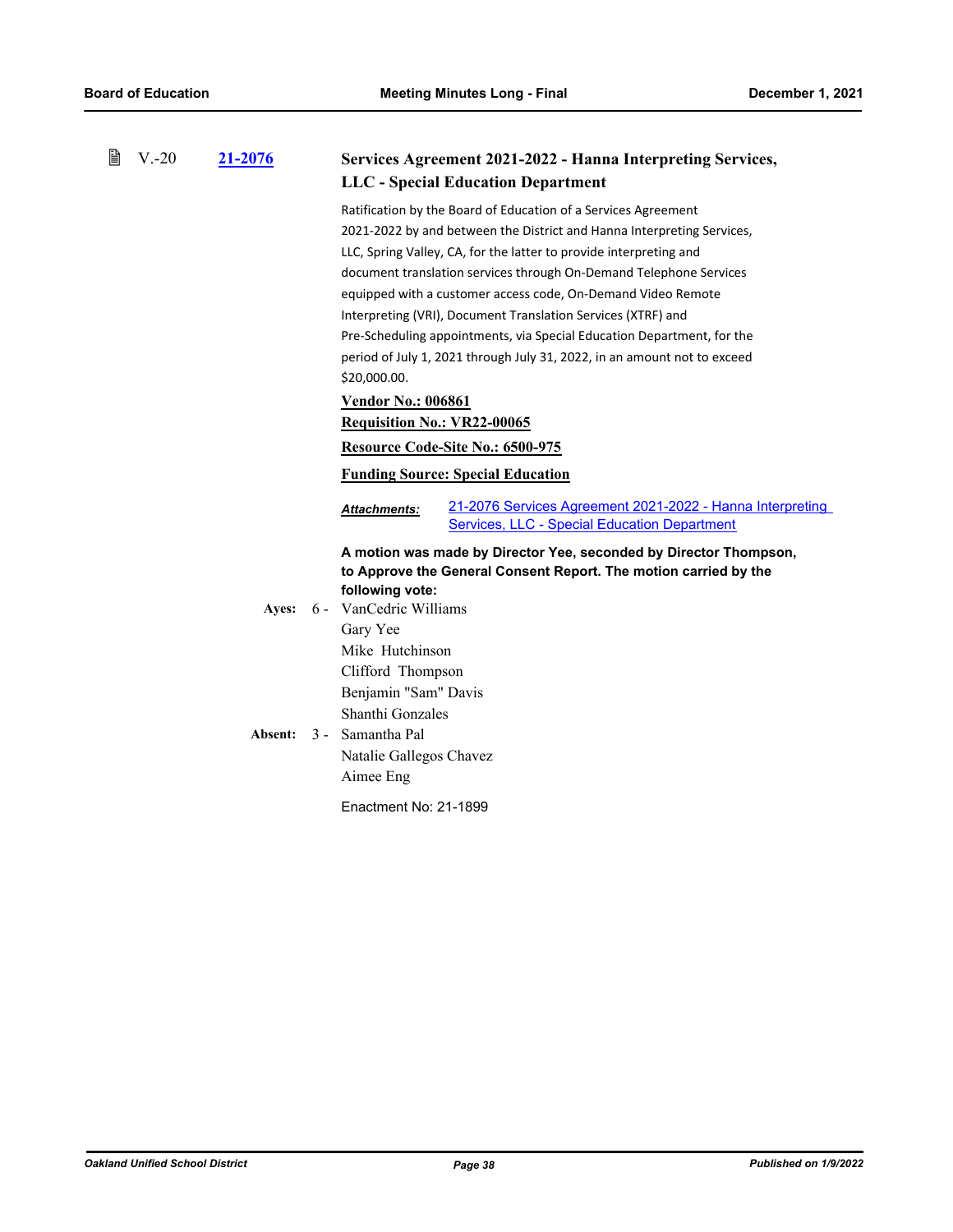V.-20 **21-2076**

### Services Agreement 2021-2022 - Hanna Interpreting Services, LLC - Special Education Department

Ratification by the Board of Education of a Services Agreement 2021-2022 by and between the District and Hanna Interpreting Services, LLC, Spring Valley, CA, for the latter to provide interpreting and document translation services through On-Demand Telephone Services equipped with a customer access code, On-Demand Video Remote Interpreting (VRI), Document Translation Services (XTRF) and Pre-Scheduling appointments, via Special Education Department, for the period of July 1, 2021 through July 31, 2022, in an amount not to exceed $20,000.00.

**Vendor No.: 006861**

**Requisition No.: VR22-00065**

**Resource Code-Site No.: 6500-975**

**Funding Source: Special Education**

***Attachments:*** 21-2076 Services Agreement 2021-2022 - Hanna Interpreting Services, LLC - Special Education Department

**A motion was made by Director Yee, seconded by Director Thompson, to Approve the General Consent Report. The motion carried by the following vote:**

**Ayes:** 6 - VanCedric Williams, Gary Yee, Mike Hutchinson, Clifford Thompson, Benjamin "Sam" Davis, Shanthi Gonzales

**Absent:** 3 - Samantha Pal, Natalie Gallegos Chavez, Aimee Eng

Enactment No: 21-1899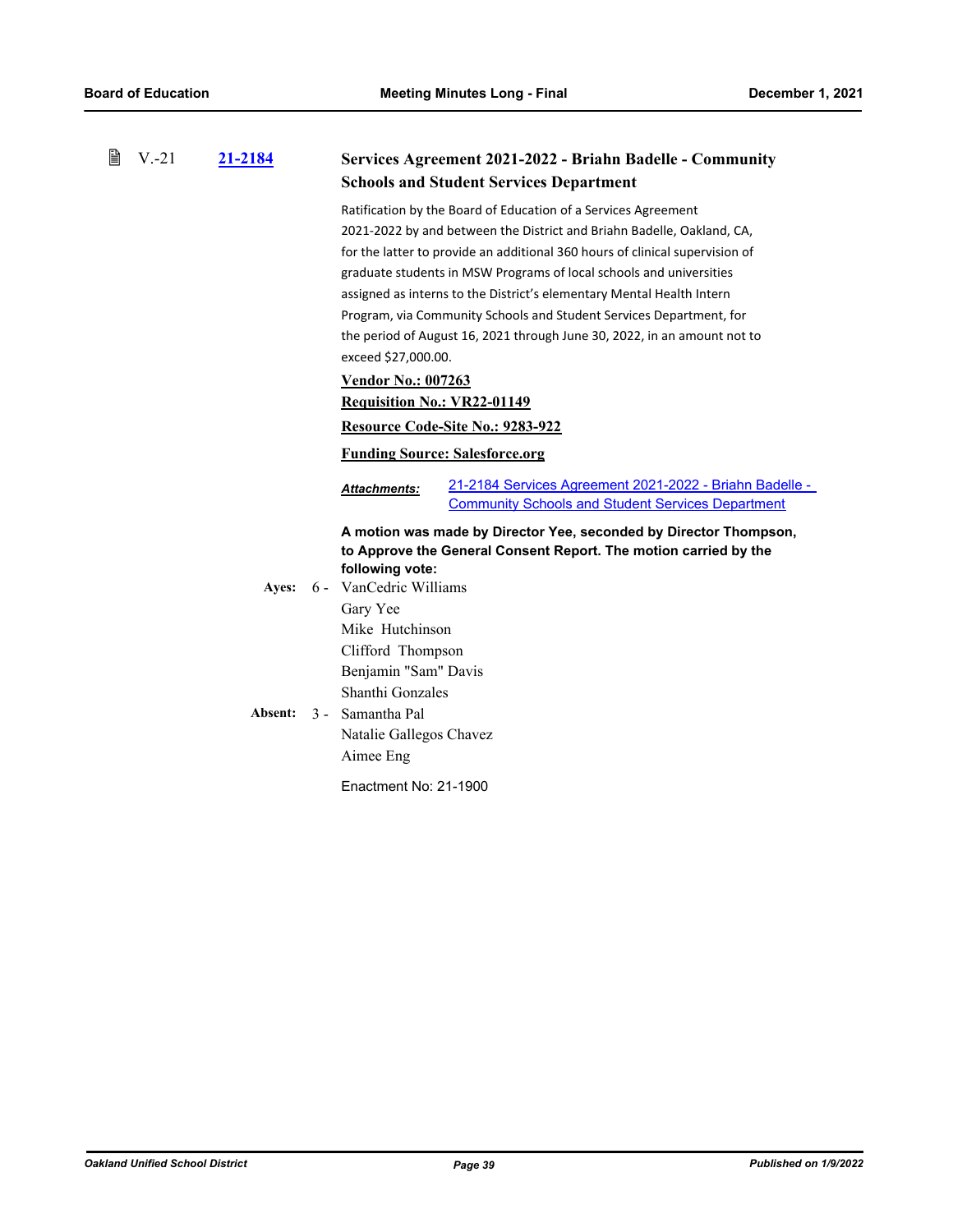V.-21 **21-2184** 

### Services Agreement 2021-2022 - Briahn Badelle - Community Schools and Student Services Department

Ratification by the Board of Education of a Services Agreement 2021-2022 by and between the District and Briahn Badelle, Oakland, CA, for the latter to provide an additional 360 hours of clinical supervision of graduate students in MSW Programs of local schools and universities assigned as interns to the District's elementary Mental Health Intern Program, via Community Schools and Student Services Department, for the period of August 16, 2021 through June 30, 2022, in an amount not to exceed $27,000.00.

**Vendor No.: 007263**

**Requisition No.: VR22-01149**

**Resource Code-Site No.: 9283-922**

**Funding Source: Salesforce.org**

***Attachments:*** 21-2184 Services Agreement 2021-2022 - Briahn Badelle - Community Schools and Student Services Department

**A motion was made by Director Yee, seconded by Director Thompson, to Approve the General Consent Report. The motion carried by the following vote:**

**Ayes:** 6 - VanCedric Williams
Gary Yee
Mike Hutchinson
Clifford Thompson
Benjamin "Sam" Davis
Shanthi Gonzales

**Absent:** 3 - Samantha Pal
Natalie Gallegos Chavez
Aimee Eng

Enactment No: 21-1900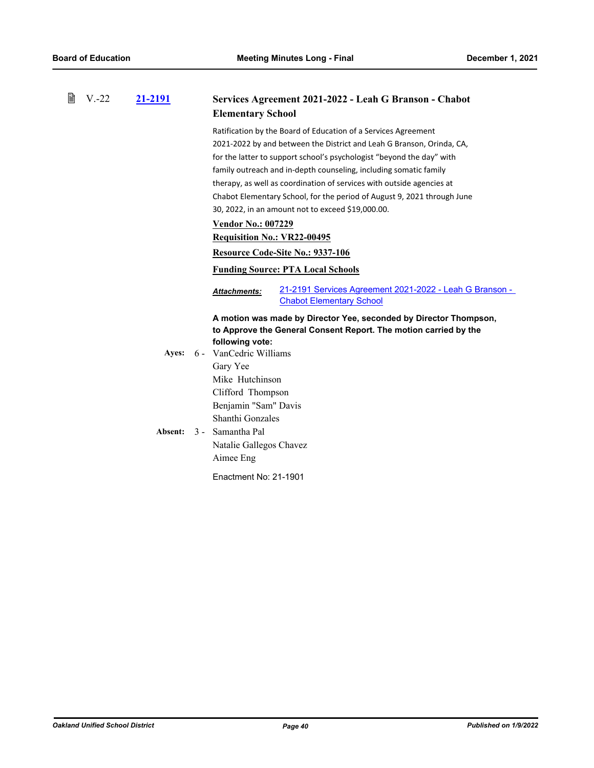V.-22 **21-2191**

### Services Agreement 2021-2022 - Leah G Branson - Chabot Elementary School

Ratification by the Board of Education of a Services Agreement 2021-2022 by and between the District and Leah G Branson, Orinda, CA, for the latter to support school's psychologist "beyond the day" with family outreach and in-depth counseling, including somatic family therapy, as well as coordination of services with outside agencies at Chabot Elementary School, for the period of August 9, 2021 through June 30, 2022, in an amount not to exceed $19,000.00.

**Vendor No.: 007229**

**Requisition No.: VR22-00495**

**Resource Code-Site No.: 9337-106**

**Funding Source: PTA Local Schools**

***Attachments:*** 21-2191 Services Agreement 2021-2022 - Leah G Branson - Chabot Elementary School

**A motion was made by Director Yee, seconded by Director Thompson, to Approve the General Consent Report. The motion carried by the following vote:**

**Ayes:** 6 - VanCedric Williams
Gary Yee
Mike Hutchinson
Clifford Thompson
Benjamin "Sam" Davis
Shanthi Gonzales

**Absent:** 3 - Samantha Pal
Natalie Gallegos Chavez
Aimee Eng

Enactment No: 21-1901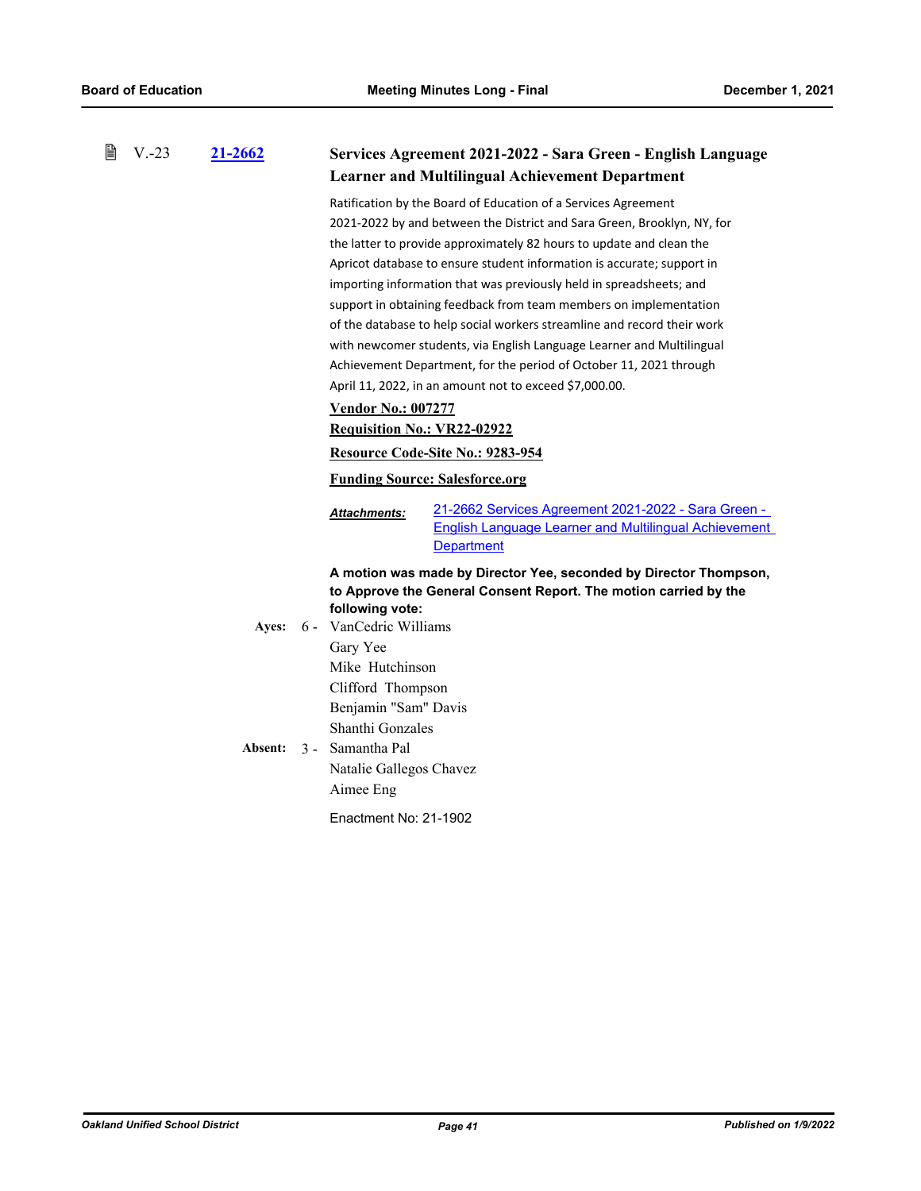V.-23 **21-2662** 

### Services Agreement 2021-2022 - Sara Green - English Language Learner and Multilingual Achievement Department

Ratification by the Board of Education of a Services Agreement 2021-2022 by and between the District and Sara Green, Brooklyn, NY, for the latter to provide approximately 82 hours to update and clean the Apricot database to ensure student information is accurate; support in importing information that was previously held in spreadsheets; and support in obtaining feedback from team members on implementation of the database to help social workers streamline and record their work with newcomer students, via English Language Learner and Multilingual Achievement Department, for the period of October 11, 2021 through April 11, 2022, in an amount not to exceed $7,000.00.

**Vendor No.: 007277**

**Requisition No.: VR22-02922**

**Resource Code-Site No.: 9283-954**

**Funding Source: Salesforce.org**

***Attachments:*** 21-2662 Services Agreement 2021-2022 - Sara Green - English Language Learner and Multilingual Achievement Department

**A motion was made by Director Yee, seconded by Director Thompson, to Approve the General Consent Report. The motion carried by the following vote:**

**Ayes:** 6 - VanCedric Williams
Gary Yee
Mike Hutchinson
Clifford Thompson
Benjamin "Sam" Davis
Shanthi Gonzales

**Absent:** 3 - Samantha Pal
Natalie Gallegos Chavez
Aimee Eng

Enactment No: 21-1902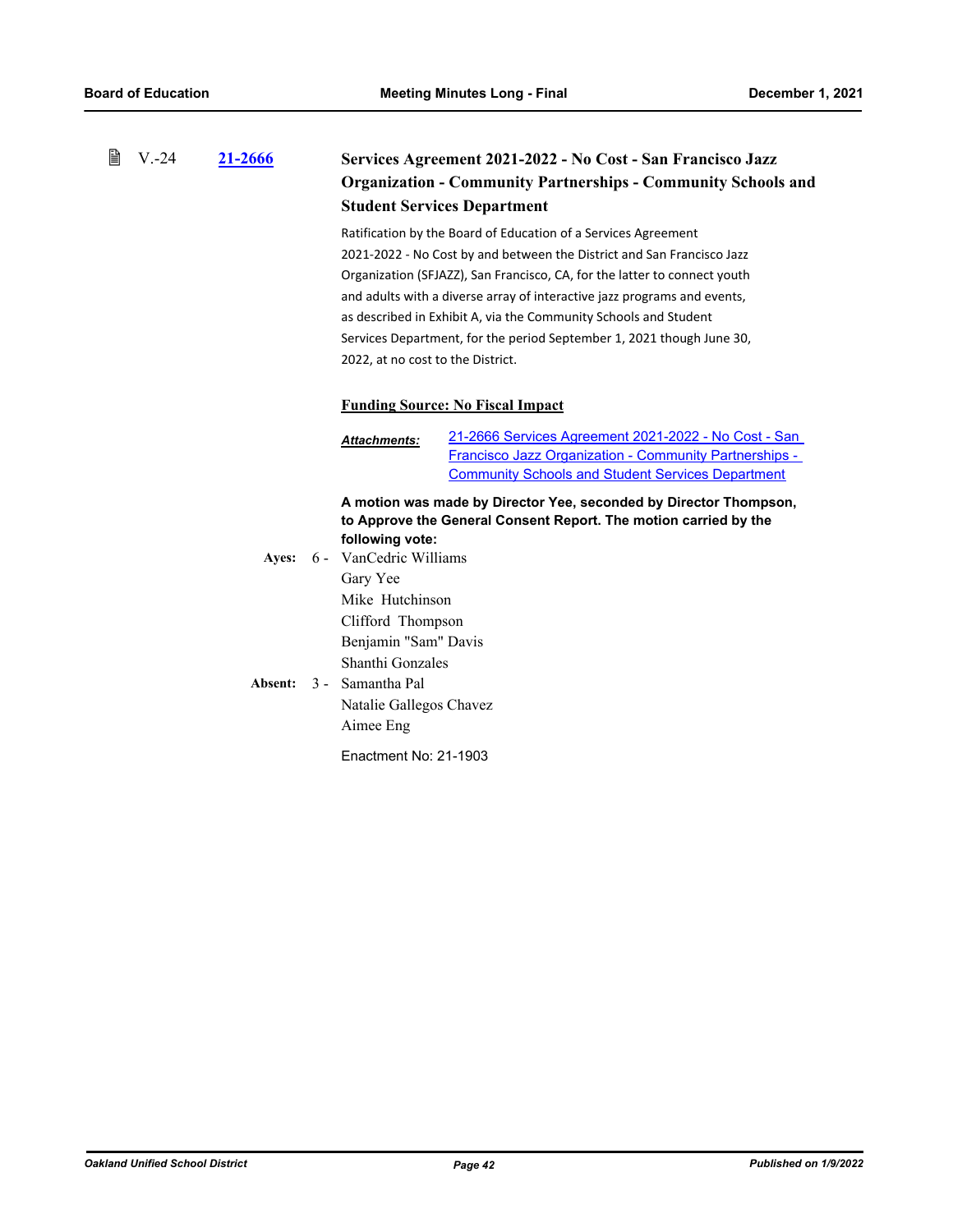V.-24 **21-2666**

### Services Agreement 2021-2022 - No Cost - San Francisco Jazz Organization - Community Partnerships - Community Schools and Student Services Department

Ratification by the Board of Education of a Services Agreement 2021-2022 - No Cost by and between the District and San Francisco Jazz Organization (SFJAZZ), San Francisco, CA, for the latter to connect youth and adults with a diverse array of interactive jazz programs and events, as described in Exhibit A, via the Community Schools and Student Services Department, for the period September 1, 2021 though June 30, 2022, at no cost to the District.

**Funding Source: No Fiscal Impact**

***Attachments:*** 21-2666 Services Agreement 2021-2022 - No Cost - San Francisco Jazz Organization - Community Partnerships - Community Schools and Student Services Department

**A motion was made by Director Yee, seconded by Director Thompson, to Approve the General Consent Report. The motion carried by the following vote:**

**Ayes:** 6 - VanCedric Williams
Gary Yee
Mike Hutchinson
Clifford Thompson
Benjamin "Sam" Davis
Shanthi Gonzales

**Absent:** 3 - Samantha Pal
Natalie Gallegos Chavez
Aimee Eng

Enactment No: 21-1903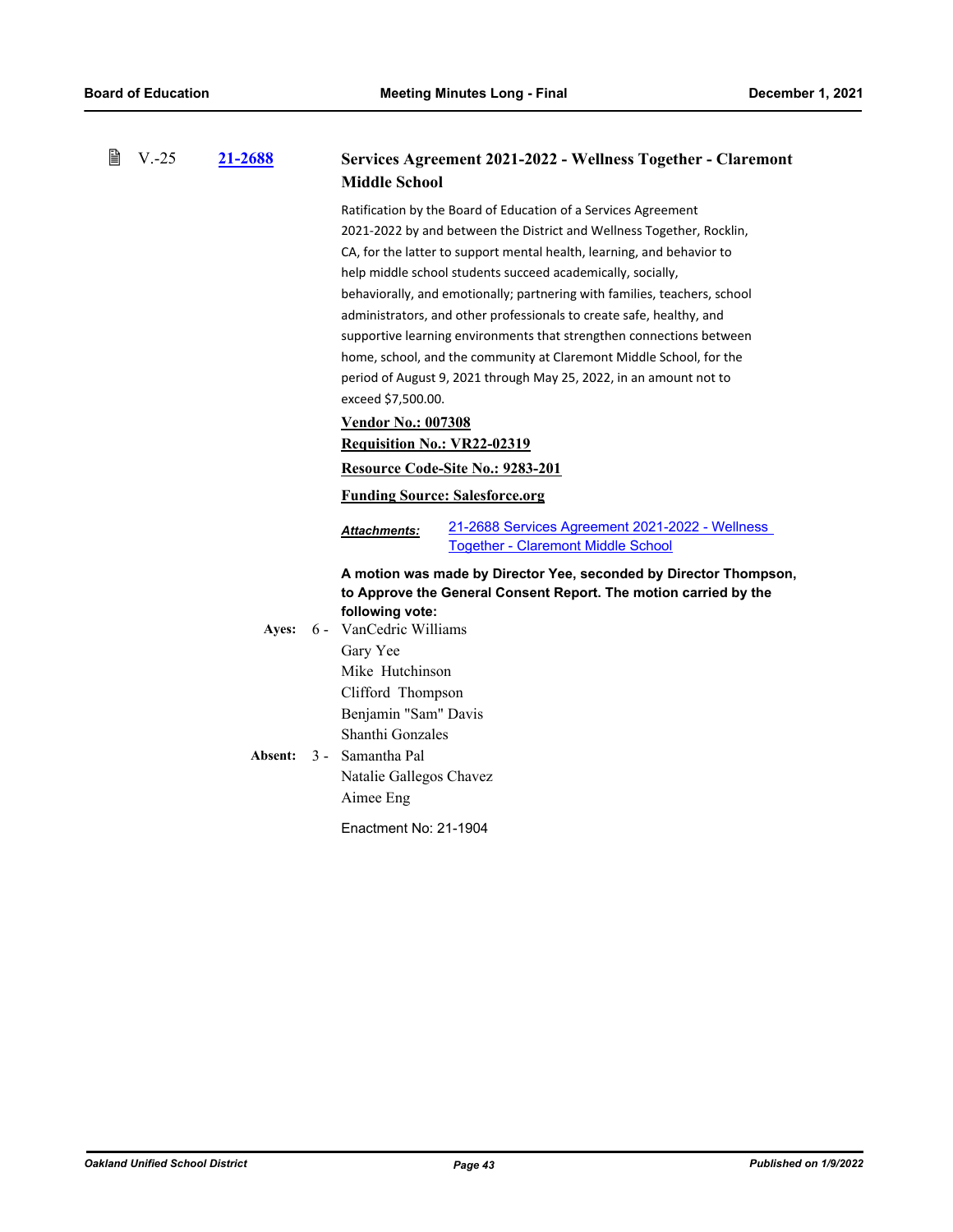V.-25 **21-2688**

### Services Agreement 2021-2022 - Wellness Together - Claremont Middle School

Ratification by the Board of Education of a Services Agreement 2021-2022 by and between the District and Wellness Together, Rocklin, CA, for the latter to support mental health, learning, and behavior to help middle school students succeed academically, socially, behaviorally, and emotionally; partnering with families, teachers, school administrators, and other professionals to create safe, healthy, and supportive learning environments that strengthen connections between home, school, and the community at Claremont Middle School, for the period of August 9, 2021 through May 25, 2022, in an amount not to exceed $7,500.00.

**Vendor No.: 007308**

**Requisition No.: VR22-02319**

**Resource Code-Site No.: 9283-201**

**Funding Source: Salesforce.org**

***Attachments:*** 21-2688 Services Agreement 2021-2022 - Wellness Together - Claremont Middle School

**A motion was made by Director Yee, seconded by Director Thompson, to Approve the General Consent Report. The motion carried by the following vote:**

**Ayes:** 6 - VanCedric Williams
Gary Yee
Mike Hutchinson
Clifford Thompson
Benjamin "Sam" Davis
Shanthi Gonzales

**Absent:** 3 - Samantha Pal
Natalie Gallegos Chavez
Aimee Eng

Enactment No: 21-1904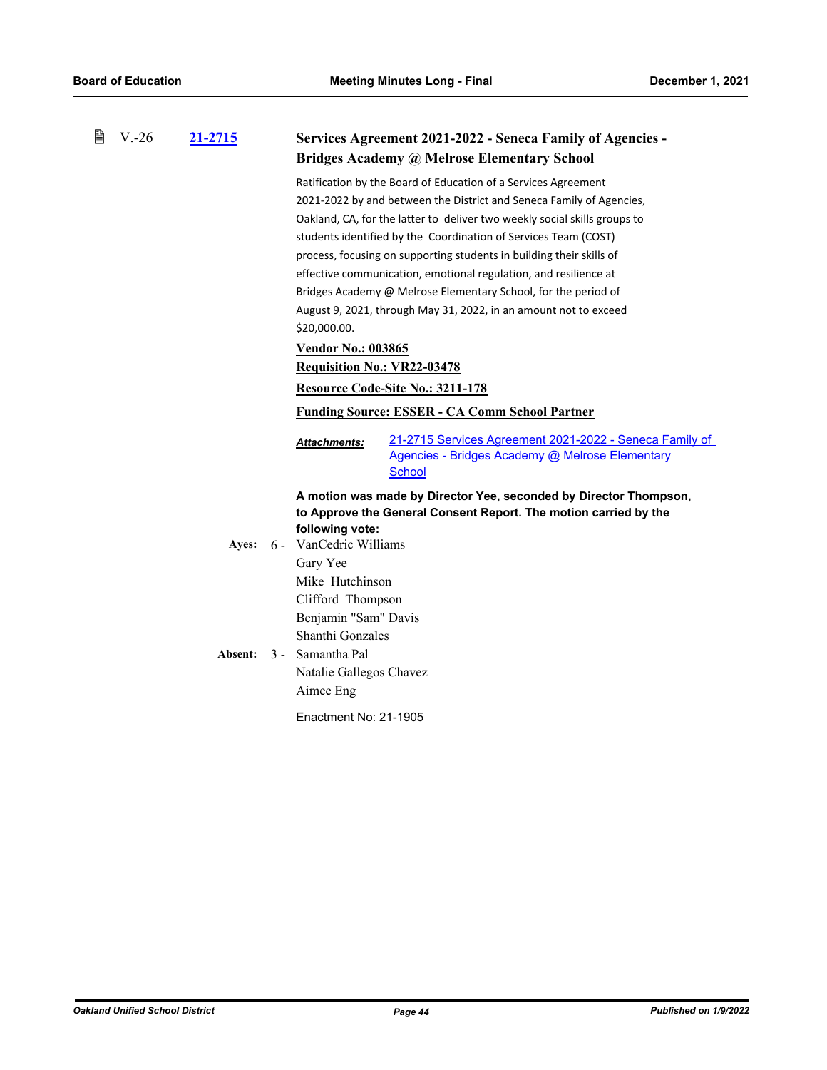V.-26 **21-2715**

### Services Agreement 2021-2022 - Seneca Family of Agencies - Bridges Academy @ Melrose Elementary School

Ratification by the Board of Education of a Services Agreement 2021-2022 by and between the District and Seneca Family of Agencies, Oakland, CA, for the latter to deliver two weekly social skills groups to students identified by the Coordination of Services Team (COST) process, focusing on supporting students in building their skills of effective communication, emotional regulation, and resilience at Bridges Academy @ Melrose Elementary School, for the period of August 9, 2021, through May 31, 2022, in an amount not to exceed $20,000.00.

**Vendor No.: 003865**

**Requisition No.: VR22-03478**

**Resource Code-Site No.: 3211-178**

**Funding Source: ESSER - CA Comm School Partner**

***Attachments:*** 21-2715 Services Agreement 2021-2022 - Seneca Family of Agencies - Bridges Academy @ Melrose Elementary School

**A motion was made by Director Yee, seconded by Director Thompson, to Approve the General Consent Report. The motion carried by the following vote:**

**Ayes:** 6 - VanCedric Williams
Gary Yee
Mike Hutchinson
Clifford Thompson
Benjamin "Sam" Davis
Shanthi Gonzales

**Absent:** 3 - Samantha Pal
Natalie Gallegos Chavez
Aimee Eng

Enactment No: 21-1905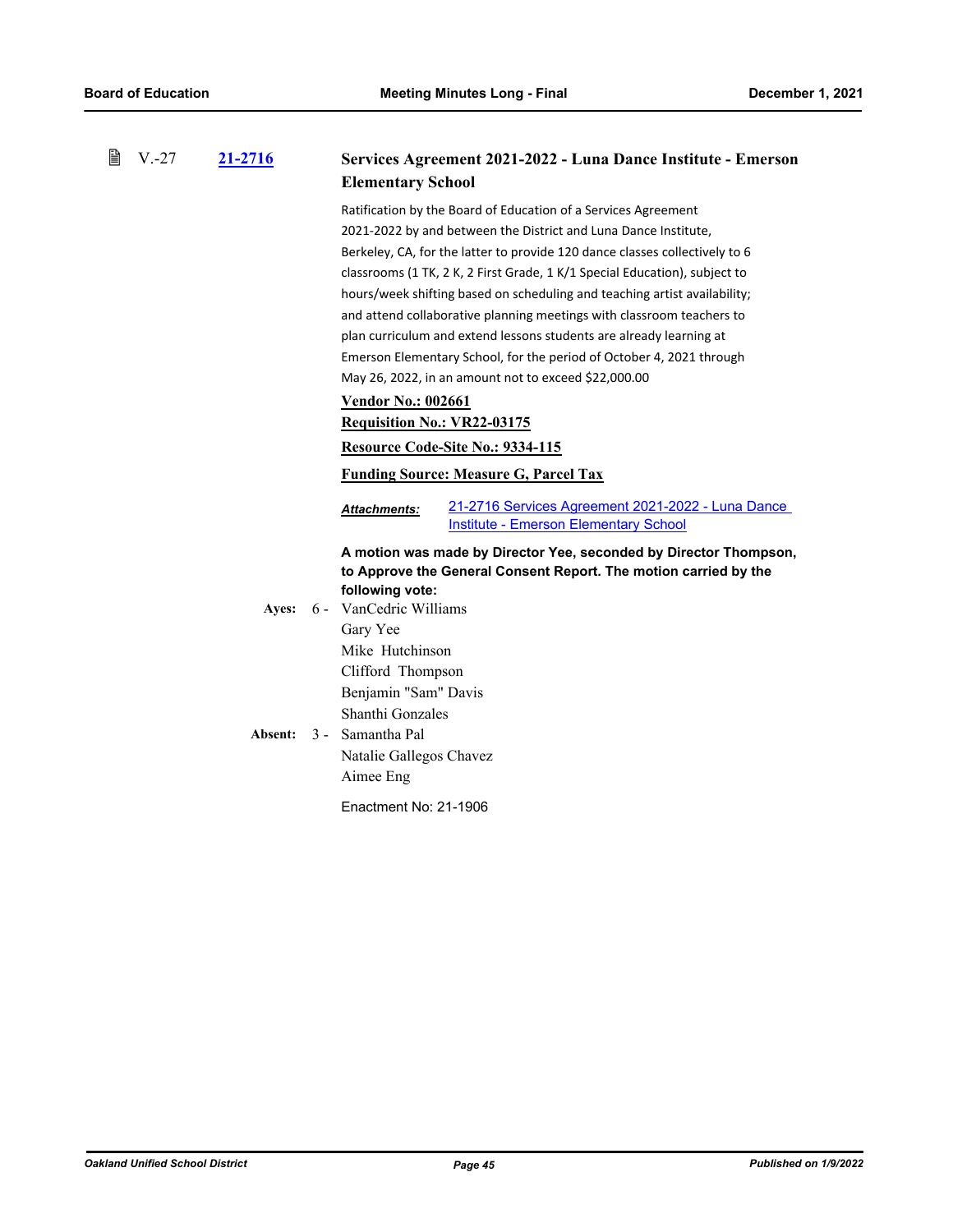### V.-27 21-2716 Services Agreement 2021-2022 - Luna Dance Institute - Emerson Elementary School

Ratification by the Board of Education of a Services Agreement 2021-2022 by and between the District and Luna Dance Institute, Berkeley, CA, for the latter to provide 120 dance classes collectively to 6 classrooms (1 TK, 2 K, 2 First Grade, 1 K/1 Special Education), subject to hours/week shifting based on scheduling and teaching artist availability; and attend collaborative planning meetings with classroom teachers to plan curriculum and extend lessons students are already learning at Emerson Elementary School, for the period of October 4, 2021 through May 26, 2022, in an amount not to exceed $22,000.00

**Vendor No.: 002661**

**Requisition No.: VR22-03175**

**Resource Code-Site No.: 9334-115**

**Funding Source: Measure G, Parcel Tax**

***Attachments:*** 21-2716 Services Agreement 2021-2022 - Luna Dance Institute - Emerson Elementary School

**A motion was made by Director Yee, seconded by Director Thompson, to Approve the General Consent Report. The motion carried by the following vote:**

**Ayes:** 6 - VanCedric Williams, Gary Yee, Mike Hutchinson, Clifford Thompson, Benjamin "Sam" Davis, Shanthi Gonzales

**Absent:** 3 - Samantha Pal, Natalie Gallegos Chavez, Aimee Eng

Enactment No: 21-1906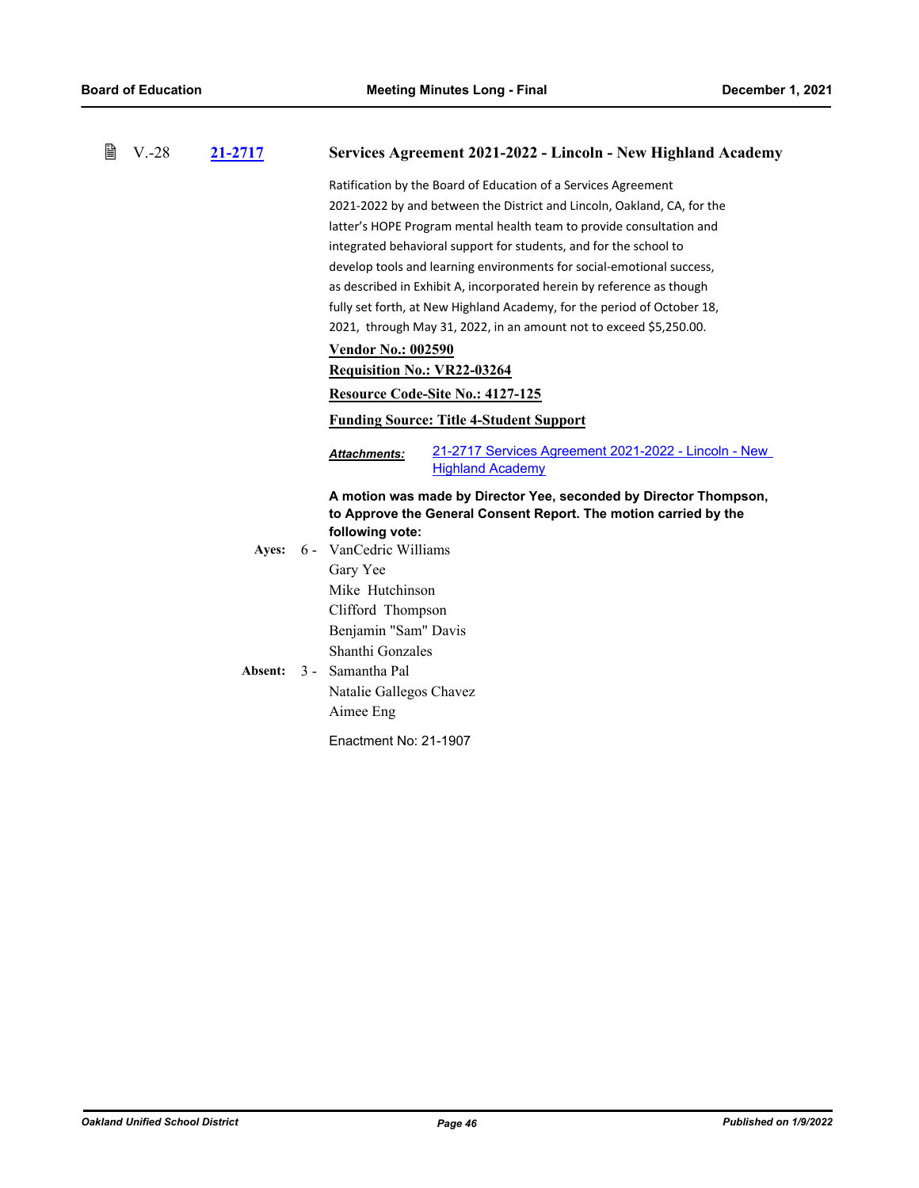### V.-28 21-2717 Services Agreement 2021-2022 - Lincoln - New Highland Academy

Ratification by the Board of Education of a Services Agreement 2021-2022 by and between the District and Lincoln, Oakland, CA, for the latter's HOPE Program mental health team to provide consultation and integrated behavioral support for students, and for the school to develop tools and learning environments for social-emotional success, as described in Exhibit A, incorporated herein by reference as though fully set forth, at New Highland Academy, for the period of October 18, 2021, through May 31, 2022, in an amount not to exceed $5,250.00.

**Vendor No.: 002590**

**Requisition No.: VR22-03264**

**Resource Code-Site No.: 4127-125**

**Funding Source: Title 4-Student Support**

***Attachments:*** 21-2717 Services Agreement 2021-2022 - Lincoln - New Highland Academy

**A motion was made by Director Yee, seconded by Director Thompson, to Approve the General Consent Report. The motion carried by the following vote:**

**Ayes:** 6 - VanCedric Williams
Gary Yee
Mike Hutchinson
Clifford Thompson
Benjamin "Sam" Davis
Shanthi Gonzales

**Absent:** 3 - Samantha Pal
Natalie Gallegos Chavez
Aimee Eng

Enactment No: 21-1907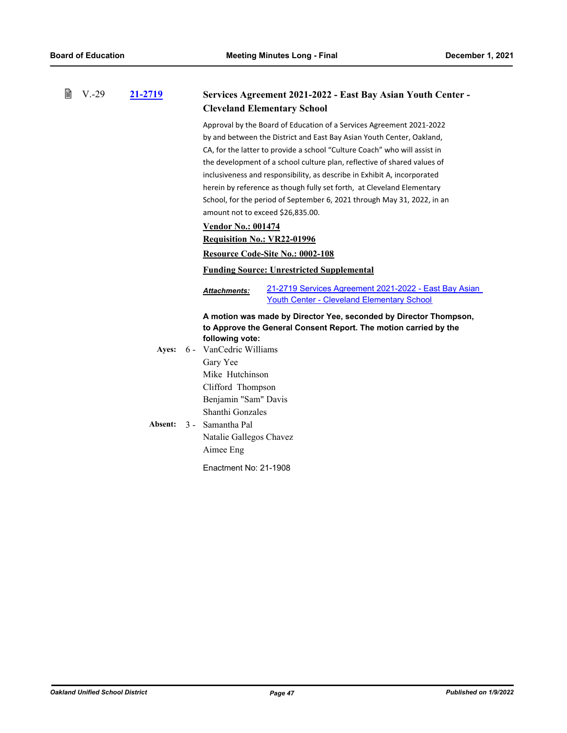V.-29 **21-2719** 

### Services Agreement 2021-2022 - East Bay Asian Youth Center - Cleveland Elementary School

Approval by the Board of Education of a Services Agreement 2021-2022 by and between the District and East Bay Asian Youth Center, Oakland, CA, for the latter to provide a school "Culture Coach" who will assist in the development of a school culture plan, reflective of shared values of inclusiveness and responsibility, as describe in Exhibit A, incorporated herein by reference as though fully set forth, at Cleveland Elementary School, for the period of September 6, 2021 through May 31, 2022, in an amount not to exceed $26,835.00.

**Vendor No.: 001474**

**Requisition No.: VR22-01996**

**Resource Code-Site No.: 0002-108**

**Funding Source: Unrestricted Supplemental**

***Attachments:*** 21-2719 Services Agreement 2021-2022 - East Bay Asian Youth Center - Cleveland Elementary School

**A motion was made by Director Yee, seconded by Director Thompson, to Approve the General Consent Report. The motion carried by the following vote:**

**Ayes:** 6 - VanCedric Williams, Gary Yee, Mike Hutchinson, Clifford Thompson, Benjamin "Sam" Davis, Shanthi Gonzales

**Absent:** 3 - Samantha Pal, Natalie Gallegos Chavez, Aimee Eng

Enactment No: 21-1908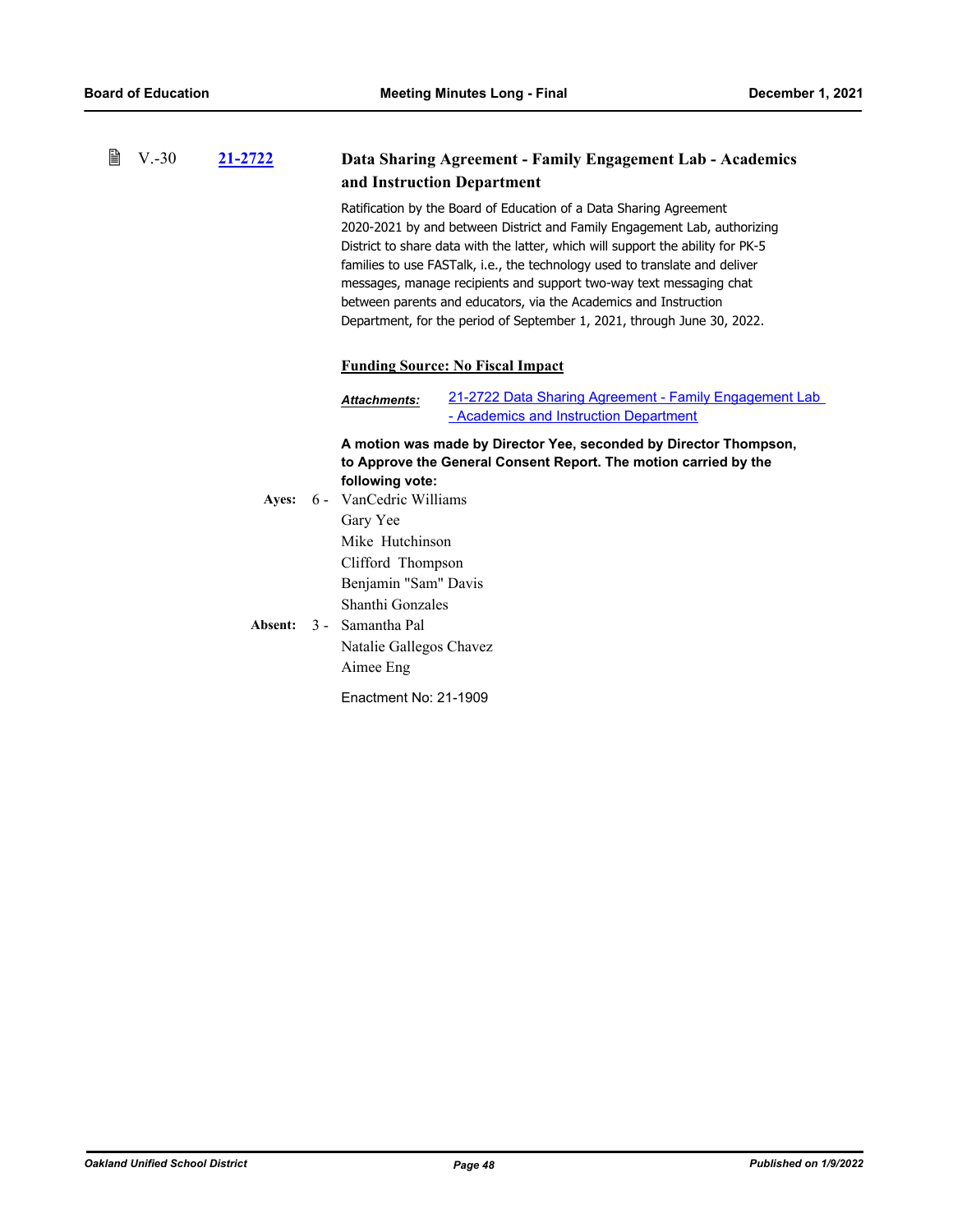V.-30 **21-2722**

### Data Sharing Agreement - Family Engagement Lab - Academics and Instruction Department

Ratification by the Board of Education of a Data Sharing Agreement 2020-2021 by and between District and Family Engagement Lab, authorizing District to share data with the latter, which will support the ability for PK-5 families to use FASTalk, i.e., the technology used to translate and deliver messages, manage recipients and support two-way text messaging chat between parents and educators, via the Academics and Instruction Department, for the period of September 1, 2021, through June 30, 2022.

**Funding Source: No Fiscal Impact**

***Attachments:*** 21-2722 Data Sharing Agreement - Family Engagement Lab - Academics and Instruction Department

**A motion was made by Director Yee, seconded by Director Thompson, to Approve the General Consent Report. The motion carried by the following vote:**

**Ayes:** 6 - VanCedric Williams
Gary Yee
Mike Hutchinson
Clifford Thompson
Benjamin "Sam" Davis
Shanthi Gonzales

**Absent:** 3 - Samantha Pal
Natalie Gallegos Chavez
Aimee Eng

Enactment No: 21-1909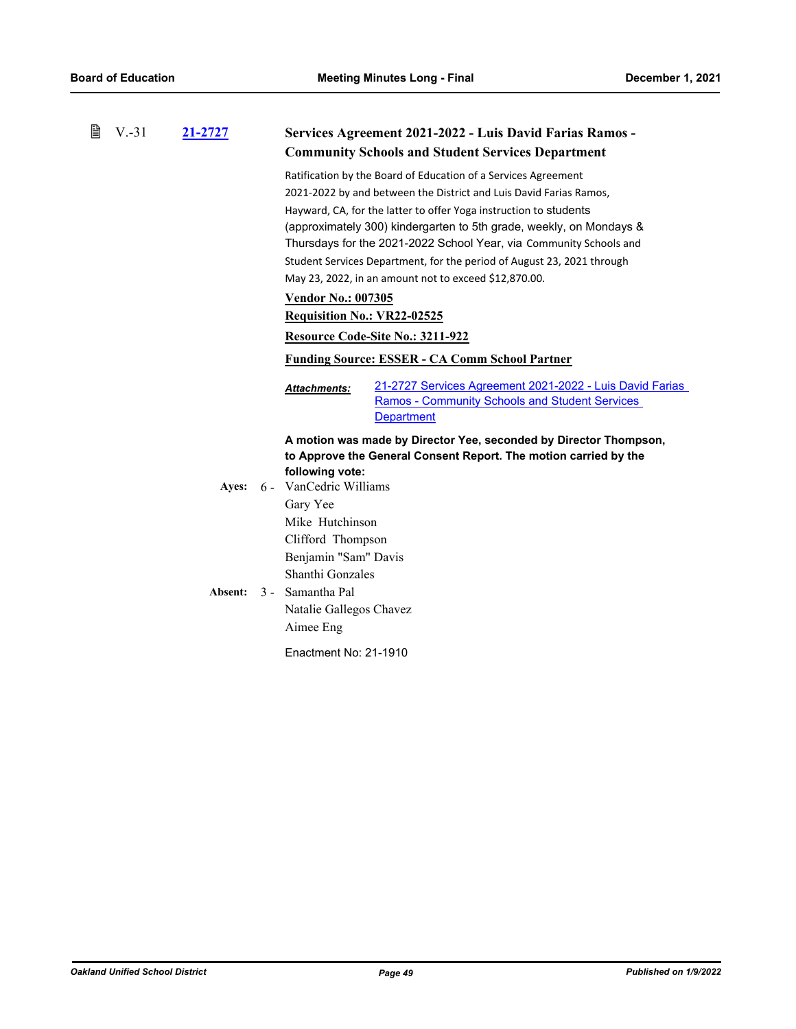V.-31 **21-2727**

### Services Agreement 2021-2022 - Luis David Farias Ramos - Community Schools and Student Services Department

Ratification by the Board of Education of a Services Agreement 2021-2022 by and between the District and Luis David Farias Ramos, Hayward, CA, for the latter to offer Yoga instruction to students (approximately 300) kindergarten to 5th grade, weekly, on Mondays & Thursdays for the 2021-2022 School Year, via Community Schools and Student Services Department, for the period of August 23, 2021 through May 23, 2022, in an amount not to exceed $12,870.00.

**Vendor No.: 007305**

**Requisition No.: VR22-02525**

**Resource Code-Site No.: 3211-922**

**Funding Source: ESSER - CA Comm School Partner**

***Attachments:*** 21-2727 Services Agreement 2021-2022 - Luis David Farias Ramos - Community Schools and Student Services Department

**A motion was made by Director Yee, seconded by Director Thompson, to Approve the General Consent Report. The motion carried by the following vote:**

**Ayes:** 6 - VanCedric Williams
Gary Yee
Mike Hutchinson
Clifford Thompson
Benjamin "Sam" Davis
Shanthi Gonzales

**Absent:** 3 - Samantha Pal
Natalie Gallegos Chavez
Aimee Eng

Enactment No: 21-1910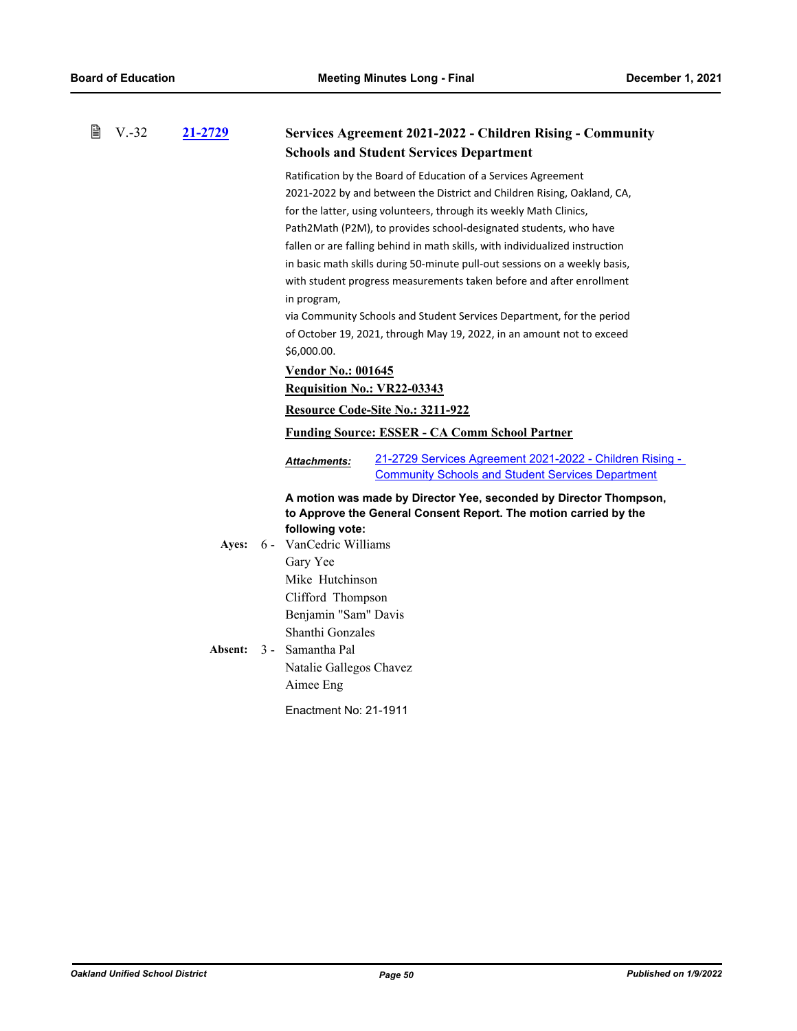V.-32 **21-2729** **Services Agreement 2021-2022 - Children Rising - Community Schools and Student Services Department**

Ratification by the Board of Education of a Services Agreement 2021-2022 by and between the District and Children Rising, Oakland, CA, for the latter, using volunteers, through its weekly Math Clinics, Path2Math (P2M), to provides school-designated students, who have fallen or are falling behind in math skills, with individualized instruction in basic math skills during 50-minute pull-out sessions on a weekly basis, with student progress measurements taken before and after enrollment in program,
via Community Schools and Student Services Department, for the period of October 19, 2021, through May 19, 2022, in an amount not to exceed $6,000.00.

**Vendor No.: 001645**

**Requisition No.: VR22-03343**

**Resource Code-Site No.: 3211-922**

**Funding Source: ESSER - CA Comm School Partner**

***Attachments:*** 21-2729 Services Agreement 2021-2022 - Children Rising - Community Schools and Student Services Department

**A motion was made by Director Yee, seconded by Director Thompson, to Approve the General Consent Report. The motion carried by the following vote:**

**Ayes:** 6 - VanCedric Williams
Gary Yee
Mike Hutchinson
Clifford Thompson
Benjamin "Sam" Davis
Shanthi Gonzales

**Absent:** 3 - Samantha Pal
Natalie Gallegos Chavez
Aimee Eng

Enactment No: 21-1911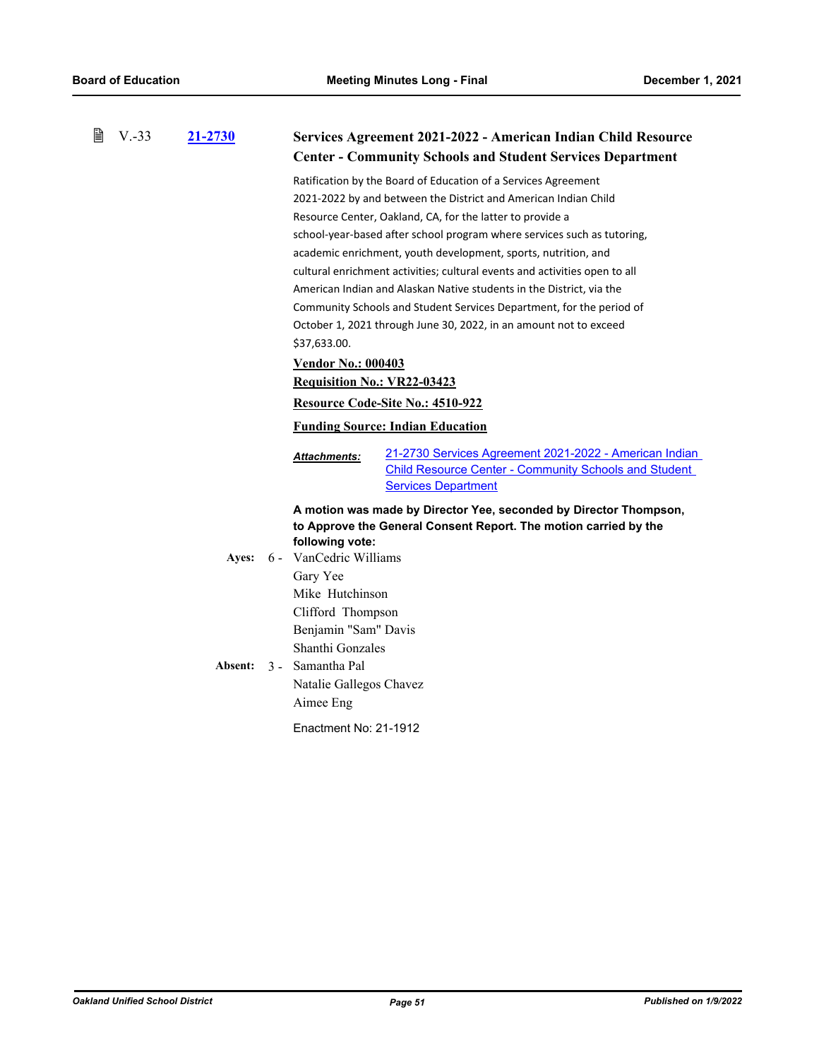V.-33 **21-2730** 

### Services Agreement 2021-2022 - American Indian Child Resource Center - Community Schools and Student Services Department

Ratification by the Board of Education of a Services Agreement 2021-2022 by and between the District and American Indian Child Resource Center, Oakland, CA, for the latter to provide a school-year-based after school program where services such as tutoring, academic enrichment, youth development, sports, nutrition, and cultural enrichment activities; cultural events and activities open to all American Indian and Alaskan Native students in the District, via the Community Schools and Student Services Department, for the period of October 1, 2021 through June 30, 2022, in an amount not to exceed $37,633.00.

**Vendor No.: 000403**

**Requisition No.: VR22-03423**

**Resource Code-Site No.: 4510-922**

**Funding Source: Indian Education**

***Attachments:*** 21-2730 Services Agreement 2021-2022 - American Indian Child Resource Center - Community Schools and Student Services Department

**A motion was made by Director Yee, seconded by Director Thompson, to Approve the General Consent Report. The motion carried by the following vote:**

**Ayes:** 6 - VanCedric Williams, Gary Yee, Mike Hutchinson, Clifford Thompson, Benjamin "Sam" Davis, Shanthi Gonzales

**Absent:** 3 - Samantha Pal, Natalie Gallegos Chavez, Aimee Eng

Enactment No: 21-1912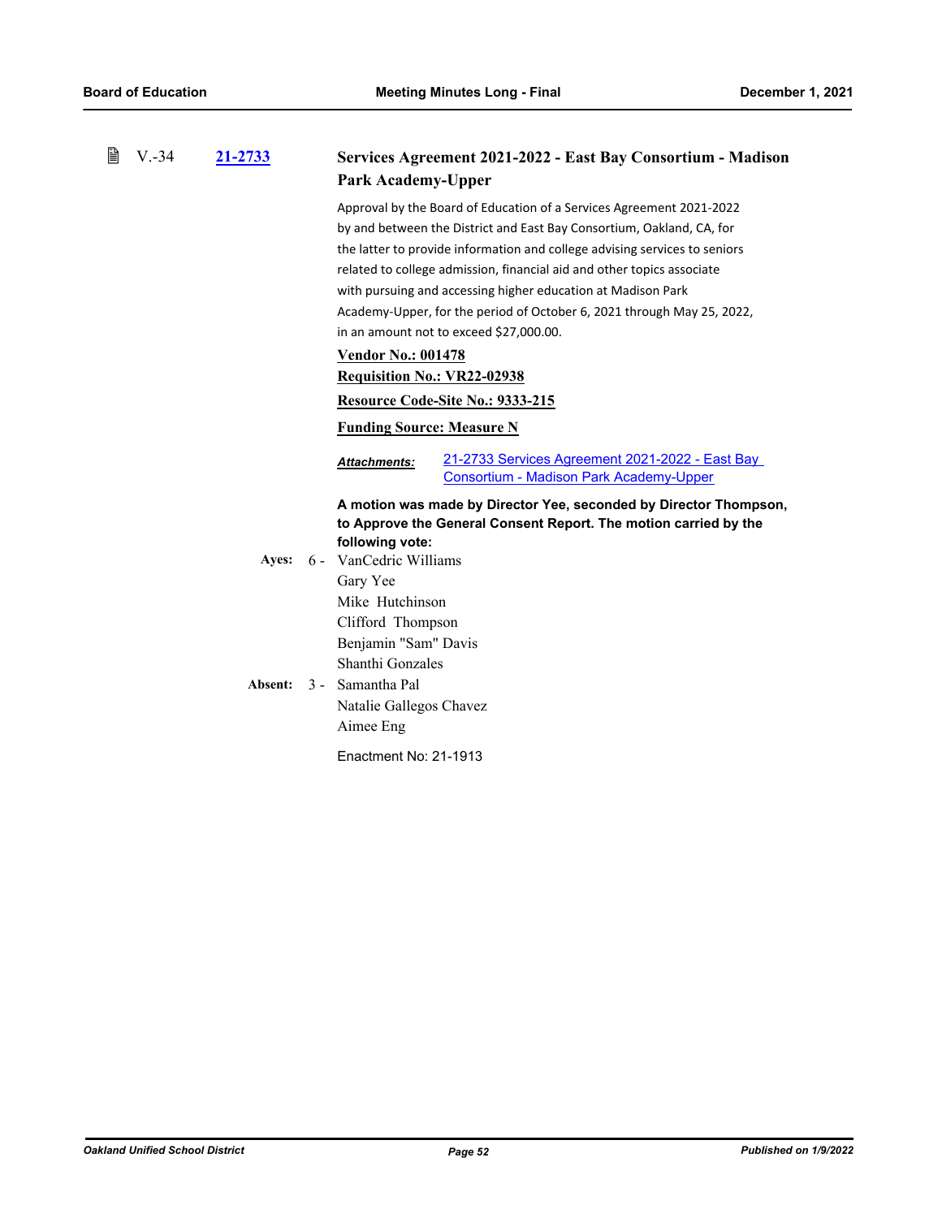V.-34 **21-2733**

### Services Agreement 2021-2022 - East Bay Consortium - Madison Park Academy-Upper

Approval by the Board of Education of a Services Agreement 2021-2022 by and between the District and East Bay Consortium, Oakland, CA, for the latter to provide information and college advising services to seniors related to college admission, financial aid and other topics associate with pursuing and accessing higher education at Madison Park Academy-Upper, for the period of October 6, 2021 through May 25, 2022, in an amount not to exceed $27,000.00.

**Vendor No.: 001478**

**Requisition No.: VR22-02938**

**Resource Code-Site No.: 9333-215**

**Funding Source: Measure N**

***Attachments:*** 21-2733 Services Agreement 2021-2022 - East Bay Consortium - Madison Park Academy-Upper

**A motion was made by Director Yee, seconded by Director Thompson, to Approve the General Consent Report. The motion carried by the following vote:**

**Ayes:** 6 - VanCedric Williams
Gary Yee
Mike Hutchinson
Clifford Thompson
Benjamin "Sam" Davis
Shanthi Gonzales

**Absent:** 3 - Samantha Pal
Natalie Gallegos Chavez
Aimee Eng

Enactment No: 21-1913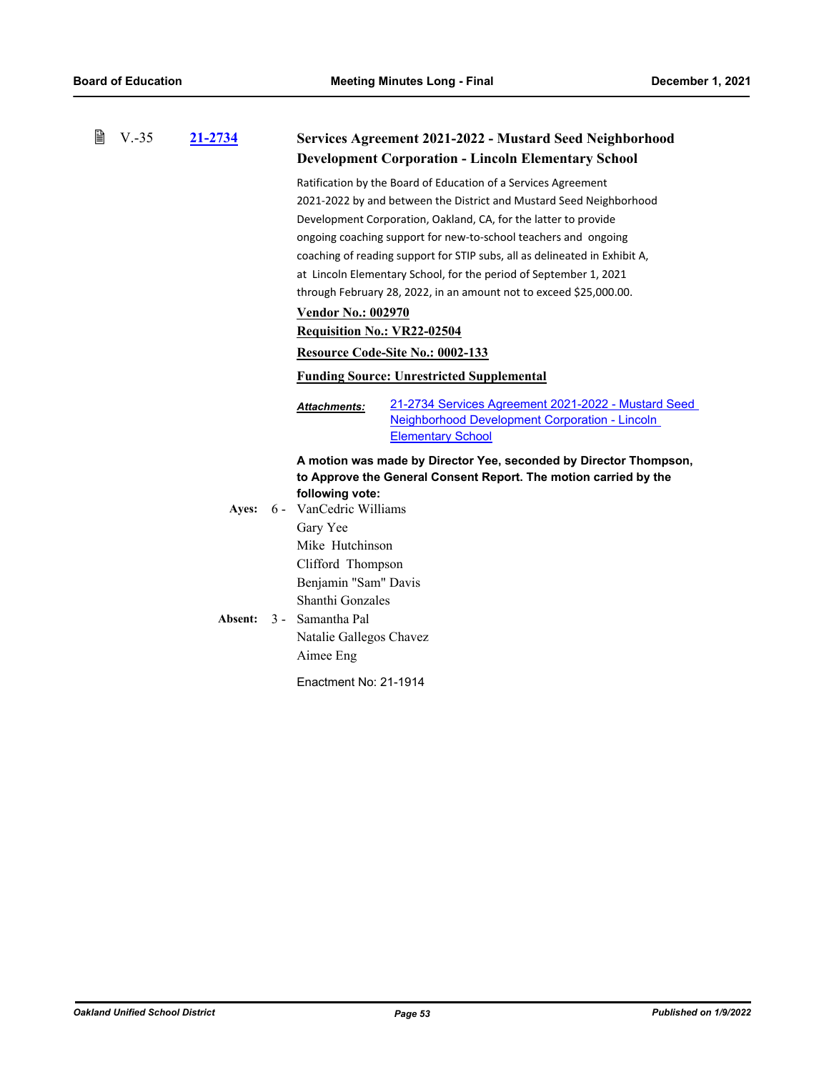V.-35 **21-2734**

### Services Agreement 2021-2022 - Mustard Seed Neighborhood Development Corporation - Lincoln Elementary School

Ratification by the Board of Education of a Services Agreement 2021-2022 by and between the District and Mustard Seed Neighborhood Development Corporation, Oakland, CA, for the latter to provide ongoing coaching support for new-to-school teachers and ongoing coaching of reading support for STIP subs, all as delineated in Exhibit A, at Lincoln Elementary School, for the period of September 1, 2021 through February 28, 2022, in an amount not to exceed $25,000.00.

**Vendor No.: 002970**

**Requisition No.: VR22-02504**

**Resource Code-Site No.: 0002-133**

**Funding Source: Unrestricted Supplemental**

***Attachments:*** 21-2734 Services Agreement 2021-2022 - Mustard Seed Neighborhood Development Corporation - Lincoln Elementary School

**A motion was made by Director Yee, seconded by Director Thompson, to Approve the General Consent Report. The motion carried by the following vote:**

**Ayes:** 6 - VanCedric Williams, Gary Yee, Mike Hutchinson, Clifford Thompson, Benjamin "Sam" Davis, Shanthi Gonzales

**Absent:** 3 - Samantha Pal, Natalie Gallegos Chavez, Aimee Eng

Enactment No: 21-1914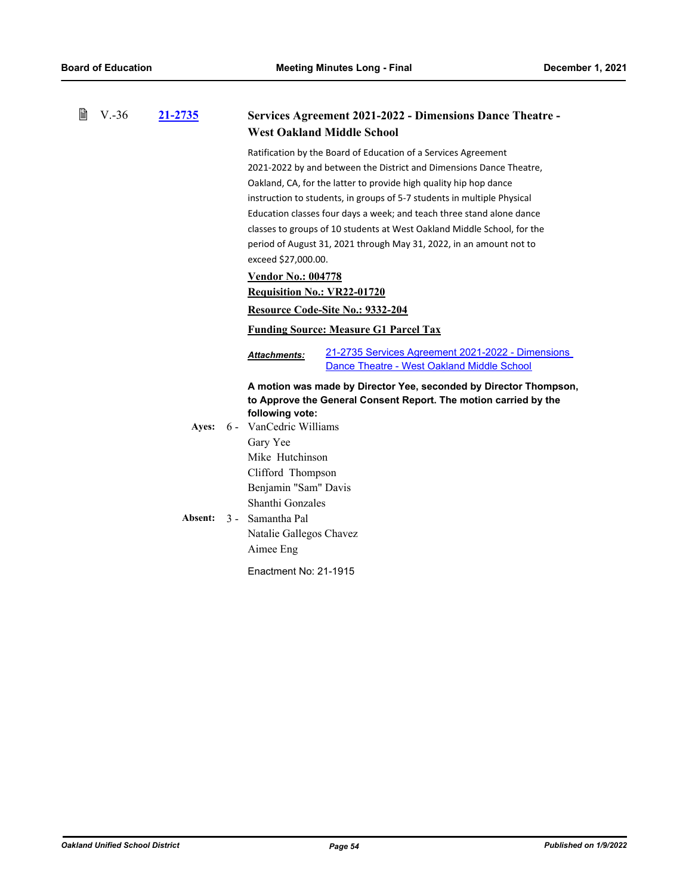V.-36 **21-2735** **Services Agreement 2021-2022 - Dimensions Dance Theatre - West Oakland Middle School**

Ratification by the Board of Education of a Services Agreement 2021-2022 by and between the District and Dimensions Dance Theatre, Oakland, CA, for the latter to provide high quality hip hop dance instruction to students, in groups of 5-7 students in multiple Physical Education classes four days a week; and teach three stand alone dance classes to groups of 10 students at West Oakland Middle School, for the period of August 31, 2021 through May 31, 2022, in an amount not to exceed $27,000.00.

**Vendor No.: 004778**

**Requisition No.: VR22-01720**

**Resource Code-Site No.: 9332-204**

**Funding Source: Measure G1 Parcel Tax**

***Attachments:*** 21-2735 Services Agreement 2021-2022 - Dimensions Dance Theatre - West Oakland Middle School

**A motion was made by Director Yee, seconded by Director Thompson, to Approve the General Consent Report. The motion carried by the following vote:**

**Ayes:** 6 - VanCedric Williams
Gary Yee
Mike Hutchinson
Clifford Thompson
Benjamin "Sam" Davis
Shanthi Gonzales

**Absent:** 3 - Samantha Pal
Natalie Gallegos Chavez
Aimee Eng

Enactment No: 21-1915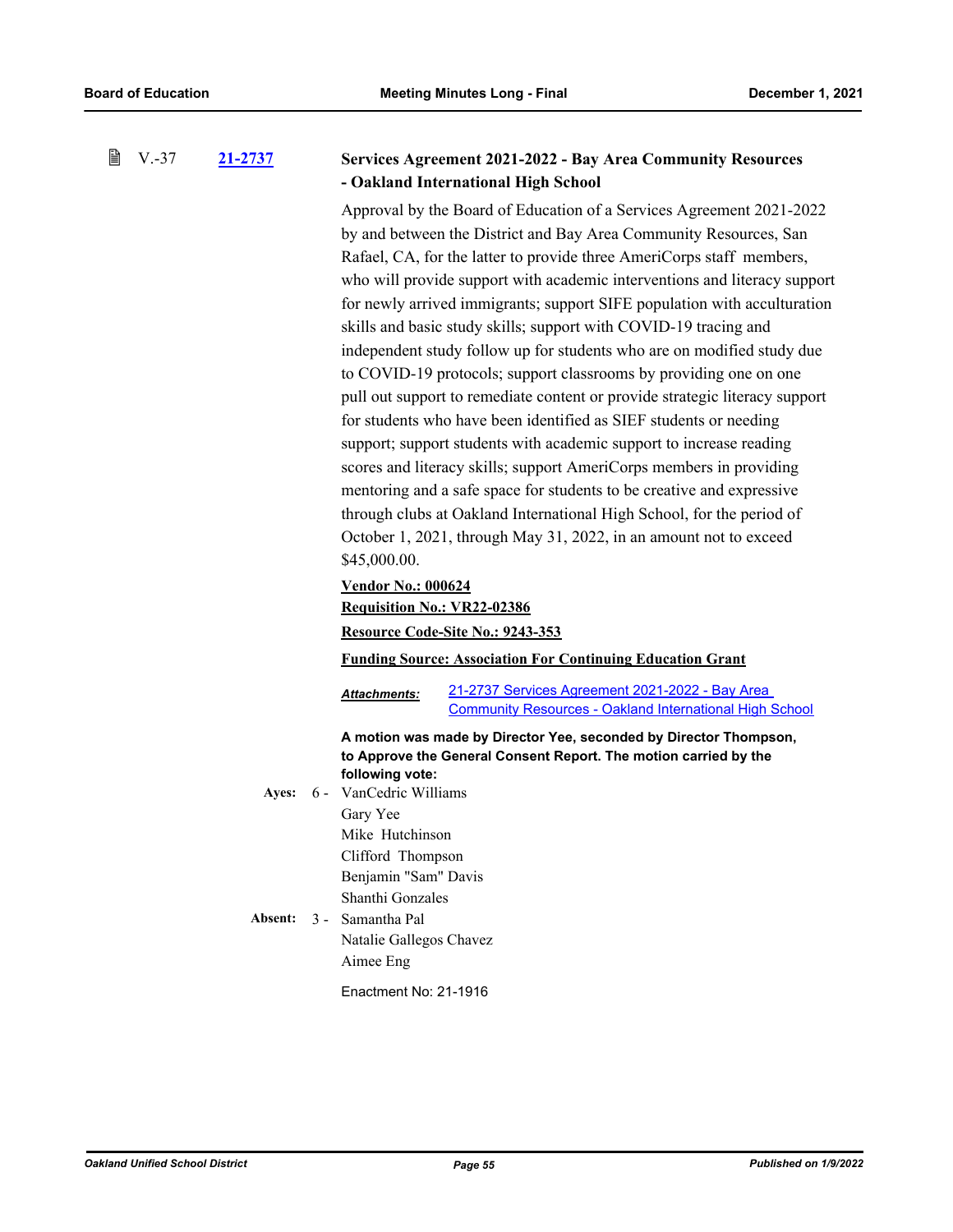V.-37 **21-2737** **Services Agreement 2021-2022 - Bay Area Community Resources - Oakland International High School**

Approval by the Board of Education of a Services Agreement 2021-2022 by and between the District and Bay Area Community Resources, San Rafael, CA, for the latter to provide three AmeriCorps staff members, who will provide support with academic interventions and literacy support for newly arrived immigrants; support SIFE population with acculturation skills and basic study skills; support with COVID-19 tracing and independent study follow up for students who are on modified study due to COVID-19 protocols; support classrooms by providing one on one pull out support to remediate content or provide strategic literacy support for students who have been identified as SIEF students or needing support; support students with academic support to increase reading scores and literacy skills; support AmeriCorps members in providing mentoring and a safe space for students to be creative and expressive through clubs at Oakland International High School, for the period of October 1, 2021, through May 31, 2022, in an amount not to exceed $45,000.00.

**Vendor No.: 000624**

**Requisition No.: VR22-02386**

**Resource Code-Site No.: 9243-353**

**Funding Source: Association For Continuing Education Grant**

***Attachments:*** 21-2737 Services Agreement 2021-2022 - Bay Area Community Resources - Oakland International High School

**A motion was made by Director Yee, seconded by Director Thompson, to Approve the General Consent Report. The motion carried by the following vote:**

**Ayes:** 6 - VanCedric Williams
Gary Yee
Mike Hutchinson
Clifford Thompson
Benjamin "Sam" Davis
Shanthi Gonzales

**Absent:** 3 - Samantha Pal
Natalie Gallegos Chavez
Aimee Eng

Enactment No: 21-1916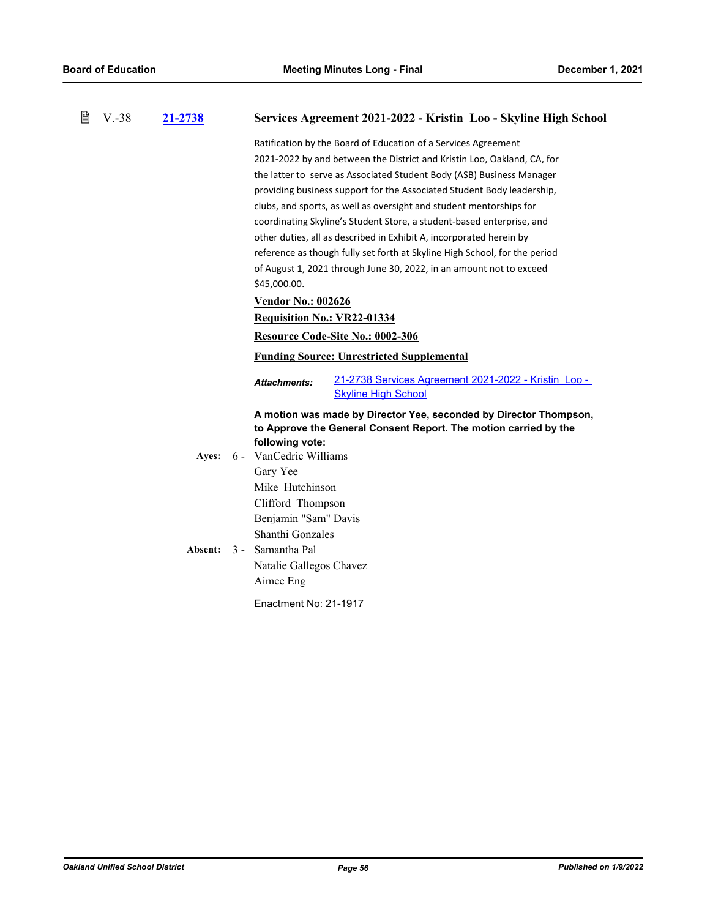V.-38 **21-2738** **Services Agreement 2021-2022 - Kristin Loo - Skyline High School**

Ratification by the Board of Education of a Services Agreement 2021-2022 by and between the District and Kristin Loo, Oakland, CA, for the latter to serve as Associated Student Body (ASB) Business Manager providing business support for the Associated Student Body leadership, clubs, and sports, as well as oversight and student mentorships for coordinating Skyline's Student Store, a student-based enterprise, and other duties, all as described in Exhibit A, incorporated herein by reference as though fully set forth at Skyline High School, for the period of August 1, 2021 through June 30, 2022, in an amount not to exceed $45,000.00.

**Vendor No.: 002626**

**Requisition No.: VR22-01334**

**Resource Code-Site No.: 0002-306**

**Funding Source: Unrestricted Supplemental**

***Attachments:*** 21-2738 Services Agreement 2021-2022 - Kristin Loo - Skyline High School

**A motion was made by Director Yee, seconded by Director Thompson, to Approve the General Consent Report. The motion carried by the following vote:**

**Ayes:** 6 - VanCedric Williams
Gary Yee
Mike Hutchinson
Clifford Thompson
Benjamin "Sam" Davis
Shanthi Gonzales

**Absent:** 3 - Samantha Pal
Natalie Gallegos Chavez
Aimee Eng

Enactment No: 21-1917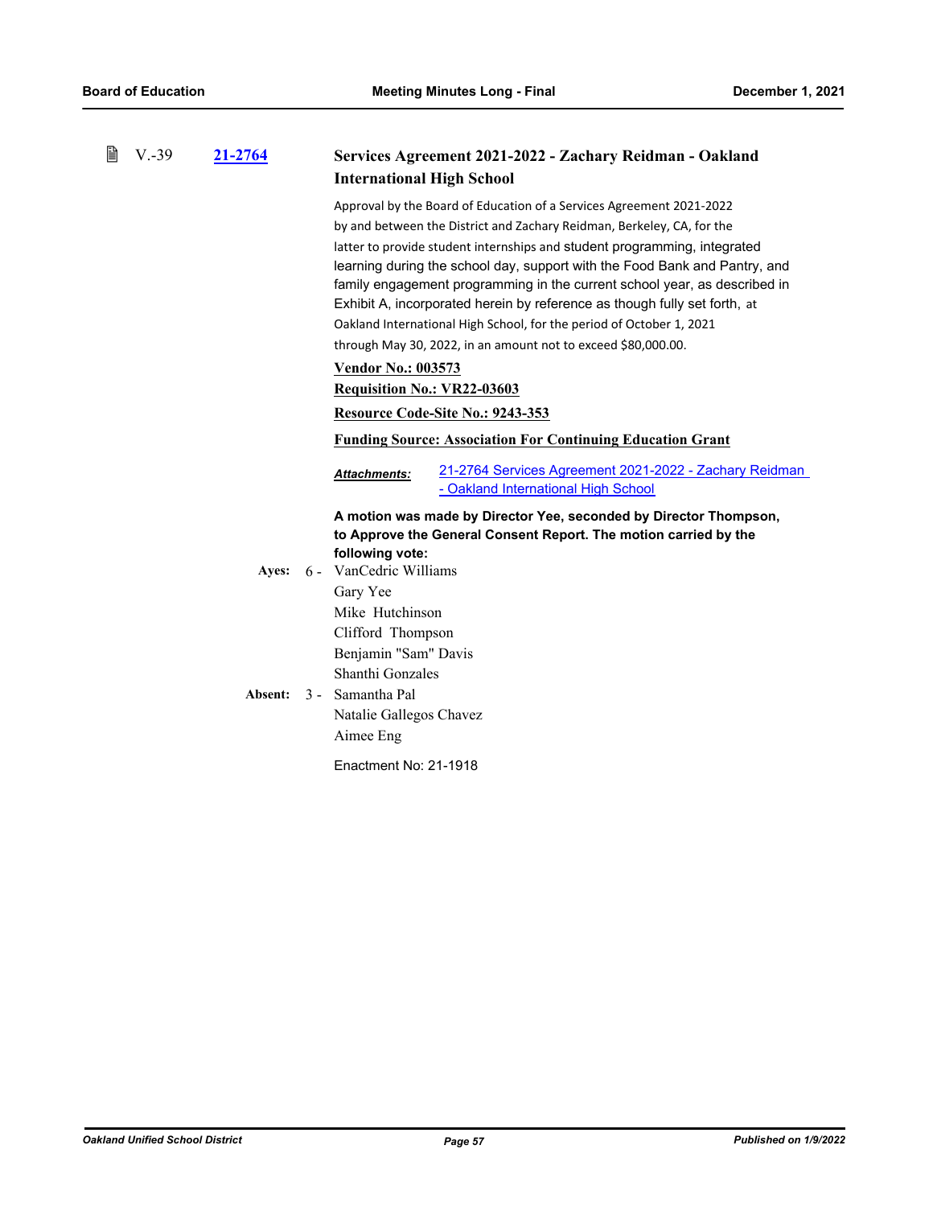V.-39 **21-2764**

### Services Agreement 2021-2022 - Zachary Reidman - Oakland International High School

Approval by the Board of Education of a Services Agreement 2021-2022 by and between the District and Zachary Reidman, Berkeley, CA, for the latter to provide student internships and student programming, integrated learning during the school day, support with the Food Bank and Pantry, and family engagement programming in the current school year, as described in Exhibit A, incorporated herein by reference as though fully set forth, at Oakland International High School, for the period of October 1, 2021 through May 30, 2022, in an amount not to exceed $80,000.00.

**Vendor No.: 003573**

**Requisition No.: VR22-03603**

**Resource Code-Site No.: 9243-353**

**Funding Source: Association For Continuing Education Grant**

***Attachments:*** 21-2764 Services Agreement 2021-2022 - Zachary Reidman - Oakland International High School

**A motion was made by Director Yee, seconded by Director Thompson, to Approve the General Consent Report. The motion carried by the following vote:**

**Ayes:** 6 - VanCedric Williams
Gary Yee
Mike Hutchinson
Clifford Thompson
Benjamin "Sam" Davis
Shanthi Gonzales

**Absent:** 3 - Samantha Pal
Natalie Gallegos Chavez
Aimee Eng

Enactment No: 21-1918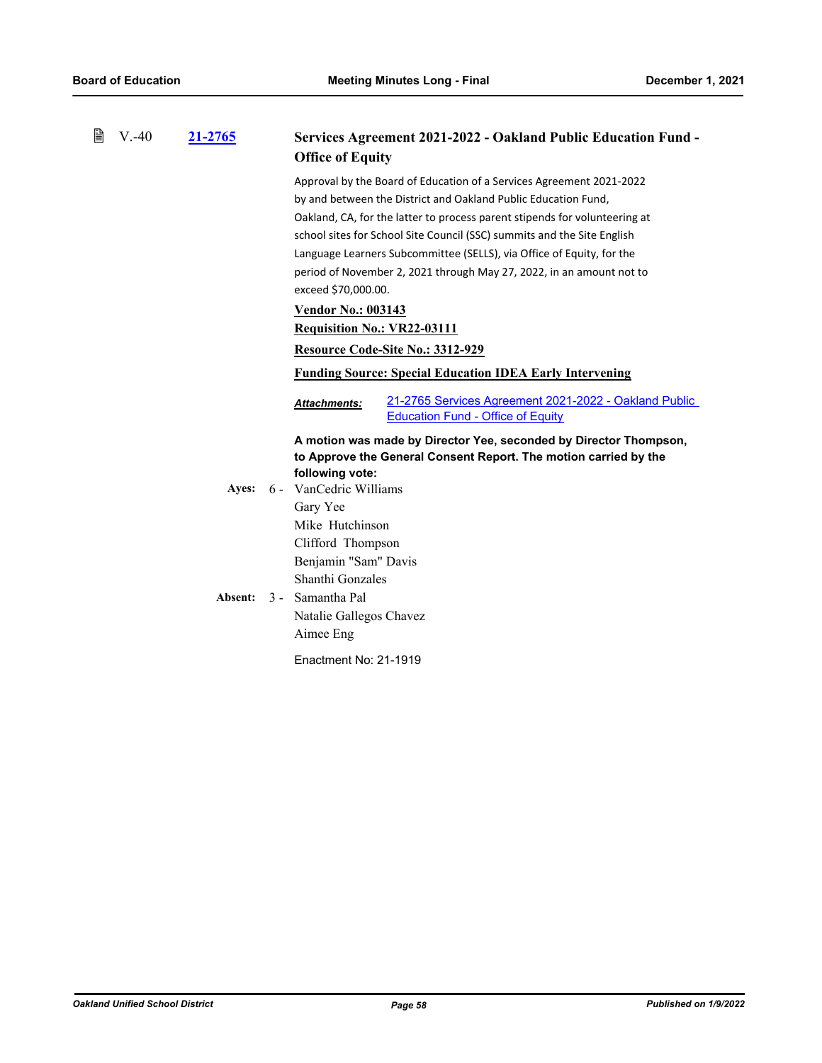V.-40 **21-2765**

### Services Agreement 2021-2022 - Oakland Public Education Fund - Office of Equity

Approval by the Board of Education of a Services Agreement 2021-2022 by and between the District and Oakland Public Education Fund, Oakland, CA, for the latter to process parent stipends for volunteering at school sites for School Site Council (SSC) summits and the Site English Language Learners Subcommittee (SELLS), via Office of Equity, for the period of November 2, 2021 through May 27, 2022, in an amount not to exceed $70,000.00.

**Vendor No.: 003143**

**Requisition No.: VR22-03111**

**Resource Code-Site No.: 3312-929**

**Funding Source: Special Education IDEA Early Intervening**

***Attachments:*** 21-2765 Services Agreement 2021-2022 - Oakland Public Education Fund - Office of Equity

**A motion was made by Director Yee, seconded by Director Thompson, to Approve the General Consent Report. The motion carried by the following vote:**

**Ayes:** 6 - VanCedric Williams, Gary Yee, Mike Hutchinson, Clifford Thompson, Benjamin "Sam" Davis, Shanthi Gonzales

**Absent:** 3 - Samantha Pal, Natalie Gallegos Chavez, Aimee Eng

Enactment No: 21-1919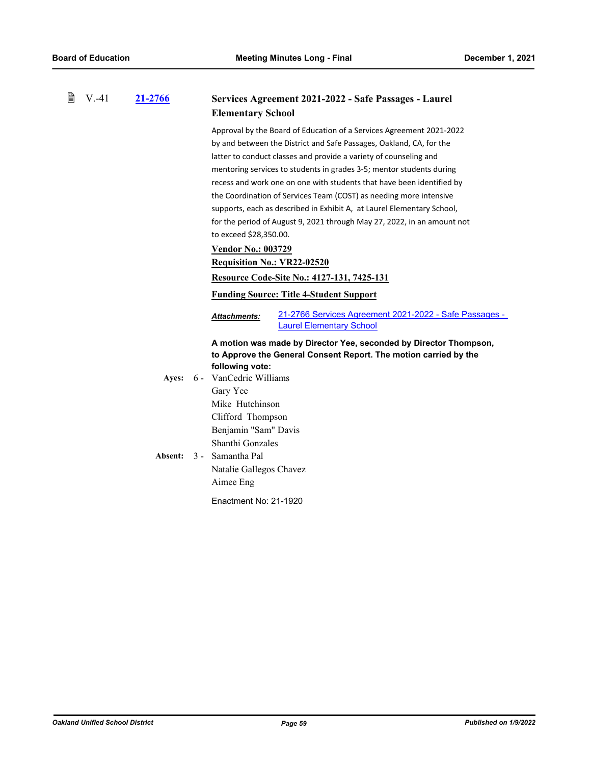V.-41 **21-2766** **Services Agreement 2021-2022 - Safe Passages - Laurel Elementary School**

Approval by the Board of Education of a Services Agreement 2021-2022 by and between the District and Safe Passages, Oakland, CA, for the latter to conduct classes and provide a variety of counseling and mentoring services to students in grades 3-5; mentor students during recess and work one on one with students that have been identified by the Coordination of Services Team (COST) as needing more intensive supports, each as described in Exhibit A, at Laurel Elementary School, for the period of August 9, 2021 through May 27, 2022, in an amount not to exceed $28,350.00.

**Vendor No.: 003729**

**Requisition No.: VR22-02520**

**Resource Code-Site No.: 4127-131, 7425-131**

**Funding Source: Title 4-Student Support**

***Attachments:*** 21-2766 Services Agreement 2021-2022 - Safe Passages - Laurel Elementary School

**A motion was made by Director Yee, seconded by Director Thompson, to Approve the General Consent Report. The motion carried by the following vote:**

**Ayes:** 6 - VanCedric Williams
Gary Yee
Mike Hutchinson
Clifford Thompson
Benjamin "Sam" Davis
Shanthi Gonzales

**Absent:** 3 - Samantha Pal
Natalie Gallegos Chavez
Aimee Eng

Enactment No: 21-1920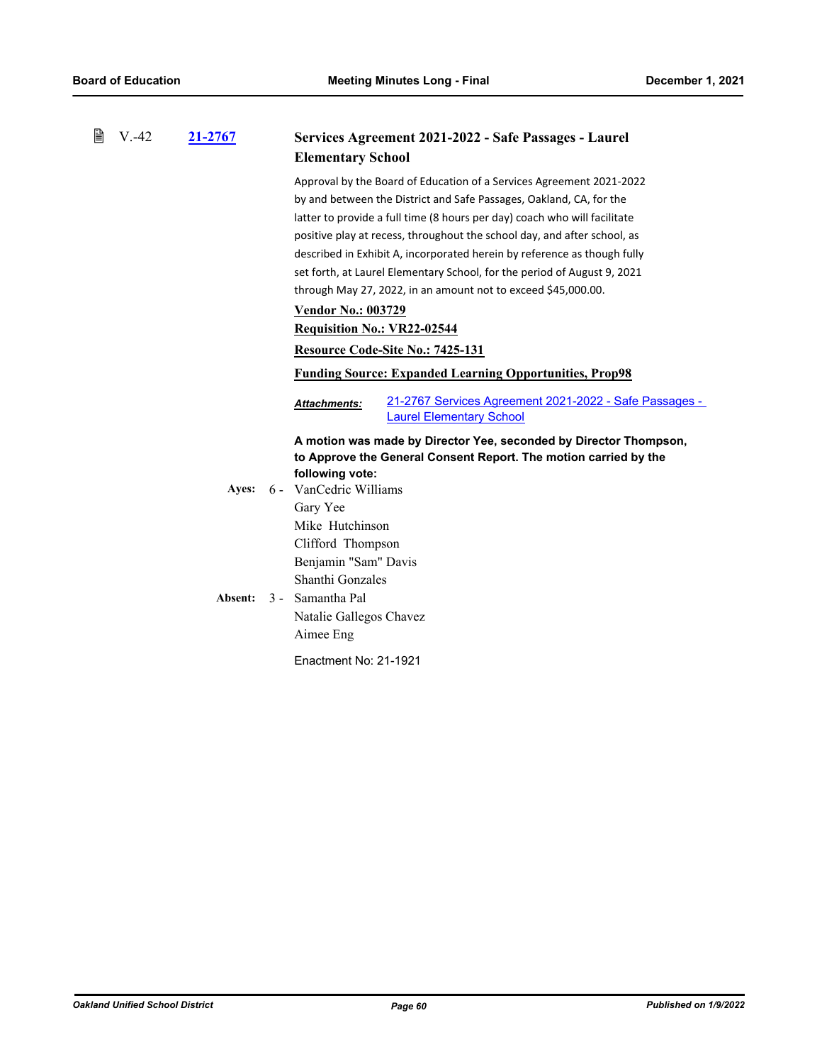V.-42 **21-2767** **Services Agreement 2021-2022 - Safe Passages - Laurel Elementary School**

Approval by the Board of Education of a Services Agreement 2021-2022 by and between the District and Safe Passages, Oakland, CA, for the latter to provide a full time (8 hours per day) coach who will facilitate positive play at recess, throughout the school day, and after school, as described in Exhibit A, incorporated herein by reference as though fully set forth, at Laurel Elementary School, for the period of August 9, 2021 through May 27, 2022, in an amount not to exceed $45,000.00.

**Vendor No.: 003729**

**Requisition No.: VR22-02544**

**Resource Code-Site No.: 7425-131**

**Funding Source: Expanded Learning Opportunities, Prop98**

***Attachments:*** 21-2767 Services Agreement 2021-2022 - Safe Passages - Laurel Elementary School

**A motion was made by Director Yee, seconded by Director Thompson, to Approve the General Consent Report. The motion carried by the following vote:**

**Ayes:** 6 - VanCedric Williams
Gary Yee
Mike Hutchinson
Clifford Thompson
Benjamin "Sam" Davis
Shanthi Gonzales

**Absent:** 3 - Samantha Pal
Natalie Gallegos Chavez
Aimee Eng

Enactment No: 21-1921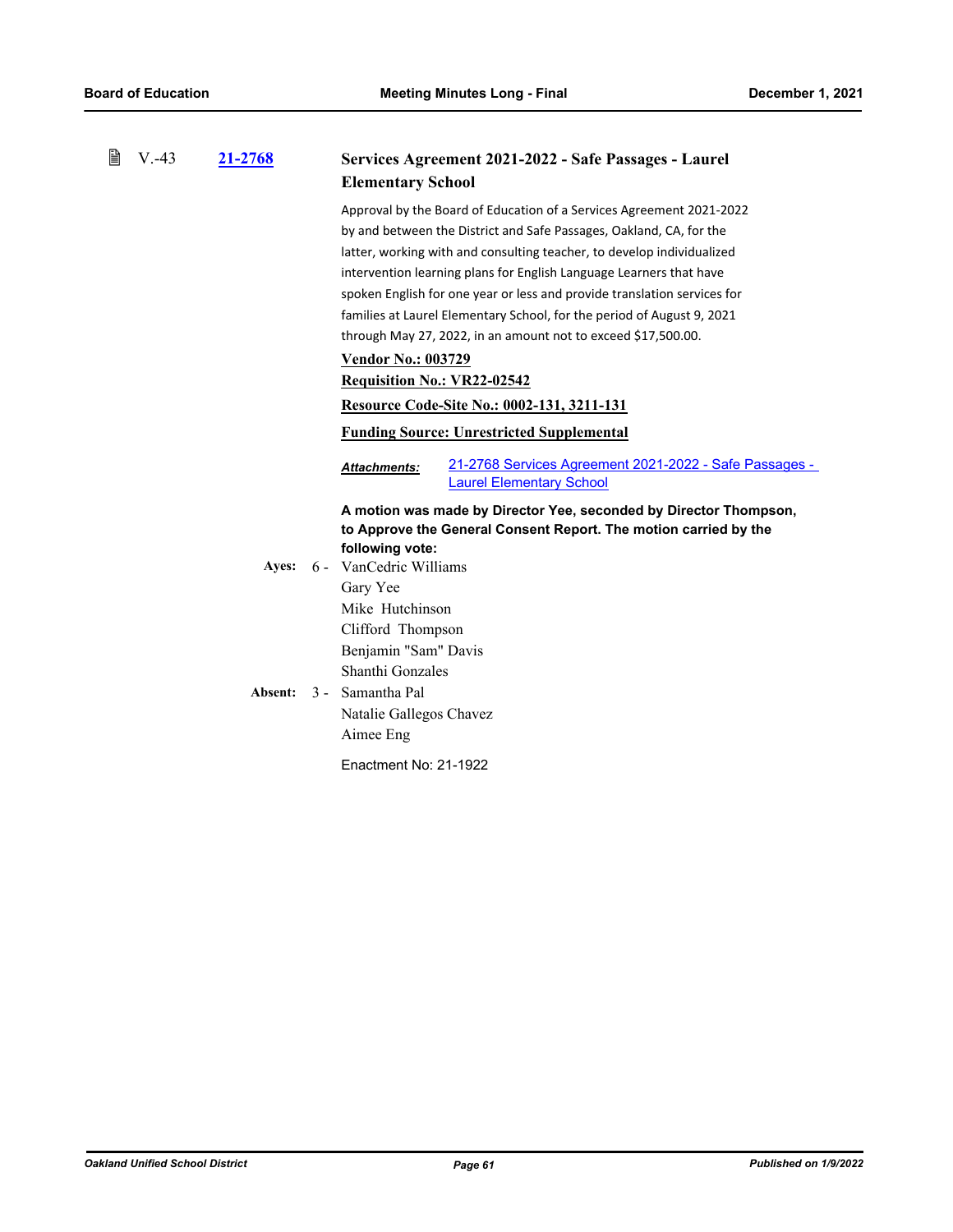V.-43 **21-2768** **Services Agreement 2021-2022 - Safe Passages - Laurel Elementary School**

Approval by the Board of Education of a Services Agreement 2021-2022 by and between the District and Safe Passages, Oakland, CA, for the latter, working with and consulting teacher, to develop individualized intervention learning plans for English Language Learners that have spoken English for one year or less and provide translation services for families at Laurel Elementary School, for the period of August 9, 2021 through May 27, 2022, in an amount not to exceed $17,500.00.

**Vendor No.: 003729**

**Requisition No.: VR22-02542**

**Resource Code-Site No.: 0002-131, 3211-131**

**Funding Source: Unrestricted Supplemental**

***Attachments:*** 21-2768 Services Agreement 2021-2022 - Safe Passages - Laurel Elementary School

**A motion was made by Director Yee, seconded by Director Thompson, to Approve the General Consent Report. The motion carried by the following vote:**

**Ayes:** 6 - VanCedric Williams
Gary Yee
Mike Hutchinson
Clifford Thompson
Benjamin "Sam" Davis
Shanthi Gonzales

**Absent:** 3 - Samantha Pal
Natalie Gallegos Chavez
Aimee Eng

Enactment No: 21-1922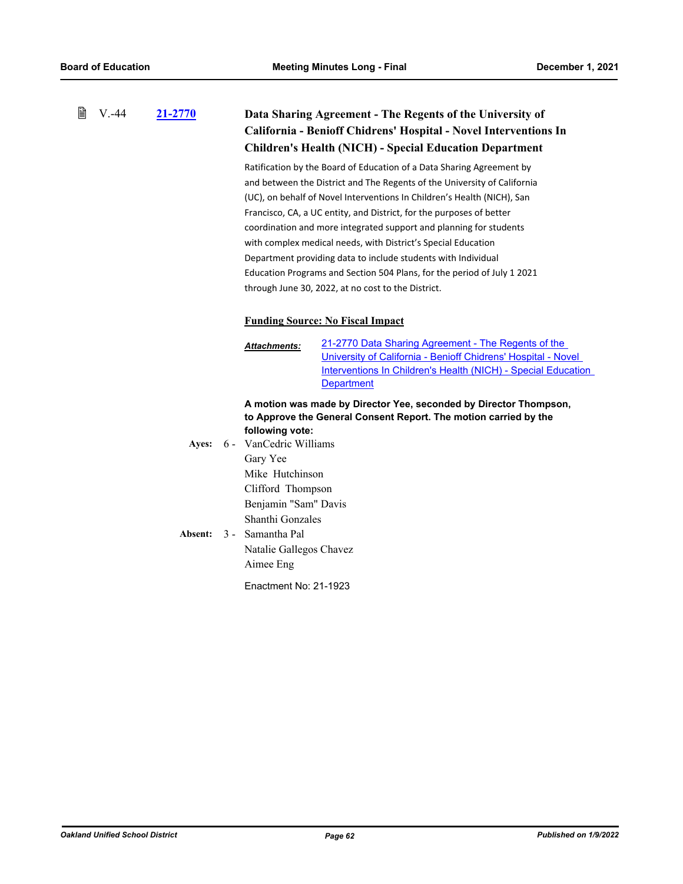### V.-44 21-2770 Data Sharing Agreement - The Regents of the University of California - Benioff Chidrens' Hospital - Novel Interventions In Children's Health (NICH) - Special Education Department

Ratification by the Board of Education of a Data Sharing Agreement by and between the District and The Regents of the University of California (UC), on behalf of Novel Interventions In Children's Health (NICH), San Francisco, CA, a UC entity, and District, for the purposes of better coordination and more integrated support and planning for students with complex medical needs, with District's Special Education Department providing data to include students with Individual Education Programs and Section 504 Plans, for the period of July 1 2021 through June 30, 2022, at no cost to the District.

**Funding Source: No Fiscal Impact**

***Attachments:*** 21-2770 Data Sharing Agreement - The Regents of the University of California - Benioff Chidrens' Hospital - Novel Interventions In Children's Health (NICH) - Special Education Department

**A motion was made by Director Yee, seconded by Director Thompson, to Approve the General Consent Report. The motion carried by the following vote:**

**Ayes:** 6 - VanCedric Williams
Gary Yee
Mike Hutchinson
Clifford Thompson
Benjamin "Sam" Davis
Shanthi Gonzales

**Absent:** 3 - Samantha Pal
Natalie Gallegos Chavez
Aimee Eng

Enactment No: 21-1923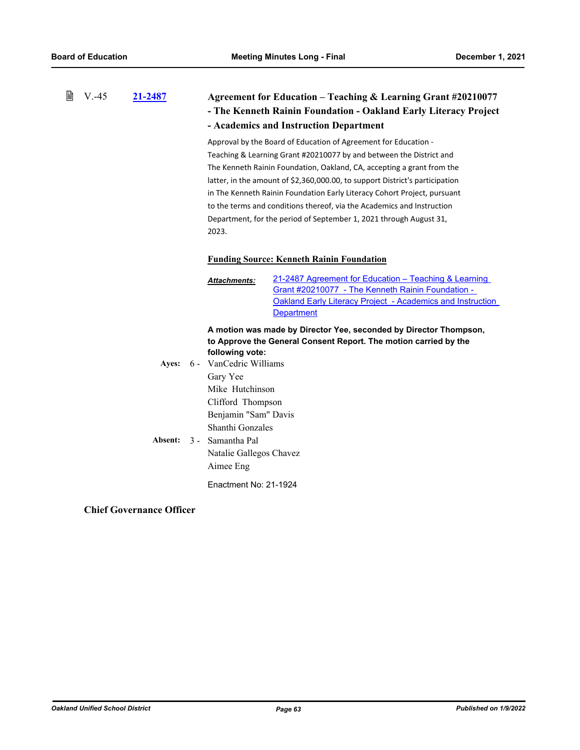V.-45 **21-2487** 

### Agreement for Education – Teaching & Learning Grant #20210077 - The Kenneth Rainin Foundation - Oakland Early Literacy Project - Academics and Instruction Department

Approval by the Board of Education of Agreement for Education - Teaching & Learning Grant #20210077 by and between the District and The Kenneth Rainin Foundation, Oakland, CA, accepting a grant from the latter, in the amount of $2,360,000.00, to support District's participation in The Kenneth Rainin Foundation Early Literacy Cohort Project, pursuant to the terms and conditions thereof, via the Academics and Instruction Department, for the period of September 1, 2021 through August 31, 2023.

**Funding Source: Kenneth Rainin Foundation**

***Attachments:*** 21-2487 Agreement for Education – Teaching & Learning Grant #20210077 - The Kenneth Rainin Foundation - Oakland Early Literacy Project - Academics and Instruction Department

**A motion was made by Director Yee, seconded by Director Thompson, to Approve the General Consent Report. The motion carried by the following vote:**

**Ayes:** 6 - VanCedric Williams
Gary Yee
Mike Hutchinson
Clifford Thompson
Benjamin "Sam" Davis
Shanthi Gonzales

**Absent:** 3 - Samantha Pal
Natalie Gallegos Chavez
Aimee Eng

Enactment No: 21-1924

## Chief Governance Officer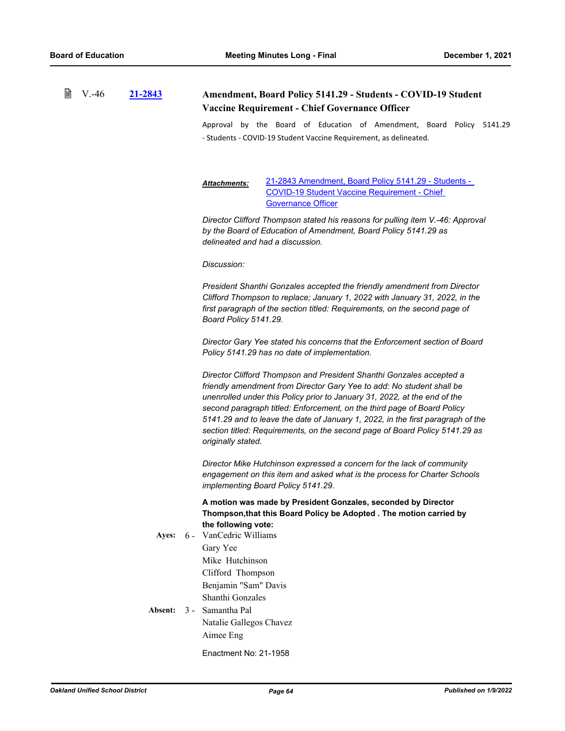V.-46 **[21-2843](#)** **Amendment, Board Policy 5141.29 - Students - COVID-19 Student Vaccine Requirement - Chief Governance Officer**

Approval by the Board of Education of Amendment, Board Policy 5141.29 - Students - COVID-19 Student Vaccine Requirement, as delineated.

***Attachments:*** [21-2843 Amendment, Board Policy 5141.29 - Students - COVID-19 Student Vaccine Requirement - Chief Governance Officer](#)

*Director Clifford Thompson stated his reasons for pulling item V.-46: Approval by the Board of Education of Amendment, Board Policy 5141.29 as delineated and had a discussion.*

*Discussion:*

*President Shanthi Gonzales accepted the friendly amendment from Director Clifford Thompson to replace; January 1, 2022 with January 31, 2022, in the first paragraph of the section titled: Requirements, on the second page of Board Policy 5141.29.*

*Director Gary Yee stated his concerns that the Enforcement section of Board Policy 5141.29 has no date of implementation.*

*Director Clifford Thompson and President Shanthi Gonzales accepted a friendly amendment from Director Gary Yee to add: No student shall be unenrolled under this Policy prior to January 31, 2022, at the end of the second paragraph titled: Enforcement, on the third page of Board Policy 5141.29 and to leave the date of January 1, 2022, in the first paragraph of the section titled: Requirements, on the second page of Board Policy 5141.29 as originally stated.*

*Director Mike Hutchinson expressed a concern for the lack of community engagement on this item and asked what is the process for Charter Schools implementing Board Policy 5141.29.*

**A motion was made by President Gonzales, seconded by Director Thompson,that this Board Policy be Adopted . The motion carried by the following vote:**

**Ayes:** 6 - VanCedric Williams
Gary Yee
Mike Hutchinson
Clifford Thompson
Benjamin "Sam" Davis
Shanthi Gonzales

**Absent:** 3 - Samantha Pal
Natalie Gallegos Chavez
Aimee Eng

Enactment No: 21-1958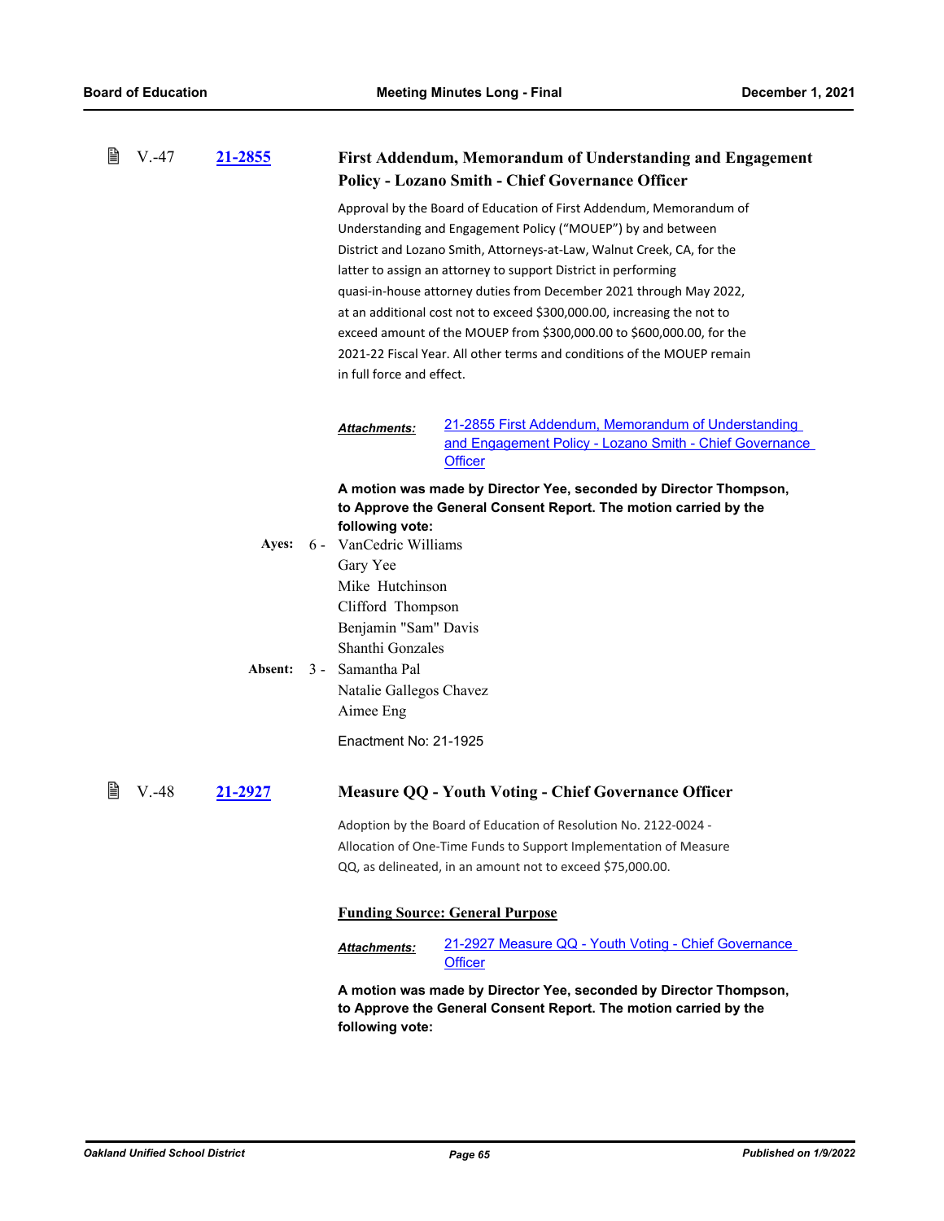V.-47 **21-2855**

### First Addendum, Memorandum of Understanding and Engagement Policy - Lozano Smith - Chief Governance Officer

Approval by the Board of Education of First Addendum, Memorandum of Understanding and Engagement Policy ("MOUEP") by and between District and Lozano Smith, Attorneys-at-Law, Walnut Creek, CA, for the latter to assign an attorney to support District in performing quasi-in-house attorney duties from December 2021 through May 2022, at an additional cost not to exceed $300,000.00, increasing the not to exceed amount of the MOUEP from $300,000.00 to $600,000.00, for the 2021-22 Fiscal Year. All other terms and conditions of the MOUEP remain in full force and effect.

***Attachments:*** 21-2855 First Addendum, Memorandum of Understanding and Engagement Policy - Lozano Smith - Chief Governance Officer

**A motion was made by Director Yee, seconded by Director Thompson, to Approve the General Consent Report. The motion carried by the following vote:**

**Ayes:** 6 - VanCedric Williams
Gary Yee
Mike Hutchinson
Clifford Thompson
Benjamin "Sam" Davis
Shanthi Gonzales

**Absent:** 3 - Samantha Pal
Natalie Gallegos Chavez
Aimee Eng

Enactment No: 21-1925

V.-48 **21-2927**

### Measure QQ - Youth Voting - Chief Governance Officer

Adoption by the Board of Education of Resolution No. 2122-0024 - Allocation of One-Time Funds to Support Implementation of Measure QQ, as delineated, in an amount not to exceed $75,000.00.

**Funding Source: General Purpose**

***Attachments:*** 21-2927 Measure QQ - Youth Voting - Chief Governance Officer

**A motion was made by Director Yee, seconded by Director Thompson, to Approve the General Consent Report. The motion carried by the following vote:**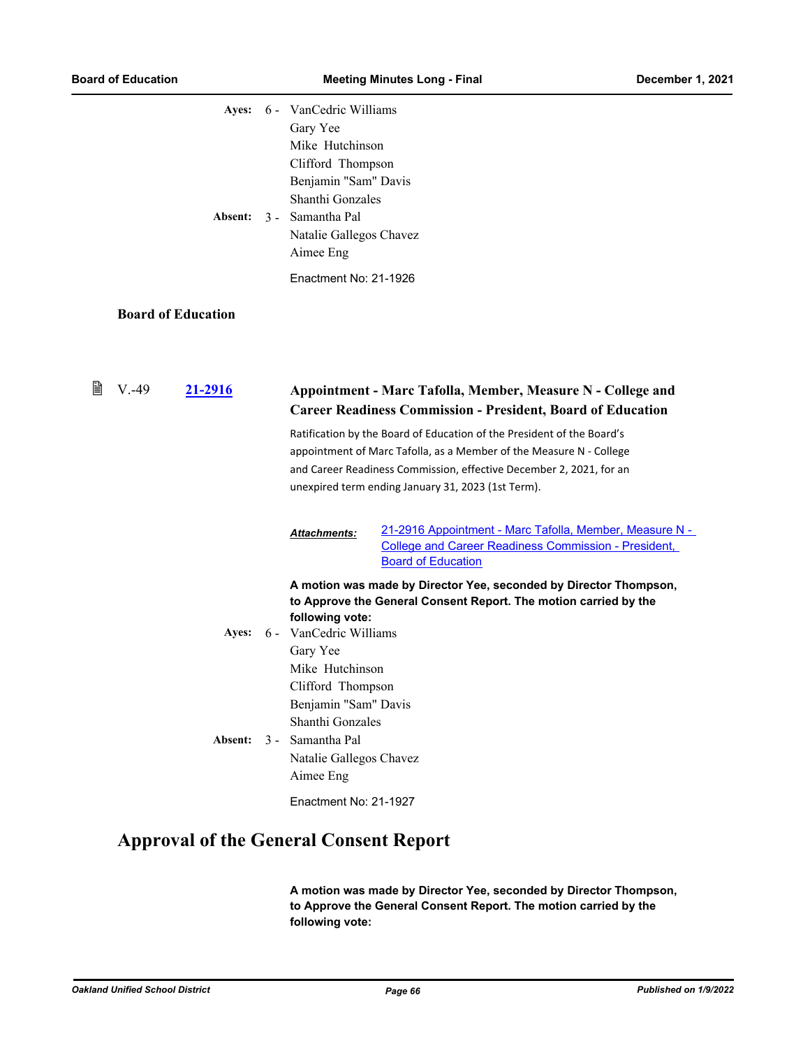Ayes: 6 - VanCedric Williams
Gary Yee
Mike Hutchinson
Clifford Thompson
Benjamin "Sam" Davis
Shanthi Gonzales

Absent: 3 - Samantha Pal
Natalie Gallegos Chavez
Aimee Eng

Enactment No: 21-1926

**Board of Education**

V.-49 [21-2916](21-2916)

**Appointment - Marc Tafolla, Member, Measure N - College and Career Readiness Commission - President, Board of Education**

Ratification by the Board of Education of the President of the Board's appointment of Marc Tafolla, as a Member of the Measure N - College and Career Readiness Commission, effective December 2, 2021, for an unexpired term ending January 31, 2023 (1st Term).

***Attachments:*** 21-2916 Appointment - Marc Tafolla, Member, Measure N - College and Career Readiness Commission - President, Board of Education

**A motion was made by Director Yee, seconded by Director Thompson, to Approve the General Consent Report. The motion carried by the following vote:**

Ayes: 6 - VanCedric Williams
Gary Yee
Mike Hutchinson
Clifford Thompson
Benjamin "Sam" Davis
Shanthi Gonzales

Absent: 3 - Samantha Pal
Natalie Gallegos Chavez
Aimee Eng

Enactment No: 21-1927

## Approval of the General Consent Report

**A motion was made by Director Yee, seconded by Director Thompson, to Approve the General Consent Report. The motion carried by the following vote:**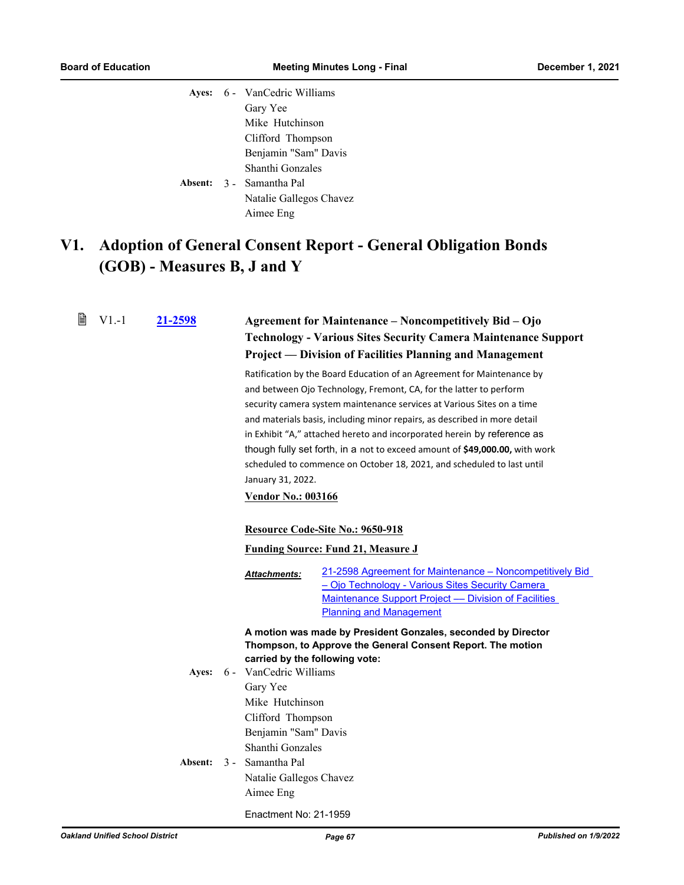**Ayes:** 6 - VanCedric Williams
Gary Yee
Mike Hutchinson
Clifford Thompson
Benjamin "Sam" Davis
Shanthi Gonzales

**Absent:** 3 - Samantha Pal
Natalie Gallegos Chavez
Aimee Eng

# V1. Adoption of General Consent Report - General Obligation Bonds (GOB) - Measures B, J and Y

V1.-1 **21-2598**

**Agreement for Maintenance – Noncompetitively Bid – Ojo Technology - Various Sites Security Camera Maintenance Support Project — Division of Facilities Planning and Management**

Ratification by the Board Education of an Agreement for Maintenance by and between Ojo Technology, Fremont, CA, for the latter to perform security camera system maintenance services at Various Sites on a time and materials basis, including minor repairs, as described in more detail in Exhibit "A," attached hereto and incorporated herein by reference as though fully set forth, in a not to exceed amount of **$49,000.00,** with work scheduled to commence on October 18, 2021, and scheduled to last until January 31, 2022.

**Vendor No.: 003166**

**Resource Code-Site No.: 9650-918**

**Funding Source: Fund 21, Measure J**

***Attachments:*** 21-2598 Agreement for Maintenance – Noncompetitively Bid – Ojo Technology - Various Sites Security Camera Maintenance Support Project — Division of Facilities Planning and Management

**A motion was made by President Gonzales, seconded by Director Thompson, to Approve the General Consent Report. The motion carried by the following vote:**

**Ayes:** 6 - VanCedric Williams
Gary Yee
Mike Hutchinson
Clifford Thompson
Benjamin "Sam" Davis
Shanthi Gonzales

**Absent:** 3 - Samantha Pal
Natalie Gallegos Chavez
Aimee Eng

Enactment No: 21-1959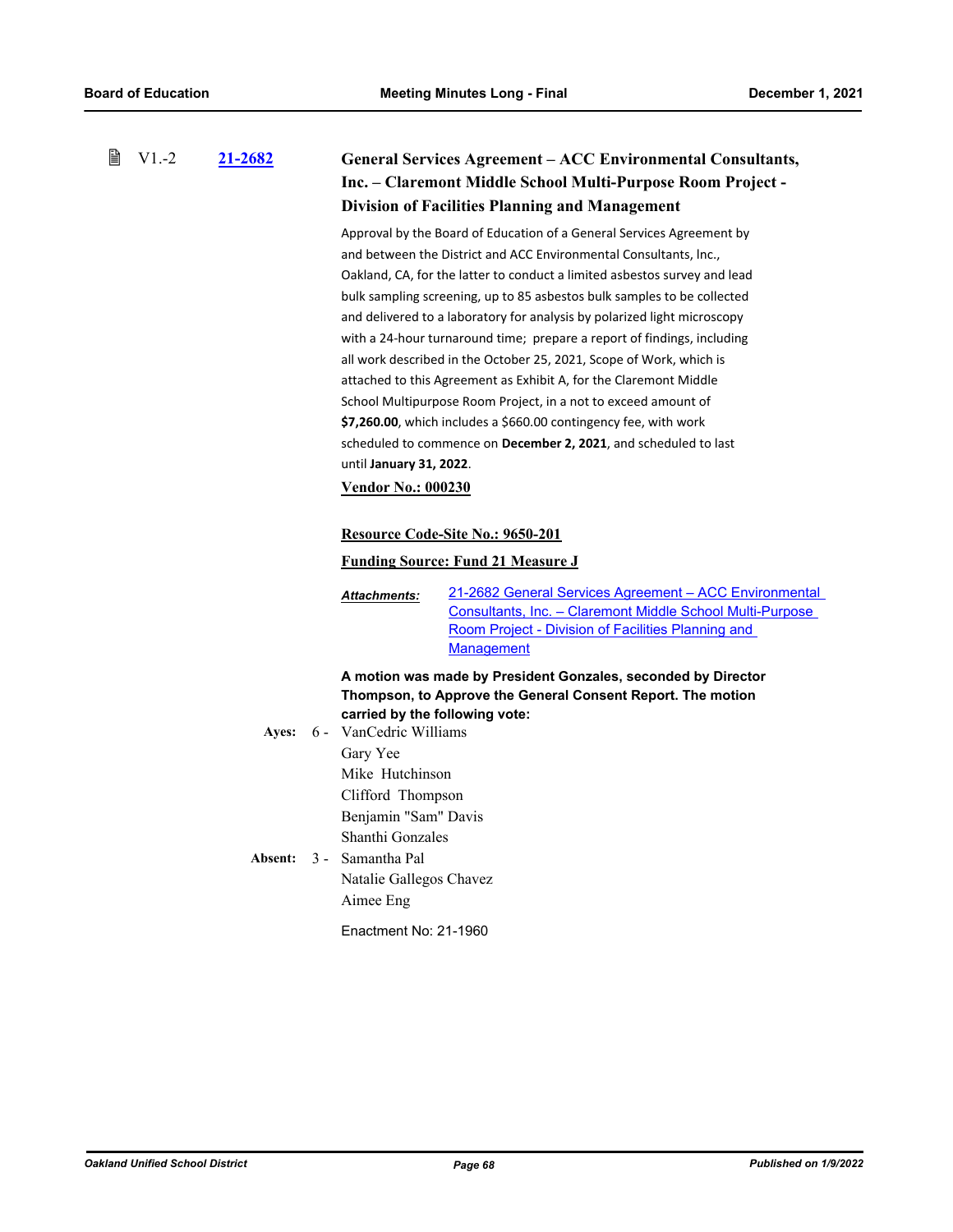V1.-2 **21-2682** **General Services Agreement – ACC Environmental Consultants, Inc. – Claremont Middle School Multi-Purpose Room Project - Division of Facilities Planning and Management**

Approval by the Board of Education of a General Services Agreement by and between the District and ACC Environmental Consultants, Inc., Oakland, CA, for the latter to conduct a limited asbestos survey and lead bulk sampling screening, up to 85 asbestos bulk samples to be collected and delivered to a laboratory for analysis by polarized light microscopy with a 24-hour turnaround time; prepare a report of findings, including all work described in the October 25, 2021, Scope of Work, which is attached to this Agreement as Exhibit A, for the Claremont Middle School Multipurpose Room Project, in a not to exceed amount of **$7,260.00**, which includes a $660.00 contingency fee, with work scheduled to commence on **December 2, 2021**, and scheduled to last until **January 31, 2022**.

**Vendor No.: 000230**

**Resource Code-Site No.: 9650-201**

**Funding Source: Fund 21 Measure J**

***Attachments:*** 21-2682 General Services Agreement – ACC Environmental Consultants, Inc. – Claremont Middle School Multi-Purpose Room Project - Division of Facilities Planning and Management

**A motion was made by President Gonzales, seconded by Director Thompson, to Approve the General Consent Report. The motion carried by the following vote:**

**Ayes:** 6 - VanCedric Williams, Gary Yee, Mike Hutchinson, Clifford Thompson, Benjamin "Sam" Davis, Shanthi Gonzales

**Absent:** 3 - Samantha Pal, Natalie Gallegos Chavez, Aimee Eng

Enactment No: 21-1960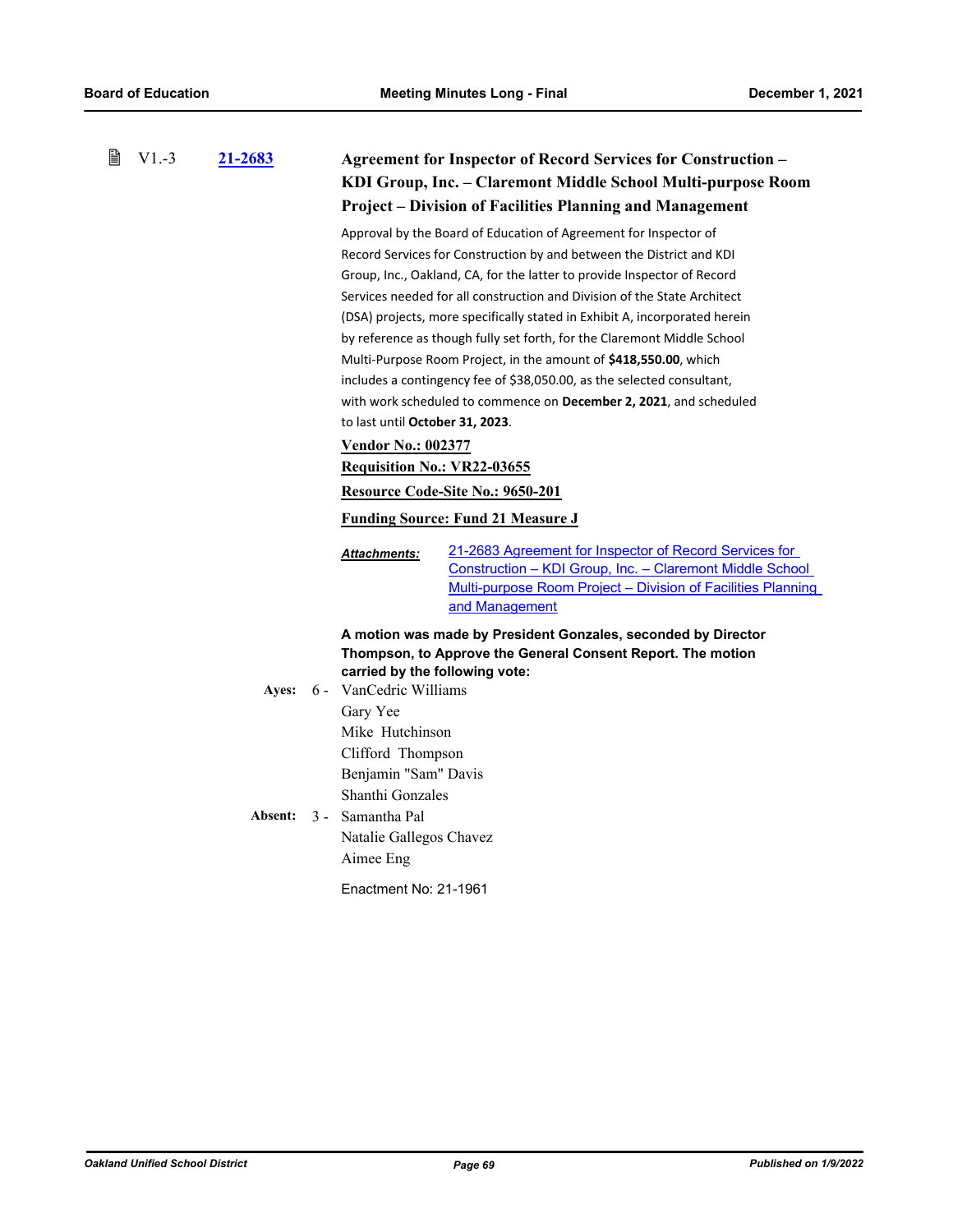V1.-3 **21-2683** 

### Agreement for Inspector of Record Services for Construction – KDI Group, Inc. – Claremont Middle School Multi-purpose Room Project – Division of Facilities Planning and Management

Approval by the Board of Education of Agreement for Inspector of Record Services for Construction by and between the District and KDI Group, Inc., Oakland, CA, for the latter to provide Inspector of Record Services needed for all construction and Division of the State Architect (DSA) projects, more specifically stated in Exhibit A, incorporated herein by reference as though fully set forth, for the Claremont Middle School Multi-Purpose Room Project, in the amount of **$418,550.00**, which includes a contingency fee of $38,050.00, as the selected consultant, with work scheduled to commence on **December 2, 2021**, and scheduled to last until **October 31, 2023**.

**Vendor No.: 002377**

**Requisition No.: VR22-03655**

**Resource Code-Site No.: 9650-201**

**Funding Source: Fund 21 Measure J**

***Attachments:*** 21-2683 Agreement for Inspector of Record Services for Construction – KDI Group, Inc. – Claremont Middle School Multi-purpose Room Project – Division of Facilities Planning and Management

**A motion was made by President Gonzales, seconded by Director Thompson, to Approve the General Consent Report. The motion carried by the following vote:**

**Ayes:** 6 - VanCedric Williams
Gary Yee
Mike Hutchinson
Clifford Thompson
Benjamin "Sam" Davis
Shanthi Gonzales

**Absent:** 3 - Samantha Pal
Natalie Gallegos Chavez
Aimee Eng

Enactment No: 21-1961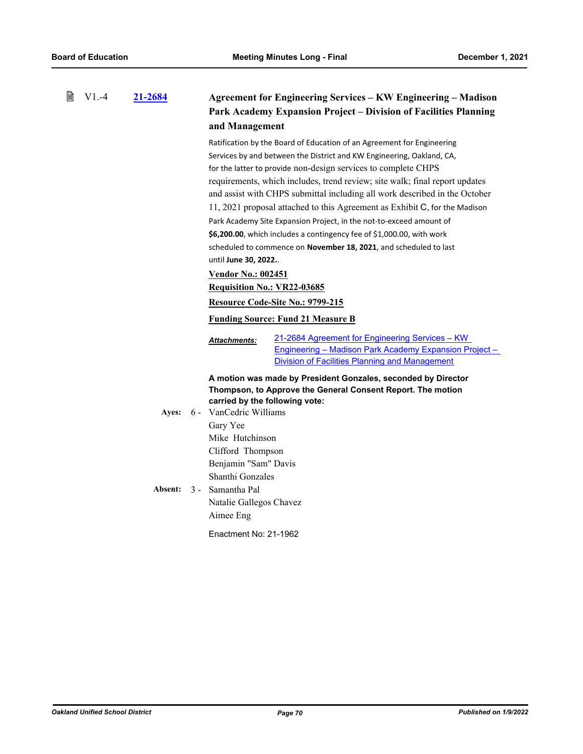V1.-4 **21-2684** **Agreement for Engineering Services – KW Engineering – Madison Park Academy Expansion Project – Division of Facilities Planning and Management**

Ratification by the Board of Education of an Agreement for Engineering Services by and between the District and KW Engineering, Oakland, CA, for the latter to provide non-design services to complete CHPS requirements, which includes, trend review; site walk; final report updates and assist with CHPS submittal including all work described in the October 11, 2021 proposal attached to this Agreement as Exhibit C, for the Madison Park Academy Site Expansion Project, in the not-to-exceed amount of **$6,200.00**, which includes a contingency fee of $1,000.00, with work scheduled to commence on **November 18, 2021**, and scheduled to last until **June 30, 2022.**.

**Vendor No.: 002451**

**Requisition No.: VR22-03685**

**Resource Code-Site No.: 9799-215**

**Funding Source: Fund 21 Measure B**

***Attachments:*** 21-2684 Agreement for Engineering Services – KW Engineering – Madison Park Academy Expansion Project – Division of Facilities Planning and Management

**A motion was made by President Gonzales, seconded by Director Thompson, to Approve the General Consent Report. The motion carried by the following vote:**

**Ayes:** 6 - VanCedric Williams
Gary Yee
Mike Hutchinson
Clifford Thompson
Benjamin "Sam" Davis
Shanthi Gonzales

**Absent:** 3 - Samantha Pal
Natalie Gallegos Chavez
Aimee Eng

Enactment No: 21-1962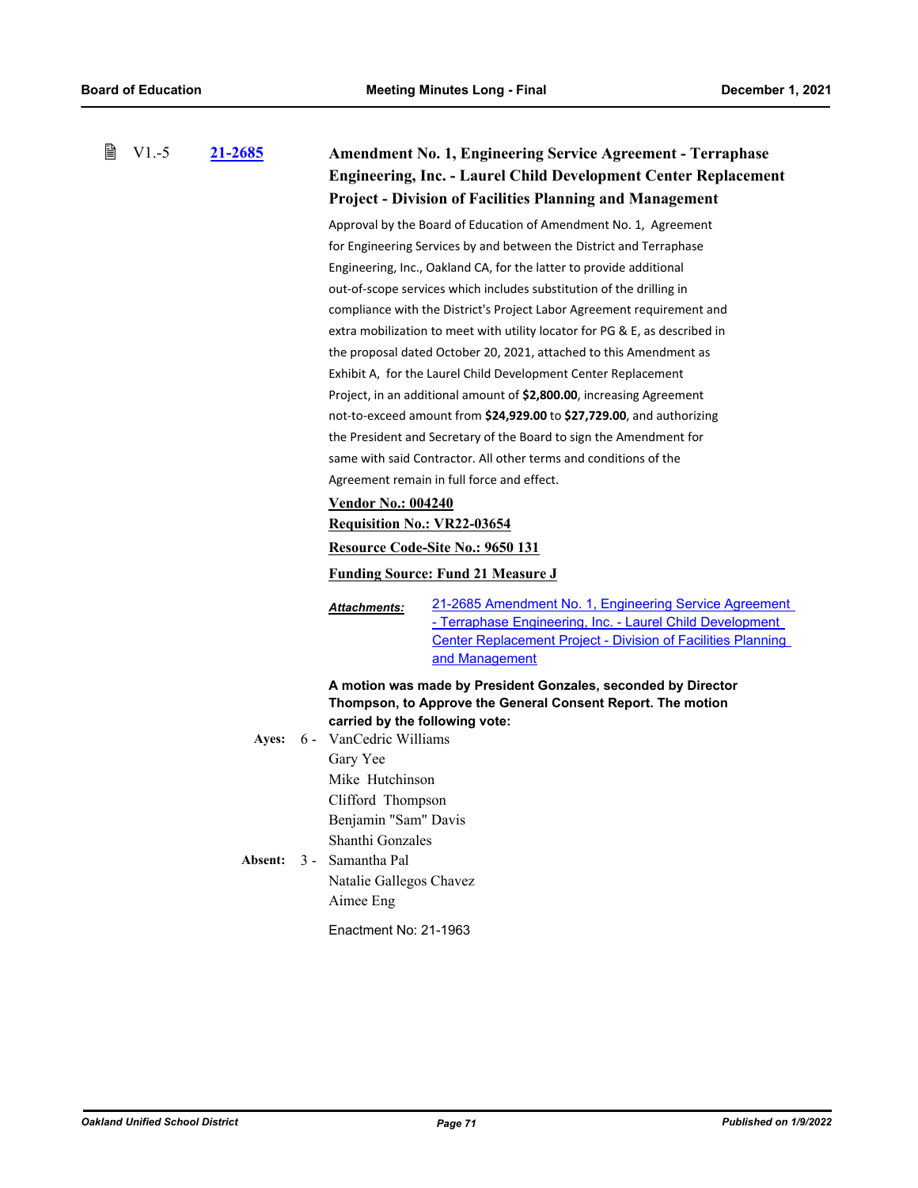V1.-5 **21-2685** 

### Amendment No. 1, Engineering Service Agreement - Terraphase Engineering, Inc. - Laurel Child Development Center Replacement Project - Division of Facilities Planning and Management

Approval by the Board of Education of Amendment No. 1, Agreement for Engineering Services by and between the District and Terraphase Engineering, Inc., Oakland CA, for the latter to provide additional out-of-scope services which includes substitution of the drilling in compliance with the District's Project Labor Agreement requirement and extra mobilization to meet with utility locator for PG & E, as described in the proposal dated October 20, 2021, attached to this Amendment as Exhibit A, for the Laurel Child Development Center Replacement Project, in an additional amount of **$2,800.00**, increasing Agreement not-to-exceed amount from **$24,929.00** to **$27,729.00**, and authorizing the President and Secretary of the Board to sign the Amendment for same with said Contractor. All other terms and conditions of the Agreement remain in full force and effect.

**Vendor No.: 004240**

**Requisition No.: VR22-03654**

**Resource Code-Site No.: 9650 131**

**Funding Source: Fund 21 Measure J**

***Attachments:*** 21-2685 Amendment No. 1, Engineering Service Agreement - Terraphase Engineering, Inc. - Laurel Child Development Center Replacement Project - Division of Facilities Planning and Management

**A motion was made by President Gonzales, seconded by Director Thompson, to Approve the General Consent Report. The motion carried by the following vote:**

**Ayes:** 6 - VanCedric Williams, Gary Yee, Mike Hutchinson, Clifford Thompson, Benjamin "Sam" Davis, Shanthi Gonzales

**Absent:** 3 - Samantha Pal, Natalie Gallegos Chavez, Aimee Eng

Enactment No: 21-1963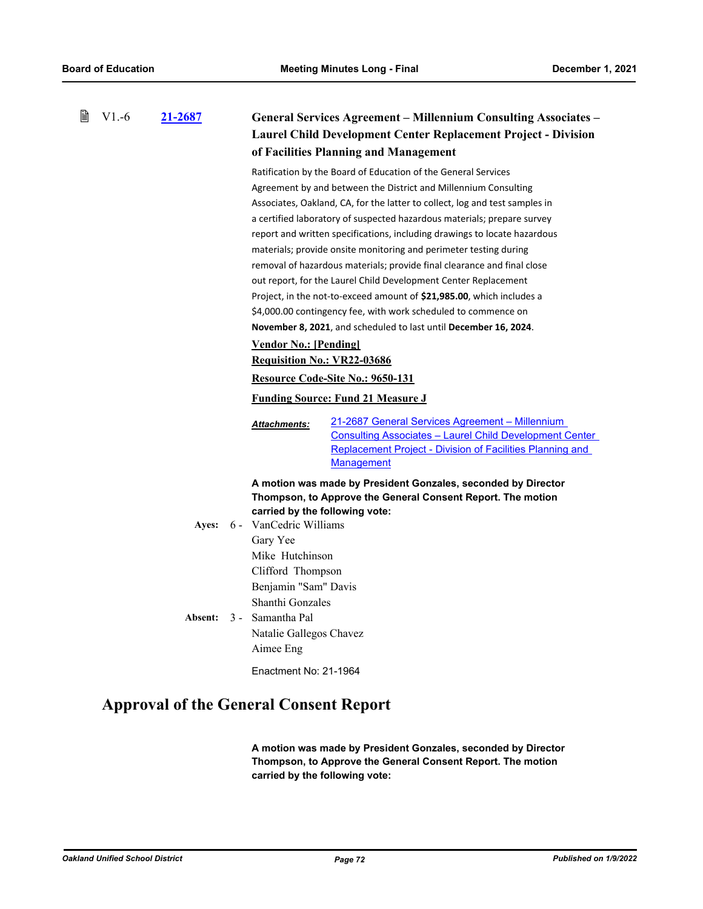V1.-6 **21-2687** **General Services Agreement – Millennium Consulting Associates – Laurel Child Development Center Replacement Project - Division of Facilities Planning and Management**

Ratification by the Board of Education of the General Services Agreement by and between the District and Millennium Consulting Associates, Oakland, CA, for the latter to collect, log and test samples in a certified laboratory of suspected hazardous materials; prepare survey report and written specifications, including drawings to locate hazardous materials; provide onsite monitoring and perimeter testing during removal of hazardous materials; provide final clearance and final close out report, for the Laurel Child Development Center Replacement Project, in the not-to-exceed amount of **$21,985.00**, which includes a $4,000.00 contingency fee, with work scheduled to commence on **November 8, 2021**, and scheduled to last until **December 16, 2024**.

**Vendor No.: [Pending]**

**Requisition No.: VR22-03686**

**Resource Code-Site No.: 9650-131**

**Funding Source: Fund 21 Measure J**

***Attachments:*** 21-2687 General Services Agreement – Millennium Consulting Associates – Laurel Child Development Center Replacement Project - Division of Facilities Planning and Management

**A motion was made by President Gonzales, seconded by Director Thompson, to Approve the General Consent Report. The motion carried by the following vote:**

**Ayes:** 6 - VanCedric Williams
Gary Yee
Mike Hutchinson
Clifford Thompson
Benjamin "Sam" Davis
Shanthi Gonzales

**Absent:** 3 - Samantha Pal
Natalie Gallegos Chavez
Aimee Eng

Enactment No: 21-1964

## Approval of the General Consent Report

**A motion was made by President Gonzales, seconded by Director Thompson, to Approve the General Consent Report. The motion carried by the following vote:**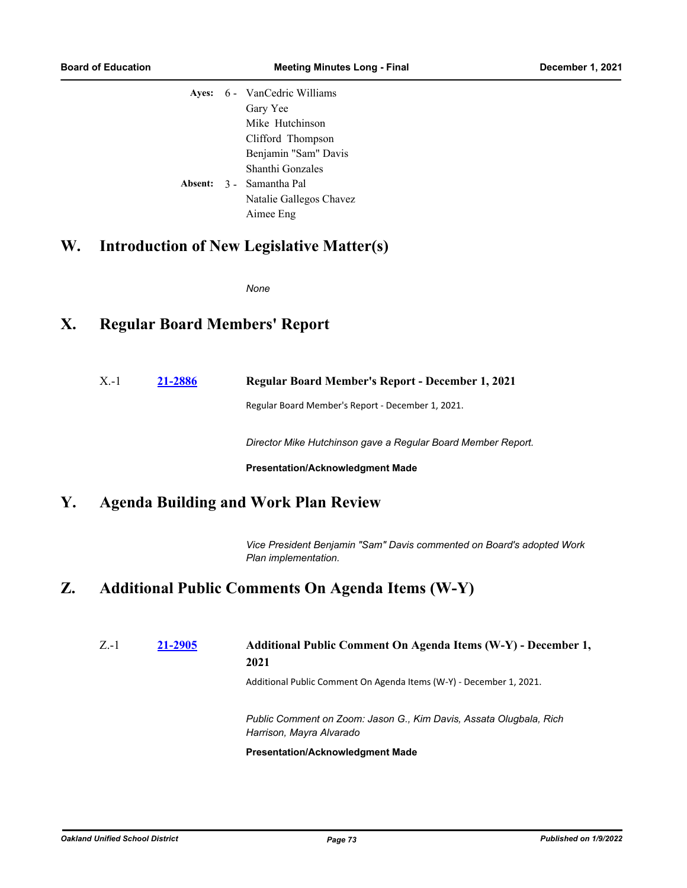**Ayes:** 6 - VanCedric Williams
Gary Yee
Mike Hutchinson
Clifford Thompson
Benjamin "Sam" Davis
Shanthi Gonzales

**Absent:** 3 - Samantha Pal
Natalie Gallegos Chavez
Aimee Eng

# W. Introduction of New Legislative Matter(s)

*None*

# X. Regular Board Members' Report

X.-1 **[21-2886](21-2886)** **Regular Board Member's Report - December 1, 2021**

Regular Board Member's Report - December 1, 2021.

*Director Mike Hutchinson gave a Regular Board Member Report.*

**Presentation/Acknowledgment Made**

# Y. Agenda Building and Work Plan Review

*Vice President Benjamin "Sam" Davis commented on Board's adopted Work Plan implementation.*

# Z. Additional Public Comments On Agenda Items (W-Y)

Z.-1 **[21-2905](21-2905)** **Additional Public Comment On Agenda Items (W-Y) - December 1, 2021**

Additional Public Comment On Agenda Items (W-Y) - December 1, 2021.

*Public Comment on Zoom: Jason G., Kim Davis, Assata Olugbala, Rich Harrison, Mayra Alvarado*

**Presentation/Acknowledgment Made**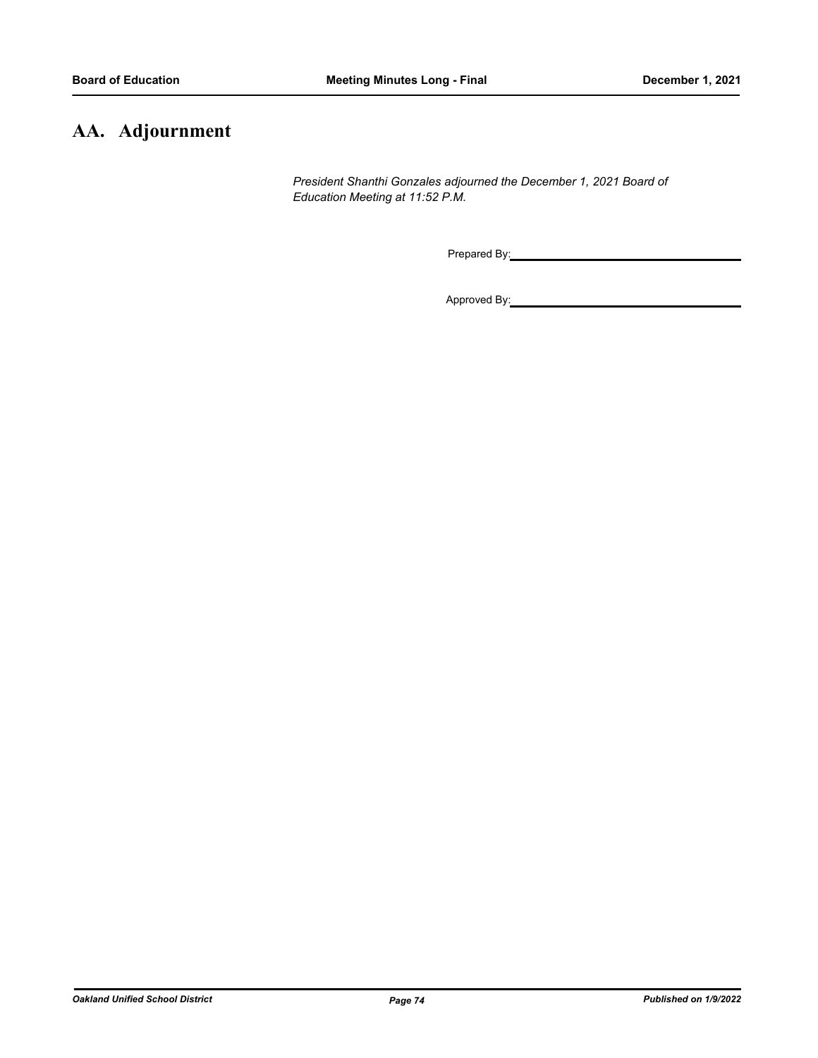# AA. Adjournment

*President Shanthi Gonzales adjourned the December 1, 2021 Board of Education Meeting at 11:52 P.M.*

Prepared By:\_\_\_\_\_\_\_\_\_\_\_\_\_\_\_\_\_\_\_\_\_\_\_\_\_\_\_\_\_\_\_\_\_\_\_\_

Approved By:\_\_\_\_\_\_\_\_\_\_\_\_\_\_\_\_\_\_\_\_\_\_\_\_\_\_\_\_\_\_\_\_\_\_\_\_